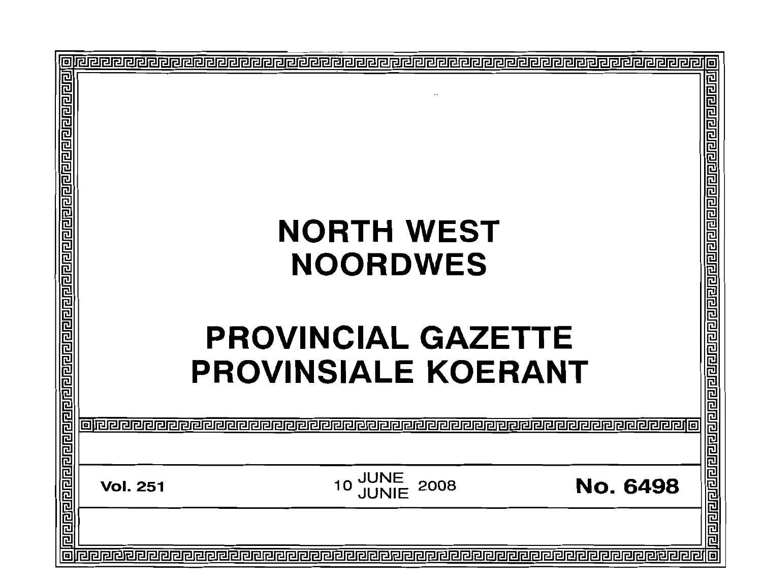# NORTH WEST
# NOORDWES

# PROVINCIAL GAZETTE
# PROVINSIALE KOERANT

**Vol. 251** 10 JUNE JUNIE 2008 **No. 6498**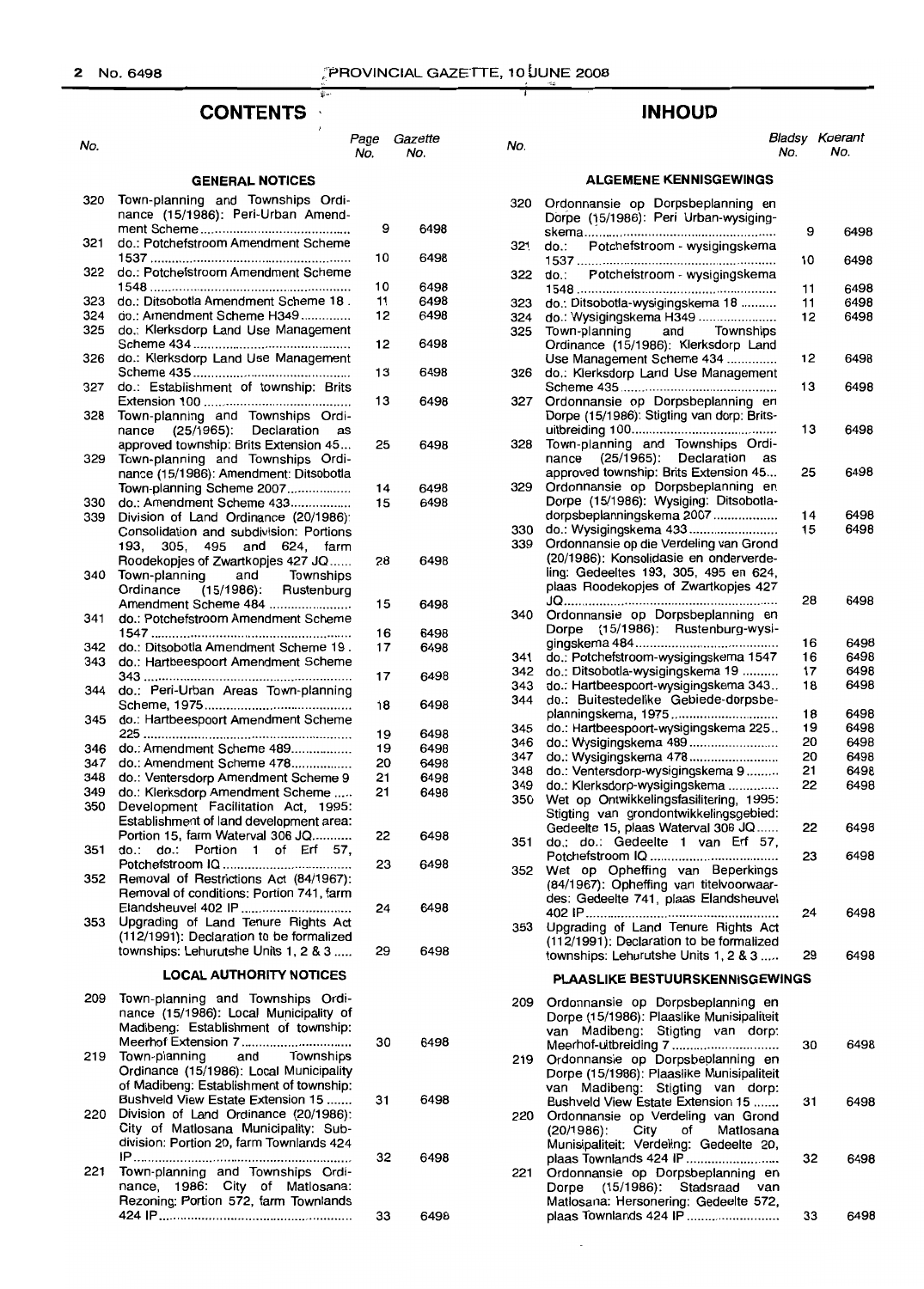## CONTENTS

| No. | | Page No. | Gazette No. |
|---|---|---|---|
| | **GENERAL NOTICES** | | |
| 320 | Town-planning and Townships Ordinance (15/1986): Peri-Urban Amendment Scheme | 9 | 6498 |
| 321 | do.: Potchefstroom Amendment Scheme 1537 | 10 | 6498 |
| 322 | do.: Potchefstroom Amendment Scheme 1548 | 10 | 6498 |
| 323 | do.: Ditsobotla Amendment Scheme 18 | 11 | 6498 |
| 324 | do.: Amendment Scheme H349 | 12 | 6498 |
| 325 | do.: Klerksdorp Land Use Management Scheme 434 | 12 | 6498 |
| 326 | do.: Klerksdorp Land Use Management Scheme 435 | 13 | 6498 |
| 327 | do.: Establishment of township: Brits Extension 100 | 13 | 6498 |
| 328 | Town-planning and Townships Ordinance (25/1965): Declaration as approved township: Brits Extension 45 | 25 | 6498 |
| 329 | Town-planning and Townships Ordinance (15/1986): Amendment: Ditsobotla Town-planning Scheme 2007 | 14 | 6498 |
| 330 | do.: Amendment Scheme 433 | 15 | 6498 |
| 339 | Division of Land Ordinance (20/1986): Consolidation and subdivision: Portions 193, 305, 495 and 624, farm Roodekopjes of Zwartkopjes 427 JQ | 28 | 6498 |
| 340 | Town-planning and Townships Ordinance (15/1986): Rustenburg Amendment Scheme 484 | 15 | 6498 |
| 341 | do.: Potchefstroom Amendment Scheme 1547 | 16 | 6498 |
| 342 | do.: Ditsobotla Amendment Scheme 19 | 17 | 6498 |
| 343 | do.: Hartbeespoort Amendment Scheme 343 | 17 | 6498 |
| 344 | do.: Peri-Urban Areas Town-planning Scheme, 1975 | 18 | 6498 |
| 345 | do.: Hartbeespoort Amendment Scheme 225 | 19 | 6498 |
| 346 | do.: Amendment Scheme 489 | 19 | 6498 |
| 347 | do.: Amendment Scheme 478 | 20 | 6498 |
| 348 | do.: Ventersdorp Amendment Scheme 9 | 21 | 6498 |
| 349 | do.: Klerksdorp Amendment Scheme | 21 | 6498 |
| 350 | Development Facilitation Act, 1995: Establishment of land development area: Portion 15, farm Waterval 306 JQ | 22 | 6498 |
| 351 | do.: do.: Portion 1 of Erf 57, Potchefstroom IQ | 23 | 6498 |
| 352 | Removal of Restrictions Act (84/1967): Removal of conditions: Portion 741, farm Elandsheuvel 402 IP | 24 | 6498 |
| 353 | Upgrading of Land Tenure Rights Act (112/1991): Declaration to be formalized townships: Lehurutshe Units 1, 2 & 3 | 29 | 6498 |
| | **LOCAL AUTHORITY NOTICES** | | |
| 209 | Town-planning and Townships Ordinance (15/1986): Local Municipality of Madibeng: Establishment of township: Meerhof Extension 7 | 30 | 6498 |
| 219 | Town-planning and Townships Ordinance (15/1986): Local Municipality of Madibeng: Establishment of township: Bushveld View Estate Extension 15 | 31 | 6498 |
| 220 | Division of Land Ordinance (20/1986): City of Matlosana Municipality: Subdivision: Portion 20, farm Townlands 424 IP | 32 | 6498 |
| 221 | Town-planning and Townships Ordinance, 1986: City of Matlosana: Rezoning: Portion 572, farm Townlands 424 IP | 33 | 6498 |

## INHOUD

| No. | | Bladsy No. | Koerant No. |
|---|---|---|---|
| | **ALGEMENE KENNISGEWINGS** | | |
| 320 | Ordonnansie op Dorpsbeplanning en Dorpe (15/1986): Peri Urban-wysigingskema | 9 | 6498 |
| 321 | do.: Potchefstroom - wysigingskema 1537 | 10 | 6498 |
| 322 | do.: Potchefstroom - wysigingskema 1548 | 11 | 6498 |
| 323 | do.: Ditsobotla-wysigingskema 18 | 11 | 6498 |
| 324 | do.: Wysigingskema H349 | 12 | 6498 |
| 325 | Town-planning and Townships Ordinance (15/1986): Klerksdorp Land Use Management Scheme 434 | 12 | 6498 |
| 326 | do.: Klerksdorp Land Use Management Scheme 435 | 13 | 6498 |
| 327 | Ordonnansie op Dorpsbeplanning en Dorpe (15/1986): Stigting van dorp: Brits-uitbreiding 100 | 13 | 6498 |
| 328 | Town-planning and Townships Ordinance (25/1965): Declaration as approved township: Brits Extension 45 | 25 | 6498 |
| 329 | Ordonnansie op Dorpsbeplanning en Dorpe (15/1986): Wysiging: Ditsobotla-dorpsbeplanningskema 2007 | 14 | 6498 |
| 330 | do.: Wysigingskema 433 | 15 | 6498 |
| 339 | Ordonnansie op die Verdeling van Grond (20/1986): Konsolidasie en onderverdeling: Gedeeltes 193, 305, 495 en 624, plaas Roodekopjes of Zwartkopjes 427 JQ | 28 | 6498 |
| 340 | Ordonnansie op Dorpsbeplanning en Dorpe (15/1986): Rustenburg-wysigingskema 484 | 16 | 6498 |
| 341 | do.: Potchefstroom-wysigingskema 1547 | 16 | 6498 |
| 342 | do.: Ditsobotla-wysigingskema 19 | 17 | 6498 |
| 343 | do.: Hartbeespoort-wysigingskema 343 | 18 | 6498 |
| 344 | do.: Buitestedelike Gebiede-dorpsbeplanningskema, 1975 | 18 | 6498 |
| 345 | do.: Hartbeespoort-wysigingskema 225 | 19 | 6498 |
| 346 | do.: Wysigingskema 489 | 20 | 6498 |
| 347 | do.: Wysigingskema 478 | 20 | 6498 |
| 348 | do.: Ventersdorp-wysigingskema 9 | 21 | 6498 |
| 349 | do.: Klerksdorp-wysigingskema | 22 | 6498 |
| 350 | Wet op Ontwikkelingsfasilitering, 1995: Stigting van grondontwikkelingsgebied: Gedeelte 15, plaas Waterval 306 JQ | 22 | 6498 |
| 351 | do.: do.: Gedeelte 1 van Erf 57, Potchefstroom IQ | 23 | 6498 |
| 352 | Wet op Opheffing van Beperkings (84/1967): Opheffing van titelvoorwaardes: Gedeelte 741, plaas Elandsheuvel 402 IP | 24 | 6498 |
| 353 | Upgrading of Land Tenure Rights Act (112/1991): Declaration to be formalized townships: Lehurutshe Units 1, 2 & 3 | 29 | 6498 |
| | **PLAASLIKE BESTUURSKENNISGEWINGS** | | |
| 209 | Ordonnansie op Dorpsbeplanning en Dorpe (15/1986): Plaaslike Munisipaliteit van Madibeng: Stigting van dorp: Meerhof-uitbreiding 7 | 30 | 6498 |
| 219 | Ordonnansie op Dorpsbeplanning en Dorpe (15/1986): Plaaslike Munisipaliteit van Madibeng: Stigting van dorp: Bushveld View Estate Extension 15 | 31 | 6498 |
| 220 | Ordonnansie op Verdeling van Grond (20/1986): City of Matlosana Munisipaliteit: Verdeling: Gedeelte 20, plaas Townlands 424 IP | 32 | 6498 |
| 221 | Ordonnansie op Dorpsbeplanning en Dorpe (15/1986): Stadsraad van Matlosana: Hersonering: Gedeelte 572, plaas Townlands 424 IP | 33 | 6498 |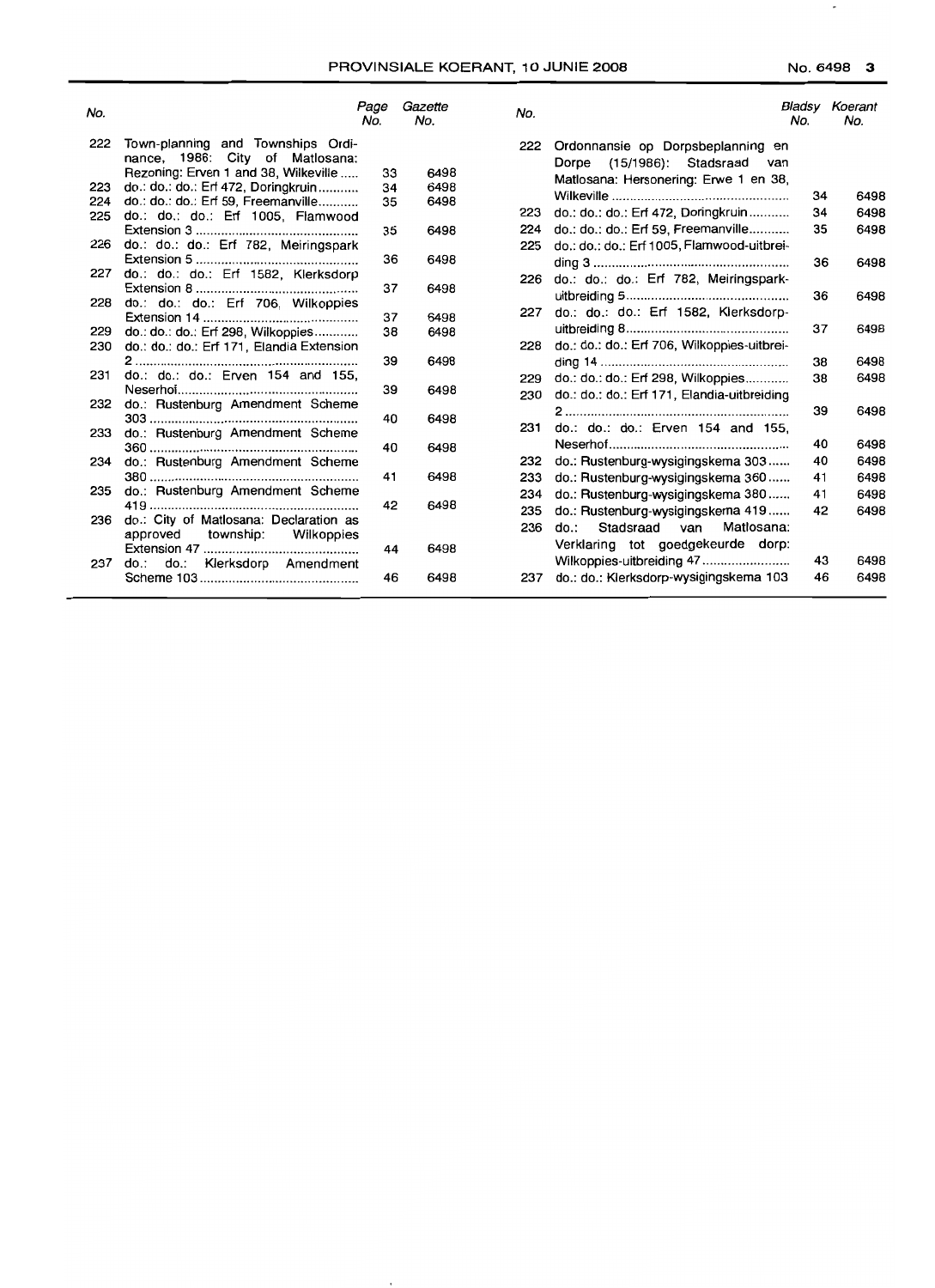| No. | | Page No. | Gazette No. |
|---|---|---|---|
| 222 | Town-planning and Townships Ordinance, 1986: City of Matlosana: Rezoning: Erven 1 and 38, Wilkeville | 33 | 6498 |
| 223 | do.: do.: do.: Erf 472, Doringkruin | 34 | 6498 |
| 224 | do.: do.: do.: Erf 59, Freemanville | 35 | 6498 |
| 225 | do.: do.: do.: Erf 1005, Flamwood Extension 3 | 35 | 6498 |
| 226 | do.: do.: do.: Erf 782, Meiringspark Extension 5 | 36 | 6498 |
| 227 | do.: do.: do.: Erf 1582, Klerksdorp Extension 8 | 37 | 6498 |
| 228 | do.: do.: do.: Erf 706, Wilkoppies Extension 14 | 37 | 6498 |
| 229 | do.: do.: do.: Erf 298, Wilkoppies | 38 | 6498 |
| 230 | do.: do.: do.: Erf 171, Elandia Extension 2 | 39 | 6498 |
| 231 | do.: do.: do.: Erven 154 and 155, Neserhof | 39 | 6498 |
| 232 | do.: Rustenburg Amendment Scheme 303 | 40 | 6498 |
| 233 | do.: Rustenburg Amendment Scheme 360 | 40 | 6498 |
| 234 | do.: Rustenburg Amendment Scheme 380 | 41 | 6498 |
| 235 | do.: Rustenburg Amendment Scheme 419 | 42 | 6498 |
| 236 | do.: City of Matlosana: Declaration as approved township: Wilkoppies Extension 47 | 44 | 6498 |
| 237 | do.: do.: Klerksdorp Amendment Scheme 103 | 46 | 6498 |

| No. | | Bladsy No. | Koerant No. |
|---|---|---|---|
| 222 | Ordonnansie op Dorpsbeplanning en Dorpe (15/1986): Stadsraad van Matlosana: Hersonering: Erwe 1 en 38, Wilkeville | 34 | 6498 |
| 223 | do.: do.: do.: Erf 472, Doringkruin | 34 | 6498 |
| 224 | do.: do.: do.: Erf 59, Freemanville | 35 | 6498 |
| 225 | do.: do.: do.: Erf 1005, Flamwood-uitbreiding 3 | 36 | 6498 |
| 226 | do.: do.: do.: Erf 782, Meiringspark-uitbreiding 5 | 36 | 6498 |
| 227 | do.: do.: do.: Erf 1582, Klerksdorp-uitbreiding 8 | 37 | 6498 |
| 228 | do.: do.: do.: Erf 706, Wilkoppies-uitbreiding 14 | 38 | 6498 |
| 229 | do.: do.: do.: Erf 298, Wilkoppies | 38 | 6498 |
| 230 | do.: do.: do.: Erf 171, Elandia-uitbreiding 2 | 39 | 6498 |
| 231 | do.: do.: do.: Erven 154 and 155, Neserhof | 40 | 6498 |
| 232 | do.: Rustenburg-wysigingskema 303 | 40 | 6498 |
| 233 | do.: Rustenburg-wysigingskema 360 | 41 | 6498 |
| 234 | do.: Rustenburg-wysigingskema 380 | 41 | 6498 |
| 235 | do.: Rustenburg-wysigingskema 419 | 42 | 6498 |
| 236 | do.: Stadsraad van Matlosana: Verklaring tot goedgekeurde dorp: Wilkoppies-uitbreiding 47 | 43 | 6498 |
| 237 | do.: do.: Klerksdorp-wysigingskema 103 | 46 | 6498 |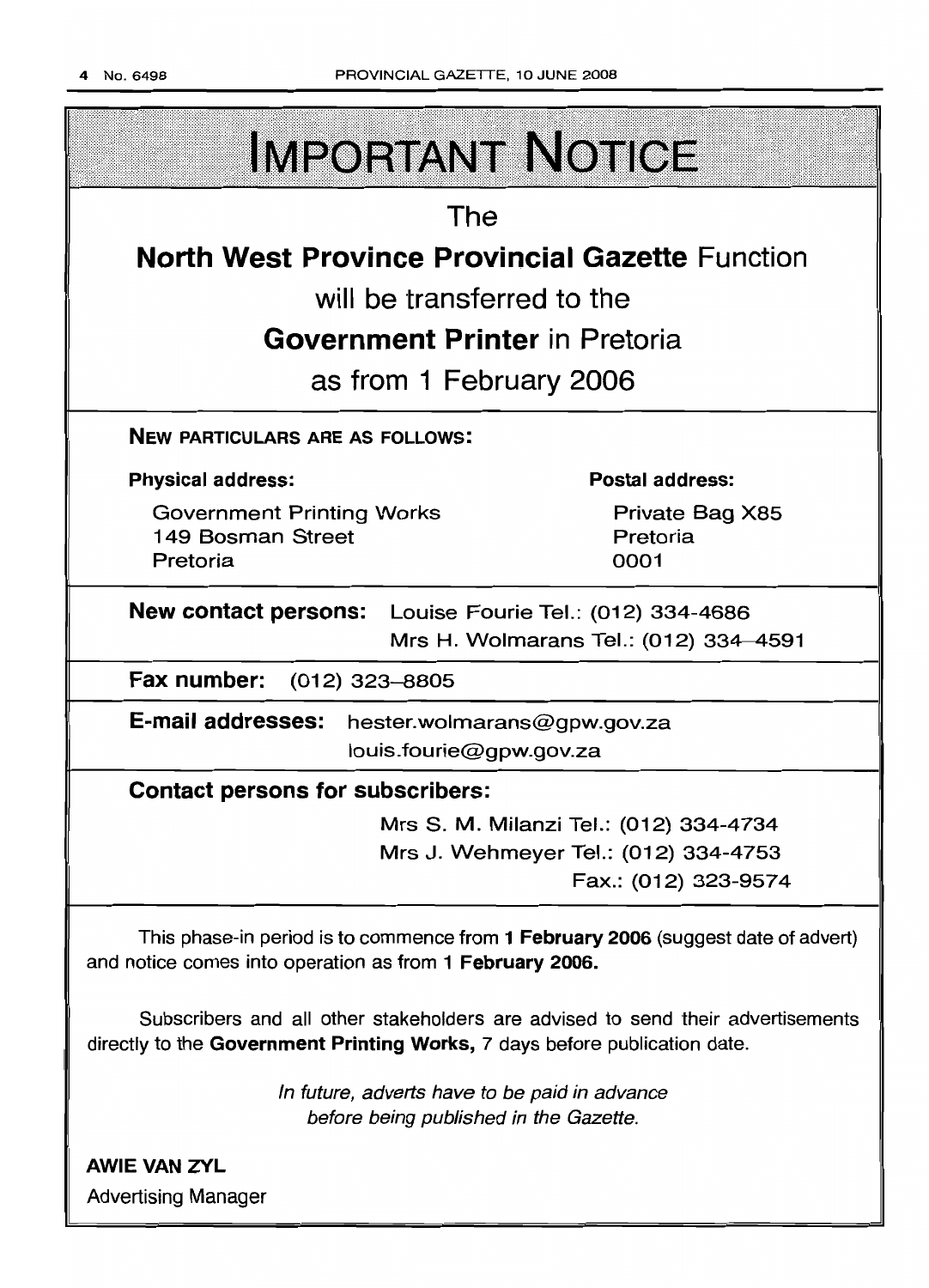# IMPORTANT NOTICE

The

**North West Province Provincial Gazette** Function

will be transferred to the

**Government Printer** in Pretoria

as from 1 February 2006

**NEW PARTICULARS ARE AS FOLLOWS:**

**Physical address:**

Government Printing Works
149 Bosman Street
Pretoria

**Postal address:**

Private Bag X85
Pretoria
0001

**New contact persons:** Louise Fourie Tel.: (012) 334-4686
Mrs H. Wolmarans Tel.: (012) 334-4591

**Fax number:** (012) 323-8805

**E-mail addresses:** hester.wolmarans@gpw.gov.za
louis.fourie@gpw.gov.za

**Contact persons for subscribers:**

Mrs S. M. Milanzi Tel.: (012) 334-4734
Mrs J. Wehmeyer Tel.: (012) 334-4753
Fax.: (012) 323-9574

This phase-in period is to commence from **1 February 2006** (suggest date of advert) and notice comes into operation as from **1 February 2006.**

Subscribers and all other stakeholders are advised to send their advertisements directly to the **Government Printing Works,** 7 days before publication date.

*In future, adverts have to be paid in advance before being published in the Gazette.*

**AWIE VAN ZYL**
Advertising Manager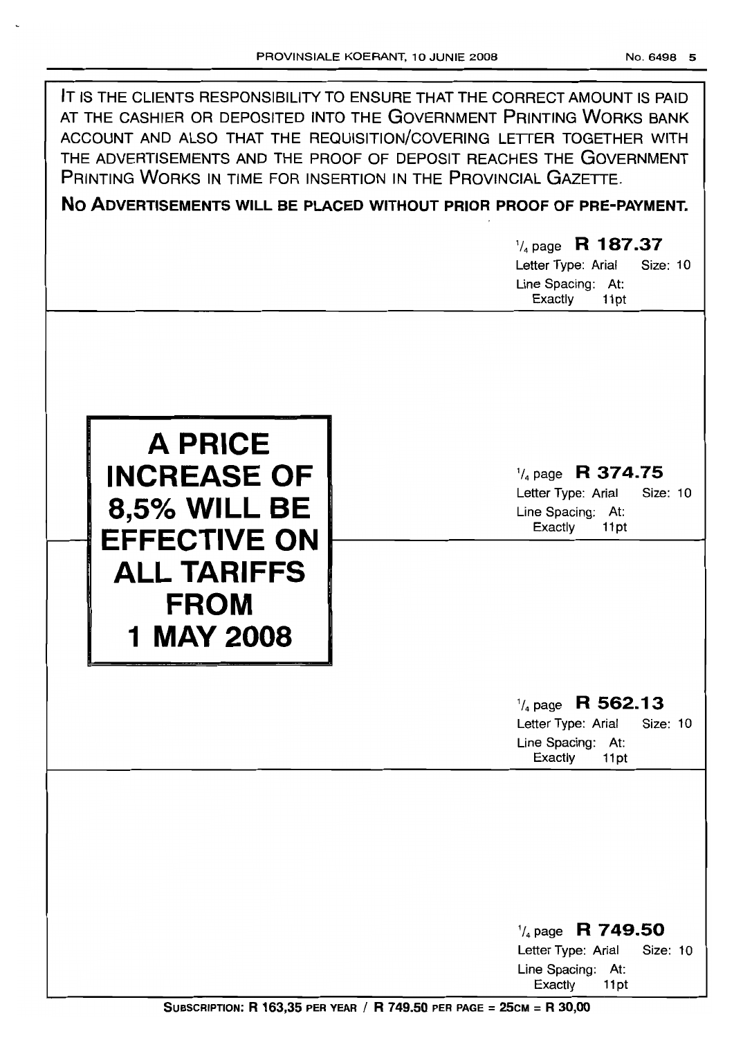IT IS THE CLIENTS RESPONSIBILITY TO ENSURE THAT THE CORRECT AMOUNT IS PAID AT THE CASHIER OR DEPOSITED INTO THE GOVERNMENT PRINTING WORKS BANK ACCOUNT AND ALSO THAT THE REQUISITION/COVERING LETTER TOGETHER WITH THE ADVERTISEMENTS AND THE PROOF OF DEPOSIT REACHES THE GOVERNMENT PRINTING WORKS IN TIME FOR INSERTION IN THE PROVINCIAL GAZETTE.

**NO ADVERTISEMENTS WILL BE PLACED WITHOUT PRIOR PROOF OF PRE-PAYMENT.**

1/4 page **R 187.37**
Letter Type: Arial Size: 10
Line Spacing: At: Exactly 11pt

**A PRICE INCREASE OF 8,5% WILL BE EFFECTIVE ON ALL TARIFFS FROM 1 MAY 2008**

1/4 page **R 374.75**
Letter Type: Arial Size: 10
Line Spacing: At: Exactly 11pt

1/4 page **R 562.13**
Letter Type: Arial Size: 10
Line Spacing: At: Exactly 11pt

1/4 page **R 749.50**
Letter Type: Arial Size: 10
Line Spacing: At: Exactly 11pt

**SUBSCRIPTION: R 163,35 PER YEAR / R 749.50 PER PAGE = 25CM = R 30,00**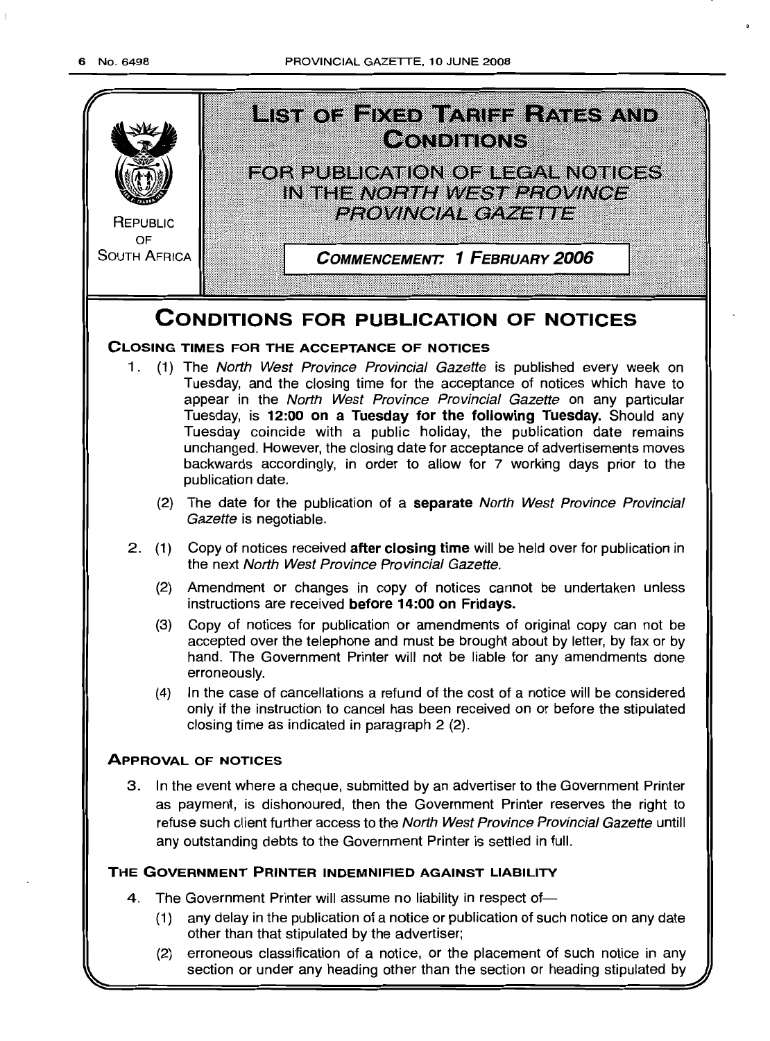REPUBLIC OF SOUTH AFRICA

# LIST OF FIXED TARIFF RATES AND CONDITIONS

## FOR PUBLICATION OF LEGAL NOTICES IN THE *NORTH WEST PROVINCE PROVINCIAL GAZETTE*

**COMMENCEMENT: 1 FEBRUARY 2006**

# CONDITIONS FOR PUBLICATION OF NOTICES

### CLOSING TIMES FOR THE ACCEPTANCE OF NOTICES

1. (1) The *North West Province Provincial Gazette* is published every week on Tuesday, and the closing time for the acceptance of notices which have to appear in the *North West Province Provincial Gazette* on any particular Tuesday, is **12:00 on a Tuesday for the following Tuesday.** Should any Tuesday coincide with a public holiday, the publication date remains unchanged. However, the closing date for acceptance of advertisements moves backwards accordingly, in order to allow for 7 working days prior to the publication date.

   (2) The date for the publication of a **separate** *North West Province Provincial Gazette* is negotiable.

2. (1) Copy of notices received **after closing time** will be held over for publication in the next *North West Province Provincial Gazette.*

   (2) Amendment or changes in copy of notices cannot be undertaken unless instructions are received **before 14:00 on Fridays.**

   (3) Copy of notices for publication or amendments of original copy can not be accepted over the telephone and must be brought about by letter, by fax or by hand. The Government Printer will not be liable for any amendments done erroneously.

   (4) In the case of cancellations a refund of the cost of a notice will be considered only if the instruction to cancel has been received on or before the stipulated closing time as indicated in paragraph 2 (2).

### APPROVAL OF NOTICES

3. In the event where a cheque, submitted by an advertiser to the Government Printer as payment, is dishonoured, then the Government Printer reserves the right to refuse such client further access to the *North West Province Provincial Gazette* untill any outstanding debts to the Government Printer is settled in full.

### THE GOVERNMENT PRINTER INDEMNIFIED AGAINST LIABILITY

4. The Government Printer will assume no liability in respect of—

   (1) any delay in the publication of a notice or publication of such notice on any date other than that stipulated by the advertiser;

   (2) erroneous classification of a notice, or the placement of such notice in any section or under any heading other than the section or heading stipulated by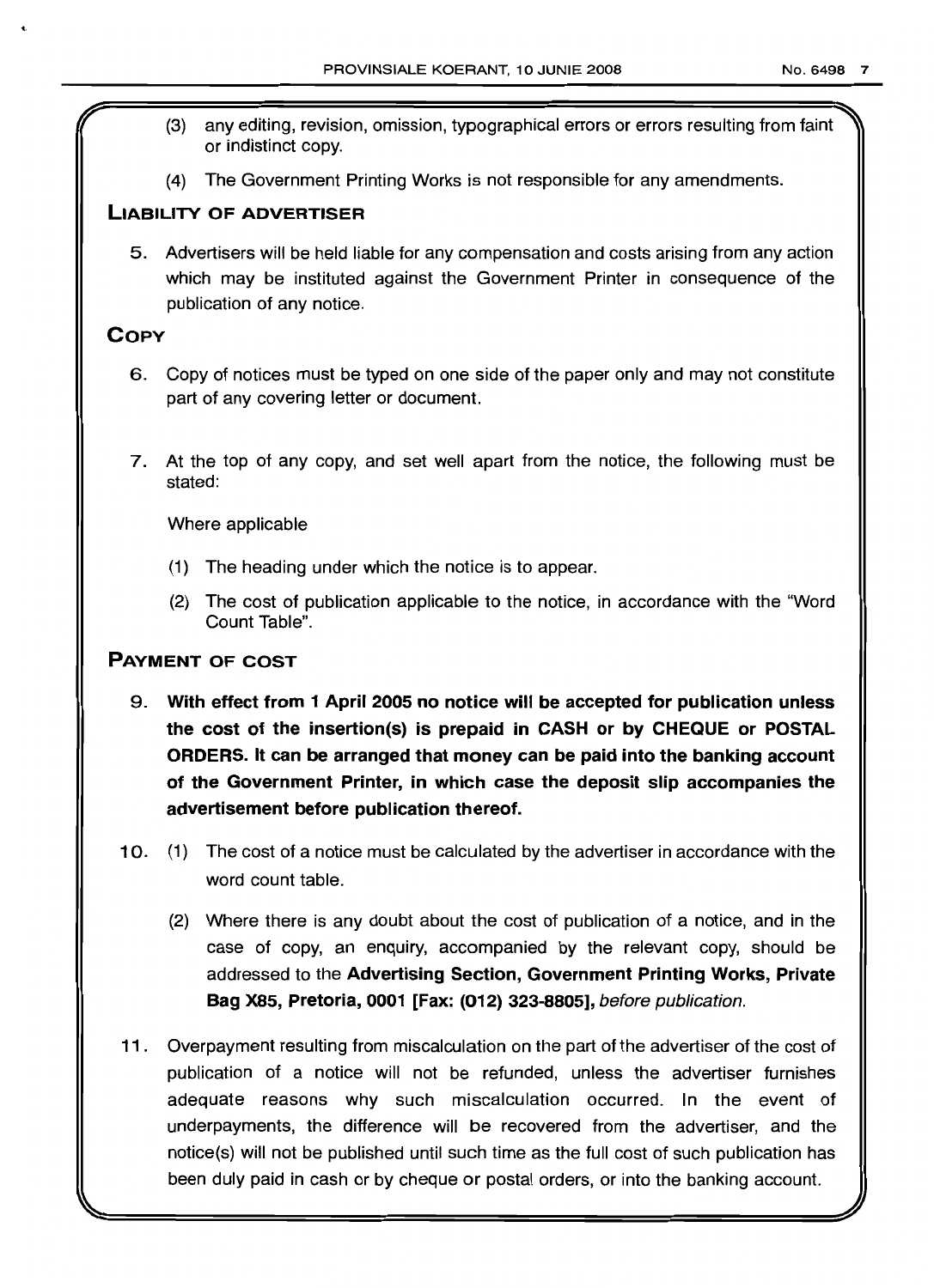(3) any editing, revision, omission, typographical errors or errors resulting from faint or indistinct copy.

(4) The Government Printing Works is not responsible for any amendments.

## LIABILITY OF ADVERTISER

5. Advertisers will be held liable for any compensation and costs arising from any action which may be instituted against the Government Printer in consequence of the publication of any notice.

## COPY

6. Copy of notices must be typed on one side of the paper only and may not constitute part of any covering letter or document.

7. At the top of any copy, and set well apart from the notice, the following must be stated:

   Where applicable

   (1) The heading under which the notice is to appear.

   (2) The cost of publication applicable to the notice, in accordance with the "Word Count Table".

## PAYMENT OF COST

9. **With effect from 1 April 2005 no notice will be accepted for publication unless the cost of the insertion(s) is prepaid in CASH or by CHEQUE or POSTAL ORDERS. It can be arranged that money can be paid into the banking account of the Government Printer, in which case the deposit slip accompanies the advertisement before publication thereof.**

10. (1) The cost of a notice must be calculated by the advertiser in accordance with the word count table.

    (2) Where there is any doubt about the cost of publication of a notice, and in the case of copy, an enquiry, accompanied by the relevant copy, should be addressed to the **Advertising Section, Government Printing Works, Private Bag X85, Pretoria, 0001 [Fax: (012) 323-8805],** *before publication.*

11. Overpayment resulting from miscalculation on the part of the advertiser of the cost of publication of a notice will not be refunded, unless the advertiser furnishes adequate reasons why such miscalculation occurred. In the event of underpayments, the difference will be recovered from the advertiser, and the notice(s) will not be published until such time as the full cost of such publication has been duly paid in cash or by cheque or postal orders, or into the banking account.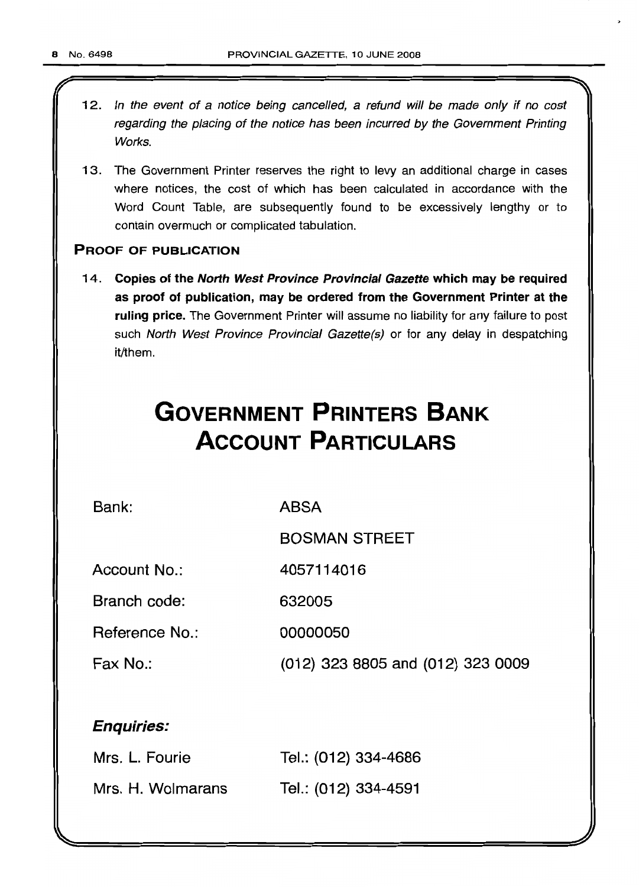12. *In the event of a notice being cancelled, a refund will be made only if no cost regarding the placing of the notice has been incurred by the Government Printing Works.*

13. The Government Printer reserves the right to levy an additional charge in cases where notices, the cost of which has been calculated in accordance with the Word Count Table, are subsequently found to be excessively lengthy or to contain overmuch or complicated tabulation.

### PROOF OF PUBLICATION

14. **Copies of the *North West Province Provincial Gazette* which may be required as proof of publication, may be ordered from the Government Printer at the ruling price.** The Government Printer will assume no liability for any failure to post such *North West Province Provincial Gazette(s)* or for any delay in despatching it/them.

# GOVERNMENT PRINTERS BANK ACCOUNT PARTICULARS

| | |
|---|---|
| Bank: | ABSA |
| | BOSMAN STREET |
| Account No.: | 4057114016 |
| Branch code: | 632005 |
| Reference No.: | 00000050 |
| Fax No.: | (012) 323 8805 and (012) 323 0009 |

***Enquiries:***

| | |
|---|---|
| Mrs. L. Fourie | Tel.: (012) 334-4686 |
| Mrs. H. Wolmarans | Tel.: (012) 334-4591 |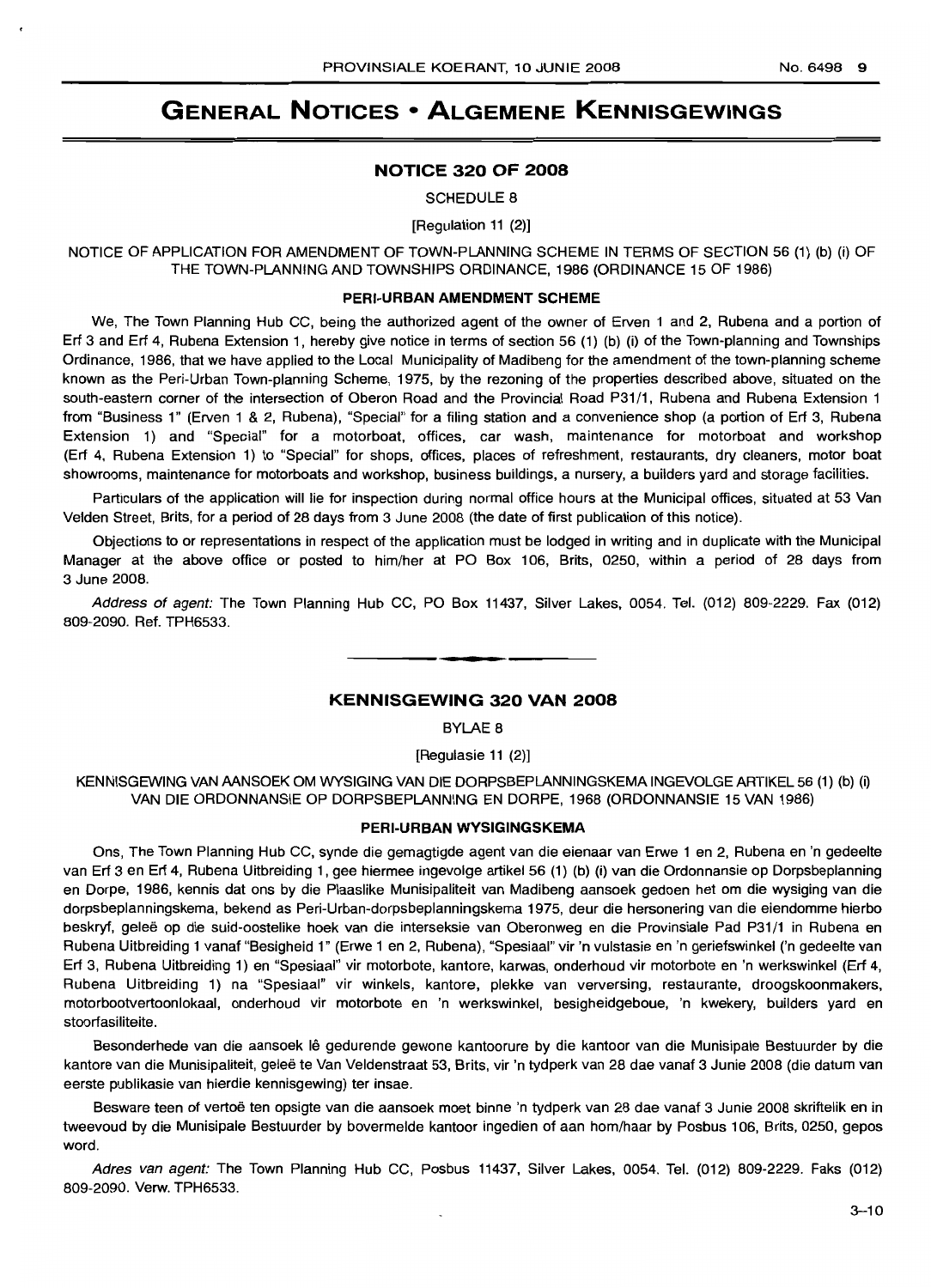# GENERAL NOTICES • ALGEMENE KENNISGEWINGS

## NOTICE 320 OF 2008

SCHEDULE 8

[Regulation 11 (2)]

NOTICE OF APPLICATION FOR AMENDMENT OF TOWN-PLANNING SCHEME IN TERMS OF SECTION 56 (1) (b) (i) OF THE TOWN-PLANNING AND TOWNSHIPS ORDINANCE, 1986 (ORDINANCE 15 OF 1986)

### PERI-URBAN AMENDMENT SCHEME

We, The Town Planning Hub CC, being the authorized agent of the owner of Erven 1 and 2, Rubena and a portion of Erf 3 and Erf 4, Rubena Extension 1, hereby give notice in terms of section 56 (1) (b) (i) of the Town-planning and Townships Ordinance, 1986, that we have applied to the Local Municipality of Madibeng for the amendment of the town-planning scheme known as the Peri-Urban Town-planning Scheme, 1975, by the rezoning of the properties described above, situated on the south-eastern corner of the intersection of Oberon Road and the Provincial Road P31/1, Rubena and Rubena Extension 1 from "Business 1" (Erven 1 & 2, Rubena), "Special" for a filing station and a convenience shop (a portion of Erf 3, Rubena Extension 1) and "Special" for a motorboat, offices, car wash, maintenance for motorboat and workshop (Erf 4, Rubena Extension 1) to "Special" for shops, offices, places of refreshment, restaurants, dry cleaners, motor boat showrooms, maintenance for motorboats and workshop, business buildings, a nursery, a builders yard and storage facilities.

Particulars of the application will lie for inspection during normal office hours at the Municipal offices, situated at 53 Van Velden Street, Brits, for a period of 28 days from 3 June 2008 (the date of first publication of this notice).

Objections to or representations in respect of the application must be lodged in writing and in duplicate with the Municipal Manager at the above office or posted to him/her at PO Box 106, Brits, 0250, within a period of 28 days from 3 June 2008.

*Address of agent:* The Town Planning Hub CC, PO Box 11437, Silver Lakes, 0054. Tel. (012) 809-2229. Fax (012) 809-2090. Ref. TPH6533.

---

## KENNISGEWING 320 VAN 2008

BYLAE 8

[Regulasie 11 (2)]

KENNISGEWING VAN AANSOEK OM WYSIGING VAN DIE DORPSBEPLANNINGSKEMA INGEVOLGE ARTIKEL 56 (1) (b) (i) VAN DIE ORDONNANSIE OP DORPSBEPLANNING EN DORPE, 1968 (ORDONNANSIE 15 VAN 1986)

### PERI-URBAN WYSIGINGSKEMA

Ons, The Town Planning Hub CC, synde die gemagtigde agent van die eienaar van Erwe 1 en 2, Rubena en 'n gedeelte van Erf 3 en Erf 4, Rubena Uitbreiding 1, gee hiermee ingevolge artikel 56 (1) (b) (i) van die Ordonnansie op Dorpsbeplanning en Dorpe, 1986, kennis dat ons by die Plaaslike Munisipaliteit van Madibeng aansoek gedoen het om die wysiging van die dorpsbeplanningskema, bekend as Peri-Urban-dorpsbeplanningskema 1975, deur die hersonering van die eiendomme hierbo beskryf, geleë op die suid-oostelike hoek van die interseksie van Oberonweg en die Provinsiale Pad P31/1 in Rubena en Rubena Uitbreiding 1 vanaf "Besigheid 1" (Erwe 1 en 2, Rubena), "Spesiaal" vir 'n vulstasie en 'n geriefswinkel ('n gedeelte van Erf 3, Rubena Uitbreiding 1) en "Spesiaal" vir motorbote, kantore, karwas, onderhoud vir motorbote en 'n werkswinkel (Erf 4, Rubena Uitbreiding 1) na "Spesiaal" vir winkels, kantore, plekke van verversing, restaurante, droogskoonmakers, motorbootvertoonlokaal, onderhoud vir motorbote en 'n werkswinkel, besigheidgeboue, 'n kwekery, builders yard en stoorfasiliteite.

Besonderhede van die aansoek lê gedurende gewone kantoorure by die kantoor van die Munisipale Bestuurder by die kantore van die Munisipaliteit, geleë te Van Veldenstraat 53, Brits, vir 'n tydperk van 28 dae vanaf 3 Junie 2008 (die datum van eerste publikasie van hierdie kennisgewing) ter insae.

Besware teen of vertoë ten opsigte van die aansoek moet binne 'n tydperk van 28 dae vanaf 3 Junie 2008 skriftelik en in tweevoud by die Munisipale Bestuurder by bovermelde kantoor ingedien of aan hom/haar by Posbus 106, Brits, 0250, gepos word.

*Adres van agent:* The Town Planning Hub CC, Posbus 11437, Silver Lakes, 0054. Tel. (012) 809-2229. Faks (012) 809-2090. Verw. TPH6533.

3–10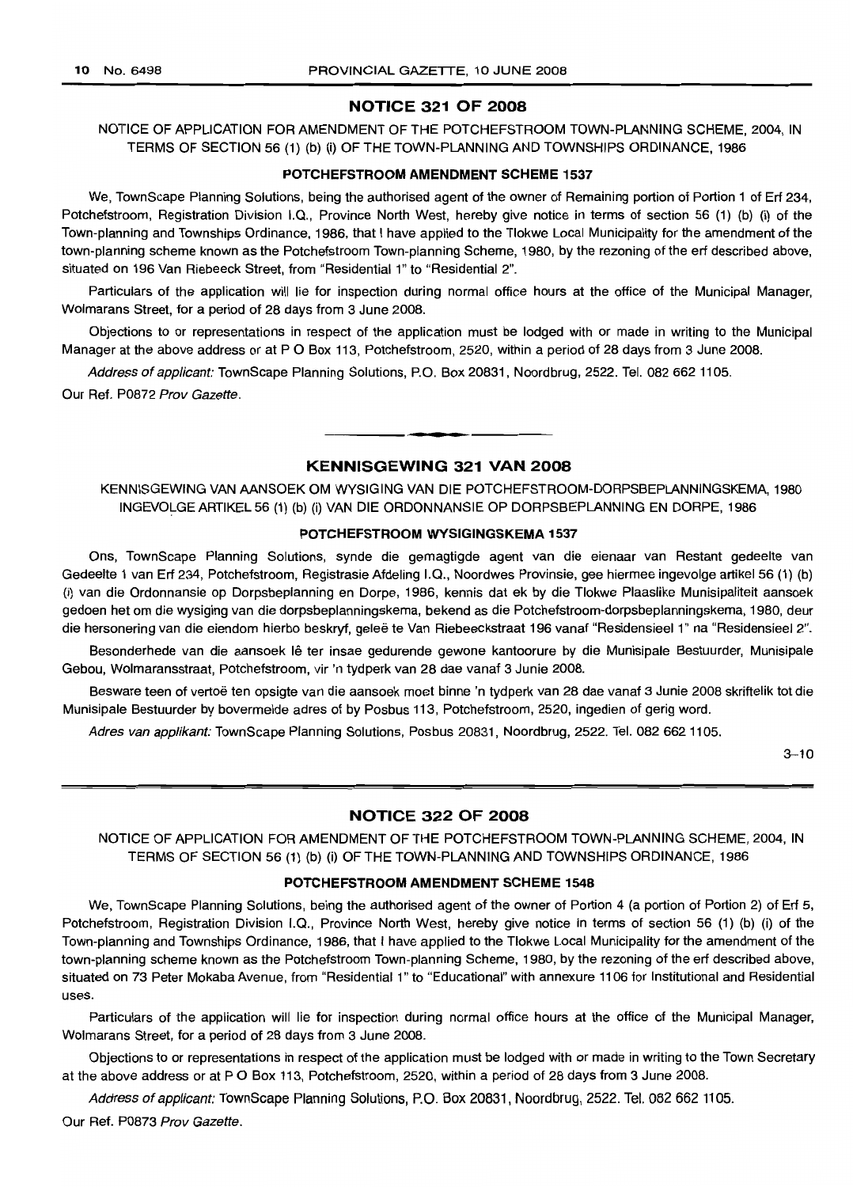## NOTICE 321 OF 2008

NOTICE OF APPLICATION FOR AMENDMENT OF THE POTCHEFSTROOM TOWN-PLANNING SCHEME, 2004, IN TERMS OF SECTION 56 (1) (b) (i) OF THE TOWN-PLANNING AND TOWNSHIPS ORDINANCE, 1986

### POTCHEFSTROOM AMENDMENT SCHEME 1537

We, TownScape Planning Solutions, being the authorised agent of the owner of Remaining portion of Portion 1 of Erf 234, Potchefstroom, Registration Division I.Q., Province North West, hereby give notice in terms of section 56 (1) (b) (i) of the Town-planning and Townships Ordinance, 1986, that I have applied to the Tlokwe Local Municipality for the amendment of the town-planning scheme known as the Potchefstroom Town-planning Scheme, 1980, by the rezoning of the erf described above, situated on 196 Van Riebeeck Street, from "Residential 1" to "Residential 2".

Particulars of the application will lie for inspection during normal office hours at the office of the Municipal Manager, Wolmarans Street, for a period of 28 days from 3 June 2008.

Objections to or representations in respect of the application must be lodged with or made in writing to the Municipal Manager at the above address or at P O Box 113, Potchefstroom, 2520, within a period of 28 days from 3 June 2008.

*Address of applicant:* TownScape Planning Solutions, P.O. Box 20831, Noordbrug, 2522. Tel. 082 662 1105.

Our Ref. P0872 *Prov Gazette*.

---

## KENNISGEWING 321 VAN 2008

KENNISGEWING VAN AANSOEK OM WYSIGING VAN DIE POTCHEFSTROOM-DORPSBEPLANNINGSKEMA, 1980 INGEVOLGE ARTIKEL 56 (1) (b) (i) VAN DIE ORDONNANSIE OP DORPSBEPLANNING EN DORPE, 1986

### POTCHEFSTROOM WYSIGINGSKEMA 1537

Ons, TownScape Planning Solutions, synde die gemagtigde agent van die eienaar van Restant gedeelte van Gedeelte 1 van Erf 234, Potchefstroom, Registrasie Afdeling I.Q., Noordwes Provinsie, gee hiermee ingevolge artikel 56 (1) (b) (i) van die Ordonnansie op Dorpsbeplanning en Dorpe, 1986, kennis dat ek by die Tlokwe Plaaslike Munisipaliteit aansoek gedoen het om die wysiging van die dorpsbeplanningskema, bekend as die Potchefstroom-dorpsbeplanningskema, 1980, deur die hersonering van die eiendom hierbo beskryf, geleë te Van Riebeeckstraat 196 vanaf "Residensieel 1" na "Residensieel 2".

Besonderhede van die aansoek lê ter insae gedurende gewone kantoorure by die Munisipale Bestuurder, Munisipale Gebou, Wolmaransstraat, Potchefstroom, vir 'n tydperk van 28 dae vanaf 3 Junie 2008.

Besware teen of vertoë ten opsigte van die aansoek moet binne 'n tydperk van 28 dae vanaf 3 Junie 2008 skriftelik tot die Munisipale Bestuurder by bovermelde adres of by Posbus 113, Potchefstroom, 2520, ingedien of gerig word.

*Adres van applikant:* TownScape Planning Solutions, Posbus 20831, Noordbrug, 2522. Tel. 082 662 1105.

3–10

---

## NOTICE 322 OF 2008

NOTICE OF APPLICATION FOR AMENDMENT OF THE POTCHEFSTROOM TOWN-PLANNING SCHEME, 2004, IN TERMS OF SECTION 56 (1) (b) (i) OF THE TOWN-PLANNING AND TOWNSHIPS ORDINANCE, 1986

### POTCHEFSTROOM AMENDMENT SCHEME 1548

We, TownScape Planning Solutions, being the authorised agent of the owner of Portion 4 (a portion of Portion 2) of Erf 5, Potchefstroom, Registration Division I.Q., Province North West, hereby give notice in terms of section 56 (1) (b) (i) of the Town-planning and Townships Ordinance, 1986, that I have applied to the Tlokwe Local Municipality for the amendment of the town-planning scheme known as the Potchefstroom Town-planning Scheme, 1980, by the rezoning of the erf described above, situated on 73 Peter Mokaba Avenue, from "Residential 1" to "Educational" with annexure 1106 for Institutional and Residential uses.

Particulars of the application will lie for inspection during normal office hours at the office of the Municipal Manager, Wolmarans Street, for a period of 28 days from 3 June 2008.

Objections to or representations in respect of the application must be lodged with or made in writing to the Town Secretary at the above address or at P O Box 113, Potchefstroom, 2520, within a period of 28 days from 3 June 2008.

*Address of applicant:* TownScape Planning Solutions, P.O. Box 20831, Noordbrug, 2522. Tel. 082 662 1105.

Our Ref. P0873 *Prov Gazette*.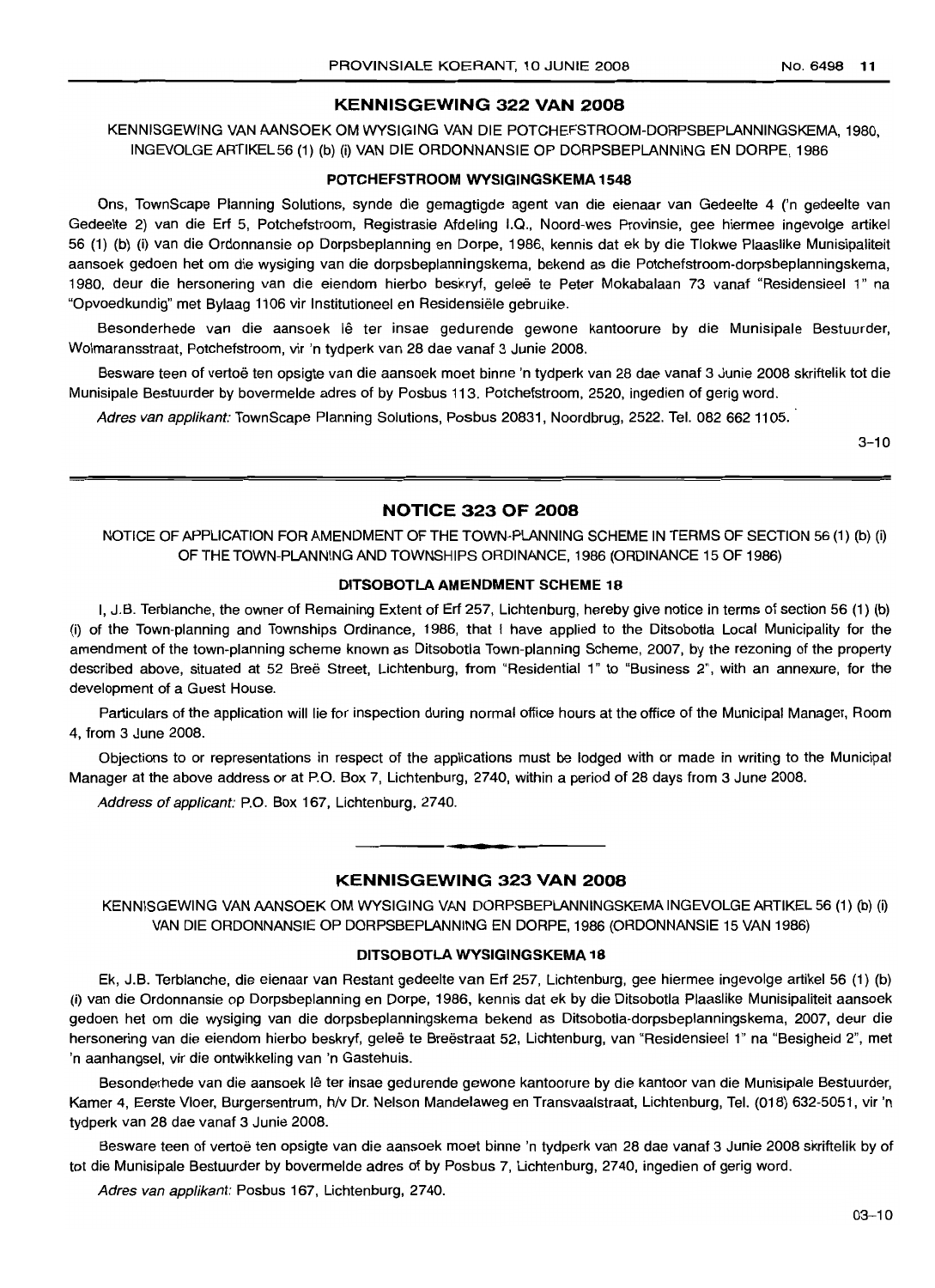## KENNISGEWING 322 VAN 2008

KENNISGEWING VAN AANSOEK OM WYSIGING VAN DIE POTCHEFSTROOM-DORPSBEPLANNINGSKEMA, 1980, INGEVOLGE ARTIKEL 56 (1) (b) (i) VAN DIE ORDONNANSIE OP DORPSBEPLANNING EN DORPE, 1986

### POTCHEFSTROOM WYSIGINGSKEMA 1548

Ons, TownScape Planning Solutions, synde die gemagtigde agent van die eienaar van Gedeelte 4 ('n gedeelte van Gedeelte 2) van die Erf 5, Potchefstroom, Registrasie Afdeling I.Q., Noord-wes Provinsie, gee hiermee ingevolge artikel 56 (1) (b) (i) van die Ordonnansie op Dorpsbeplanning en Dorpe, 1986, kennis dat ek by die Tlokwe Plaaslike Munisipaliteit aansoek gedoen het om die wysiging van die dorpsbeplanningskema, bekend as die Potchefstroom-dorpsbeplanningskema, 1980, deur die hersonering van die eiendom hierbo beskryf, geleë te Peter Mokabalaan 73 vanaf "Residensieel 1" na "Opvoedkundig" met Bylaag 1106 vir Institutioneel en Residensiële gebruike.

Besonderhede van die aansoek lê ter insae gedurende gewone kantoorure by die Munisipale Bestuurder, Wolmaransstraat, Potchefstroom, vir 'n tydperk van 28 dae vanaf 3 Junie 2008.

Besware teen of vertoë ten opsigte van die aansoek moet binne 'n tydperk van 28 dae vanaf 3 Junie 2008 skriftelik tot die Munisipale Bestuurder by bovermelde adres of by Posbus 113, Potchefstroom, 2520, ingedien of gerig word.

*Adres van applikant:* TownScape Planning Solutions, Posbus 20831, Noordbrug, 2522. Tel. 082 662 1105.

3–10

## NOTICE 323 OF 2008

NOTICE OF APPLICATION FOR AMENDMENT OF THE TOWN-PLANNING SCHEME IN TERMS OF SECTION 56 (1) (b) (i) OF THE TOWN-PLANNING AND TOWNSHIPS ORDINANCE, 1986 (ORDINANCE 15 OF 1986)

### DITSOBOTLA AMENDMENT SCHEME 18

I, J.B. Terblanche, the owner of Remaining Extent of Erf 257, Lichtenburg, hereby give notice in terms of section 56 (1) (b) (i) of the Town-planning and Townships Ordinance, 1986, that I have applied to the Ditsobotla Local Municipality for the amendment of the town-planning scheme known as Ditsobotla Town-planning Scheme, 2007, by the rezoning of the property described above, situated at 52 Breë Street, Lichtenburg, from "Residential 1" to "Business 2", with an annexure, for the development of a Guest House.

Particulars of the application will lie for inspection during normal office hours at the office of the Municipal Manager, Room 4, from 3 June 2008.

Objections to or representations in respect of the applications must be lodged with or made in writing to the Municipal Manager at the above address or at P.O. Box 7, Lichtenburg, 2740, within a period of 28 days from 3 June 2008.

*Address of applicant:* P.O. Box 167, Lichtenburg, 2740.

## KENNISGEWING 323 VAN 2008

KENNISGEWING VAN AANSOEK OM WYSIGING VAN DORPSBEPLANNINGSKEMA INGEVOLGE ARTIKEL 56 (1) (b) (i) VAN DIE ORDONNANSIE OP DORPSBEPLANNING EN DORPE, 1986 (ORDONNANSIE 15 VAN 1986)

### DITSOBOTLA WYSIGINGSKEMA 18

Ek, J.B. Terblanche, die eienaar van Restant gedeelte van Erf 257, Lichtenburg, gee hiermee ingevolge artikel 56 (1) (b) (i) van die Ordonnansie op Dorpsbeplanning en Dorpe, 1986, kennis dat ek by die Ditsobotla Plaaslike Munisipaliteit aansoek gedoen het om die wysiging van die dorpsbeplanningskema bekend as Ditsobotla-dorpsbeplanningskema, 2007, deur die hersonering van die eiendom hierbo beskryf, geleë te Breëstraat 52, Lichtenburg, van "Residensieel 1" na "Besigheid 2", met 'n aanhangsel, vir die ontwikkeling van 'n Gastehuis.

Besonderhede van die aansoek lê ter insae gedurende gewone kantoorure by die kantoor van die Munisipale Bestuurder, Kamer 4, Eerste Vloer, Burgersentrum, h/v Dr. Nelson Mandelaweg en Transvaalstraat, Lichtenburg, Tel. (018) 632-5051, vir 'n tydperk van 28 dae vanaf 3 Junie 2008.

Besware teen of vertoë ten opsigte van die aansoek moet binne 'n tydperk van 28 dae vanaf 3 Junie 2008 skriftelik by of tot die Munisipale Bestuurder by bovermelde adres of by Posbus 7, Lichtenburg, 2740, ingedien of gerig word.

*Adres van applikant:* Posbus 167, Lichtenburg, 2740.

03–10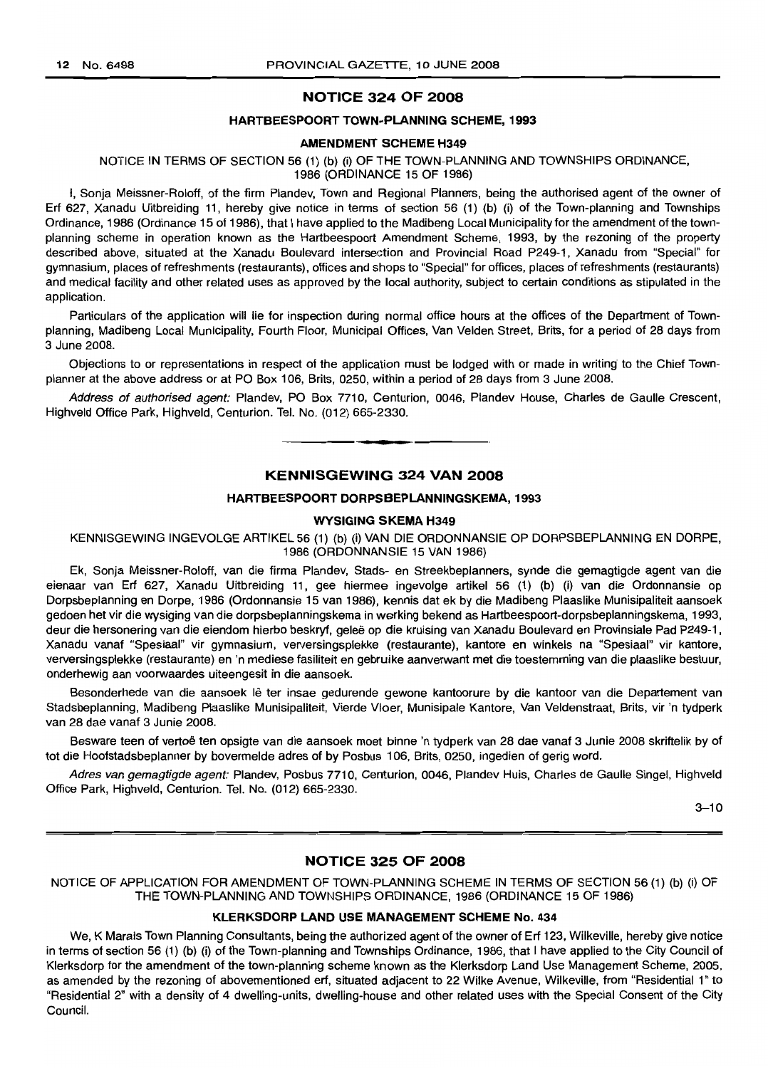## NOTICE 324 OF 2008

### HARTBEESPOORT TOWN-PLANNING SCHEME, 1993

### AMENDMENT SCHEME H349

NOTICE IN TERMS OF SECTION 56 (1) (b) (i) OF THE TOWN-PLANNING AND TOWNSHIPS ORDINANCE, 1986 (ORDINANCE 15 OF 1986)

I, Sonja Meissner-Roloff, of the firm Plandev, Town and Regional Planners, being the authorised agent of the owner of Erf 627, Xanadu Uitbreiding 11, hereby give notice in terms of section 56 (1) (b) (i) of the Town-planning and Townships Ordinance, 1986 (Ordinance 15 of 1986), that I have applied to the Madibeng Local Municipality for the amendment of the town-planning scheme in operation known as the Hartbeespoort Amendment Scheme, 1993, by the rezoning of the property described above, situated at the Xanadu Boulevard intersection and Provincial Road P249-1, Xanadu from "Special" for gymnasium, places of refreshments (restaurants), offices and shops to "Special" for offices, places of refreshments (restaurants) and medical facility and other related uses as approved by the local authority, subject to certain conditions as stipulated in the application.

Particulars of the application will lie for inspection during normal office hours at the offices of the Department of Town-planning, Madibeng Local Municipality, Fourth Floor, Municipal Offices, Van Velden Street, Brits, for a period of 28 days from 3 June 2008.

Objections to or representations in respect of the application must be lodged with or made in writing to the Chief Town-planner at the above address or at PO Box 106, Brits, 0250, within a period of 28 days from 3 June 2008.

*Address of authorised agent:* Plandev, PO Box 7710, Centurion, 0046, Plandev House, Charles de Gaulle Crescent, Highveld Office Park, Highveld, Centurion. Tel. No. (012) 665-2330.

---

## KENNISGEWING 324 VAN 2008

### HARTBEESPOORT DORPSBEPLANNINGSKEMA, 1993

### WYSIGING SKEMA H349

KENNISGEWING INGEVOLGE ARTIKEL 56 (1) (b) (i) VAN DIE ORDONNANSIE OP DORPSBEPLANNING EN DORPE, 1986 (ORDONNANSIE 15 VAN 1986)

Ek, Sonja Meissner-Roloff, van die firma Plandev, Stads- en Streekbeplanners, synde die gemagtigde agent van die eienaar van Erf 627, Xanadu Uitbreiding 11, gee hiermee ingevolge artikel 56 (1) (b) (i) van die Ordonnansie op Dorpsbeplanning en Dorpe, 1986 (Ordonnansie 15 van 1986), kennis dat ek by die Madibeng Plaaslike Munisipaliteit aansoek gedoen het vir die wysiging van die dorpsbeplanningskema in werking bekend as Hartbeespoort-dorpsbeplanningskema, 1993, deur die hersonering van die eiendom hierbo beskryf, geleë op die kruising van Xanadu Boulevard en Provinsiale Pad P249-1, Xanadu vanaf "Spesiaal" vir gymnasium, verversingsplekke (restaurante), kantore en winkels na "Spesiaal" vir kantore, verversingsplekke (restaurante) en 'n mediese fasiliteit en gebruike aanverwant met die toestemming van die plaaslike bestuur, onderhewig aan voorwaardes uiteengesit in die aansoek.

Besonderhede van die aansoek lê ter insae gedurende gewone kantoorure by die kantoor van die Departement van Stadsbeplanning, Madibeng Plaaslike Munisipaliteit, Vierde Vloer, Munisipale Kantore, Van Veldenstraat, Brits, vir 'n tydperk van 28 dae vanaf 3 Junie 2008.

Besware teen of vertoë ten opsigte van die aansoek moet binne 'n tydperk van 28 dae vanaf 3 Junie 2008 skriftelik by of tot die Hoofstadsbeplanner by bovermelde adres of by Posbus 106, Brits, 0250, ingedien of gerig word.

*Adres van gemagtigde agent:* Plandev, Posbus 7710, Centurion, 0046, Plandev Huis, Charles de Gaulle Singel, Highveld Office Park, Highveld, Centurion. Tel. No. (012) 665-2330.

3–10

---

## NOTICE 325 OF 2008

NOTICE OF APPLICATION FOR AMENDMENT OF TOWN-PLANNING SCHEME IN TERMS OF SECTION 56 (1) (b) (i) OF THE TOWN-PLANNING AND TOWNSHIPS ORDINANCE, 1986 (ORDINANCE 15 OF 1986)

### KLERKSDORP LAND USE MANAGEMENT SCHEME No. 434

We, K Marais Town Planning Consultants, being the authorized agent of the owner of Erf 123, Wilkeville, hereby give notice in terms of section 56 (1) (b) (i) of the Town-planning and Townships Ordinance, 1986, that I have applied to the City Council of Klerksdorp for the amendment of the town-planning scheme known as the Klerksdorp Land Use Management Scheme, 2005, as amended by the rezoning of abovementioned erf, situated adjacent to 22 Wilke Avenue, Wilkeville, from "Residential 1" to "Residential 2" with a density of 4 dwelling-units, dwelling-house and other related uses with the Special Consent of the City Council.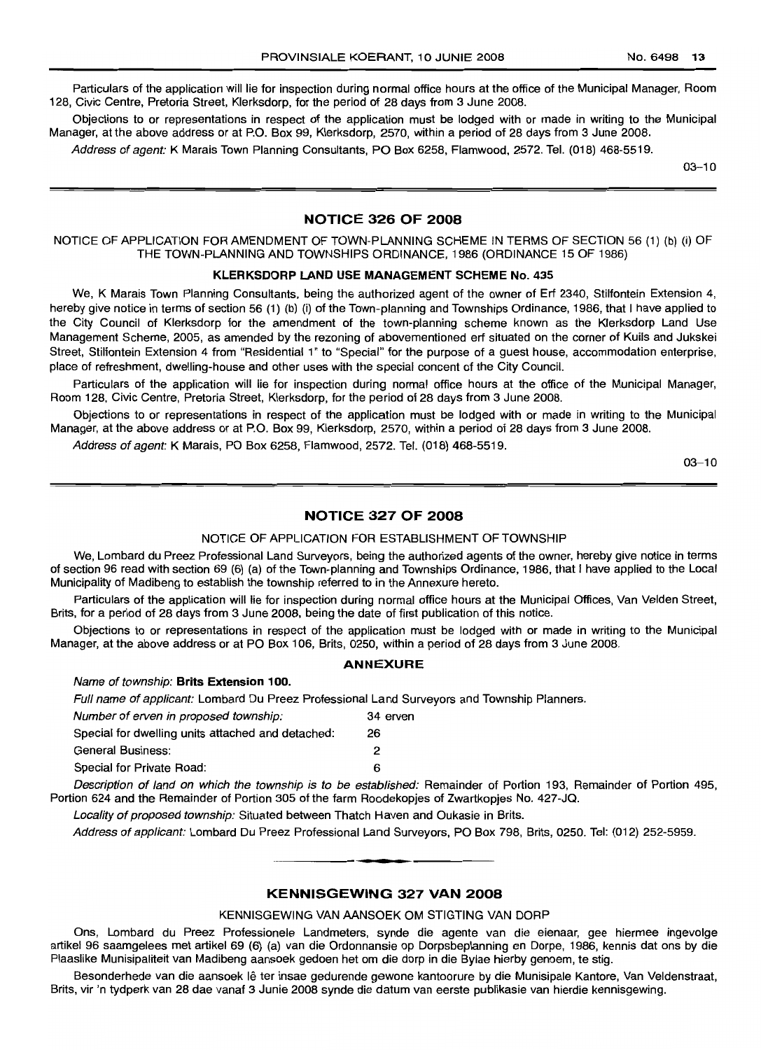Particulars of the application will lie for inspection during normal office hours at the office of the Municipal Manager, Room 128, Civic Centre, Pretoria Street, Klerksdorp, for the period of 28 days from 3 June 2008.

Objections to or representations in respect of the application must be lodged with or made in writing to the Municipal Manager, at the above address or at P.O. Box 99, Klerksdorp, 2570, within a period of 28 days from 3 June 2008.

*Address of agent:* K Marais Town Planning Consultants, PO Box 6258, Flamwood, 2572. Tel. (018) 468-5519.

03–10

## NOTICE 326 OF 2008

NOTICE OF APPLICATION FOR AMENDMENT OF TOWN-PLANNING SCHEME IN TERMS OF SECTION 56 (1) (b) (i) OF THE TOWN-PLANNING AND TOWNSHIPS ORDINANCE, 1986 (ORDINANCE 15 OF 1986)

**KLERKSDORP LAND USE MANAGEMENT SCHEME No. 435**

We, K Marais Town Planning Consultants, being the authorized agent of the owner of Erf 2340, Stilfontein Extension 4, hereby give notice in terms of section 56 (1) (b) (i) of the Town-planning and Townships Ordinance, 1986, that I have applied to the City Council of Klerksdorp for the amendment of the town-planning scheme known as the Klerksdorp Land Use Management Scheme, 2005, as amended by the rezoning of abovementioned erf situated on the corner of Kuils and Jukskei Street, Stilfontein Extension 4 from "Residential 1" to "Special" for the purpose of a guest house, accommodation enterprise, place of refreshment, dwelling-house and other uses with the special concent of the City Council.

Particulars of the application will lie for inspection during normal office hours at the office of the Municipal Manager, Room 128, Civic Centre, Pretoria Street, Klerksdorp, for the period of 28 days from 3 June 2008.

Objections to or representations in respect of the application must be lodged with or made in writing to the Municipal Manager, at the above address or at P.O. Box 99, Klerksdorp, 2570, within a period of 28 days from 3 June 2008.

*Address of agent:* K Marais, PO Box 6258, Flamwood, 2572. Tel. (018) 468-5519.

03–10

## NOTICE 327 OF 2008

NOTICE OF APPLICATION FOR ESTABLISHMENT OF TOWNSHIP

We, Lombard du Preez Professional Land Surveyors, being the authorized agents of the owner, hereby give notice in terms of section 96 read with section 69 (6) (a) of the Town-planning and Townships Ordinance, 1986, that I have applied to the Local Municipality of Madibeng to establish the township referred to in the Annexure hereto.

Particulars of the application will lie for inspection during normal office hours at the Municipal Offices, Van Velden Street, Brits, for a period of 28 days from 3 June 2008, being the date of first publication of this notice.

Objections to or representations in respect of the application must be lodged with or made in writing to the Municipal Manager, at the above address or at PO Box 106, Brits, 0250, within a period of 28 days from 3 June 2008.

**ANNEXURE**

*Name of township:* **Brits Extension 100.**

*Full name of applicant:* Lombard Du Preez Professional Land Surveyors and Township Planners.

| | |
|---|---|
| *Number of erven in proposed township:* | 34 erven |
| Special for dwelling units attached and detached: | 26 |
| General Business: | 2 |
| Special for Private Road: | 6 |

*Description of land on which the township is to be established:* Remainder of Portion 193, Remainder of Portion 495, Portion 624 and the Remainder of Portion 305 of the farm Roodekopjes of Zwartkopjes No. 427-JQ.

*Locality of proposed township:* Situated between Thatch Haven and Oukasie in Brits.

*Address of applicant:* Lombard Du Preez Professional Land Surveyors, PO Box 798, Brits, 0250. Tel: (012) 252-5959.

## KENNISGEWING 327 VAN 2008

KENNISGEWING VAN AANSOEK OM STIGTING VAN DORP

Ons, Lombard du Preez Professionele Landmeters, synde die agente van die eienaar, gee hiermee ingevolge artikel 96 saamgelees met artikel 69 (6) (a) van die Ordonnansie op Dorpsbeplanning en Dorpe, 1986, kennis dat ons by die Plaaslike Munisipaliteit van Madibeng aansoek gedoen het om die dorp in die Bylae hierby genoem, te stig.

Besonderhede van die aansoek lê ter insae gedurende gewone kantoorure by die Munisipale Kantore, Van Veldenstraat, Brits, vir 'n tydperk van 28 dae vanaf 3 Junie 2008 synde die datum van eerste publikasie van hierdie kennisgewing.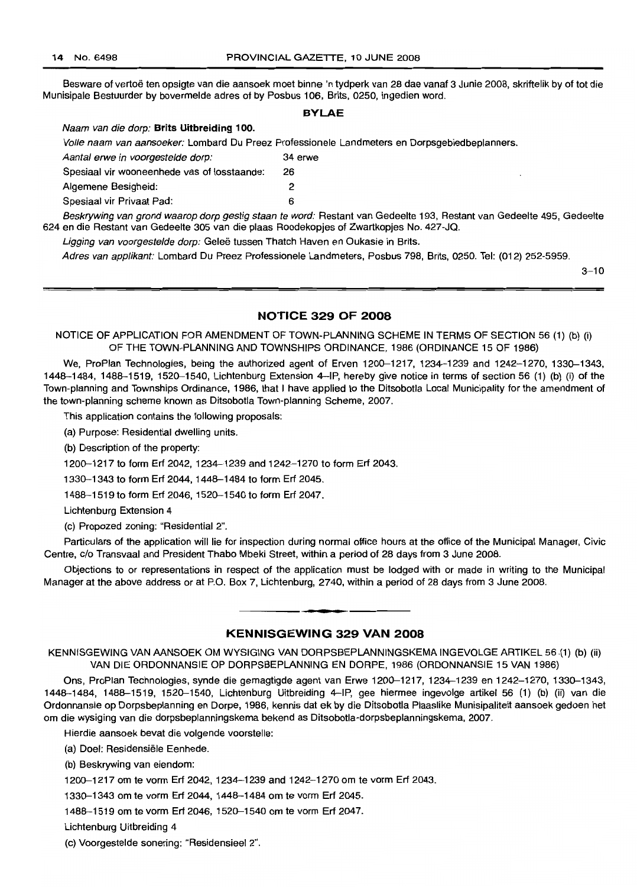Besware of vertoë ten opsigte van die aansoek moet binne 'n tydperk van 28 dae vanaf 3 Junie 2008, skriftelik by of tot die Munisipale Bestuurder by bovermelde adres of by Posbus 106, Brits, 0250, ingedien word.

**BYLAE**

*Naam van die dorp:* **Brits Uitbreiding 100.**

*Volle naam van aansoeker:* Lombard Du Preez Professionele Landmeters en Dorpsgebiedbeplanners.

| | |
|---|---|
| *Aantal erwe in voorgestelde dorp:* | 34 erwe |
| Spesiaal vir wooneenhede vas of losstaande: | 26 |
| Algemene Besigheid: | 2 |
| Spesiaal vir Privaat Pad: | 6 |

*Beskrywing van grond waarop dorp gestig staan te word:* Restant van Gedeelte 193, Restant van Gedeelte 495, Gedeelte 624 en die Restant van Gedeelte 305 van die plaas Roodekopjes of Zwartkopjes No. 427-JQ.

*Ligging van voorgestelde dorp:* Geleë tussen Thatch Haven en Oukasie in Brits.

*Adres van applikant:* Lombard Du Preez Professionele Landmeters, Posbus 798, Brits, 0250. Tel: (012) 252-5959.

3–10

## NOTICE 329 OF 2008

NOTICE OF APPLICATION FOR AMENDMENT OF TOWN-PLANNING SCHEME IN TERMS OF SECTION 56 (1) (b) (i) OF THE TOWN-PLANNING AND TOWNSHIPS ORDINANCE, 1986 (ORDINANCE 15 OF 1986)

We, ProPlan Technologies, being the authorized agent of Erven 1200–1217, 1234–1239 and 1242–1270, 1330–1343, 1448–1484, 1488–1519, 1520–1540, Lichtenburg Extension 4–IP, hereby give notice in terms of section 56 (1) (b) (i) of the Town-planning and Townships Ordinance, 1986, that I have applied to the Ditsobotla Local Municipality for the amendment of the town-planning scheme known as Ditsobotla Town-planning Scheme, 2007.

This application contains the following proposals:

(a) Purpose: Residential dwelling units.

(b) Description of the property:

1200–1217 to form Erf 2042, 1234–1239 and 1242–1270 to form Erf 2043.

1330–1343 to form Erf 2044, 1448–1484 to form Erf 2045.

1488–1519 to form Erf 2046, 1520–1540 to form Erf 2047.

Lichtenburg Extension 4

(c) Propozed zoning: "Residential 2".

Particulars of the application will lie for inspection during normal office hours at the office of the Municipal Manager, Civic Centre, c/o Transvaal and President Thabo Mbeki Street, within a period of 28 days from 3 June 2008.

Objections to or representations in respect of the application must be lodged with or made in writing to the Municipal Manager at the above address or at P.O. Box 7, Lichtenburg, 2740, within a period of 28 days from 3 June 2008.

## KENNISGEWING 329 VAN 2008

KENNISGEWING VAN AANSOEK OM WYSIGING VAN DORPSBEPLANNINGSKEMA INGEVOLGE ARTIKEL 56 (1) (b) (ii) VAN DIE ORDONNANSIE OP DORPSBEPLANNING EN DORPE, 1986 (ORDONNANSIE 15 VAN 1986)

Ons, ProPlan Technologies, synde die gemagtigde agent van Erwe 1200–1217, 1234–1239 en 1242–1270, 1330–1343, 1448–1484, 1488–1519, 1520–1540, Lichtenburg Uitbreiding 4–IP, gee hiermee ingevolge artikel 56 (1) (b) (ii) van die Ordonnansie op Dorpsbeplanning en Dorpe, 1986, kennis dat ek by die Ditsobotla Plaaslike Munisipaliteit aansoek gedoen het om die wysiging van die dorpsbeplanningskema bekend as Ditsobotla-dorpsbeplanningskema, 2007.

Hierdie aansoek bevat die volgende voorstelle:

(a) Doel: Residensiële Eenhede.

(b) Beskrywing van eiendom:

1200–1217 om te vorm Erf 2042, 1234–1239 and 1242–1270 om te vorm Erf 2043.

1330–1343 om te vorm Erf 2044, 1448–1484 om te vorm Erf 2045.

1488–1519 om te vorm Erf 2046, 1520–1540 om te vorm Erf 2047.

Lichtenburg Uitbreiding 4

(c) Voorgestelde sonering: "Residensieel 2".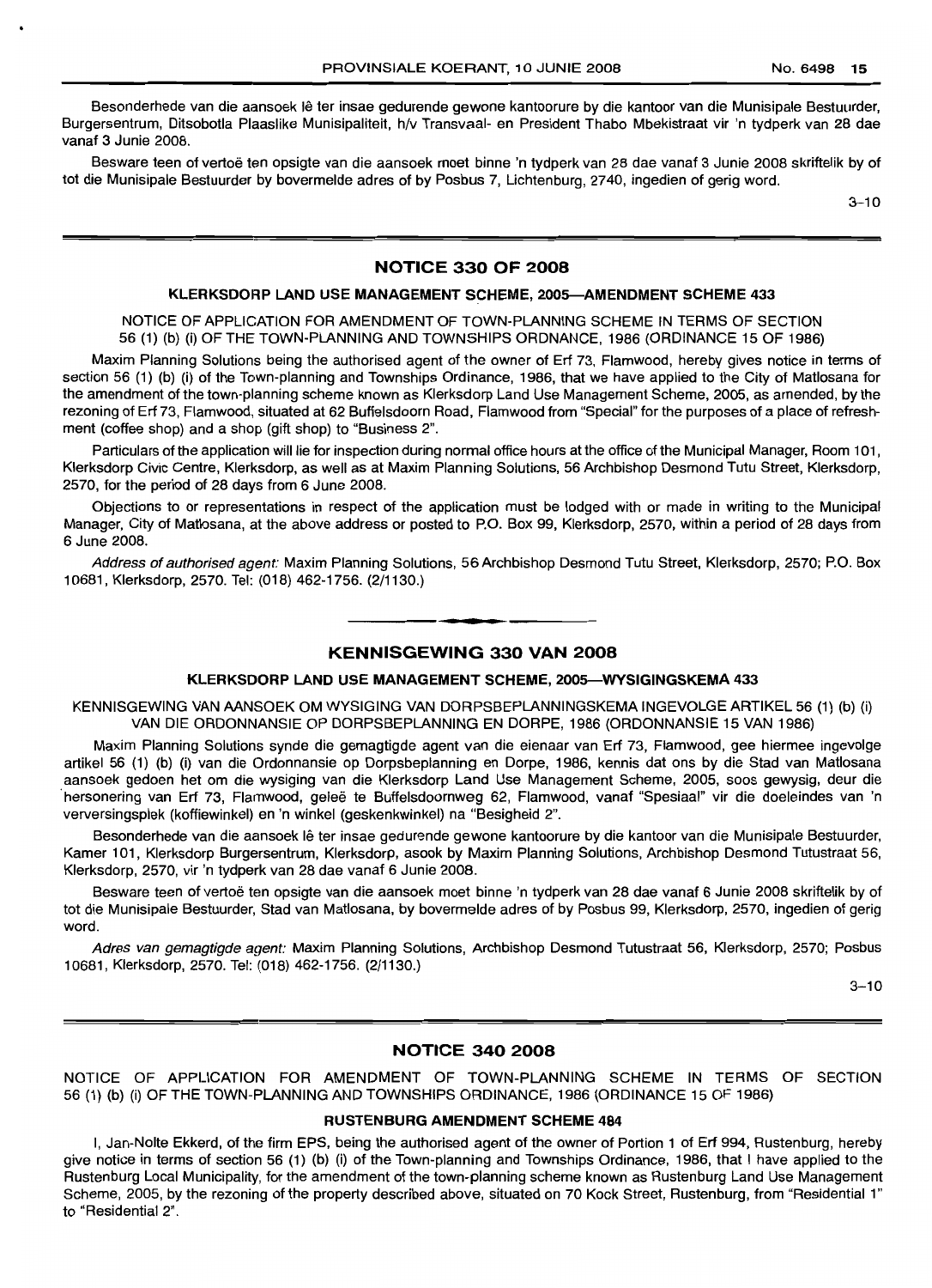Besonderhede van die aansoek lê ter insae gedurende gewone kantoorure by die kantoor van die Munisipale Bestuurder, Burgersentrum, Ditsobotla Plaaslike Munisipaliteit, h/v Transvaal- en President Thabo Mbekistraat vir 'n tydperk van 28 dae vanaf 3 Junie 2008.

Besware teen of vertoë ten opsigte van die aansoek moet binne 'n tydperk van 28 dae vanaf 3 Junie 2008 skriftelik by of tot die Munisipale Bestuurder by bovermelde adres of by Posbus 7, Lichtenburg, 2740, ingedien of gerig word.

3–10

## NOTICE 330 OF 2008

### KLERKSDORP LAND USE MANAGEMENT SCHEME, 2005—AMENDMENT SCHEME 433

NOTICE OF APPLICATION FOR AMENDMENT OF TOWN-PLANNING SCHEME IN TERMS OF SECTION 56 (1) (b) (i) OF THE TOWN-PLANNING AND TOWNSHIPS ORDNANCE, 1986 (ORDINANCE 15 OF 1986)

Maxim Planning Solutions being the authorised agent of the owner of Erf 73, Flamwood, hereby gives notice in terms of section 56 (1) (b) (i) of the Town-planning and Townships Ordinance, 1986, that we have applied to the City of Matlosana for the amendment of the town-planning scheme known as Klerksdorp Land Use Management Scheme, 2005, as amended, by the rezoning of Erf 73, Flamwood, situated at 62 Buffelsdoorn Road, Flamwood from "Special" for the purposes of a place of refreshment (coffee shop) and a shop (gift shop) to "Business 2".

Particulars of the application will lie for inspection during normal office hours at the office of the Municipal Manager, Room 101, Klerksdorp Civic Centre, Klerksdorp, as well as at Maxim Planning Solutions, 56 Archbishop Desmond Tutu Street, Klerksdorp, 2570, for the period of 28 days from 6 June 2008.

Objections to or representations in respect of the application must be lodged with or made in writing to the Municipal Manager, City of Matlosana, at the above address or posted to P.O. Box 99, Klerksdorp, 2570, within a period of 28 days from 6 June 2008.

*Address of authorised agent:* Maxim Planning Solutions, 56 Archbishop Desmond Tutu Street, Klerksdorp, 2570; P.O. Box 10681, Klerksdorp, 2570. Tel: (018) 462-1756. (2/1130.)

## KENNISGEWING 330 VAN 2008

### KLERKSDORP LAND USE MANAGEMENT SCHEME, 2005—WYSIGINGSKEMA 433

KENNISGEWING VAN AANSOEK OM WYSIGING VAN DORPSBEPLANNINGSKEMA INGEVOLGE ARTIKEL 56 (1) (b) (i) VAN DIE ORDONNANSIE OP DORPSBEPLANNING EN DORPE, 1986 (ORDONNANSIE 15 VAN 1986)

Maxim Planning Solutions synde die gemagtigde agent van die eienaar van Erf 73, Flamwood, gee hiermee ingevolge artikel 56 (1) (b) (i) van die Ordonnansie op Dorpsbeplanning en Dorpe, 1986, kennis dat ons by die Stad van Matlosana aansoek gedoen het om die wysiging van die Klerksdorp Land Use Management Scheme, 2005, soos gewysig, deur die hersonering van Erf 73, Flamwood, geleë te Buffelsdoornweg 62, Flamwood, vanaf "Spesiaal" vir die doeleindes van 'n verversingsplek (koffiewinkel) en 'n winkel (geskenkwinkel) na "Besigheid 2".

Besonderhede van die aansoek lê ter insae gedurende gewone kantoorure by die kantoor van die Munisipale Bestuurder, Kamer 101, Klerksdorp Burgersentrum, Klerksdorp, asook by Maxim Planning Solutions, Archbishop Desmond Tutustraat 56, Klerksdorp, 2570, vir 'n tydperk van 28 dae vanaf 6 Junie 2008.

Besware teen of vertoë ten opsigte van die aansoek moet binne 'n tydperk van 28 dae vanaf 6 Junie 2008 skriftelik by of tot die Munisipale Bestuurder, Stad van Matlosana, by bovermelde adres of by Posbus 99, Klerksdorp, 2570, ingedien of gerig word.

*Adres van gemagtigde agent:* Maxim Planning Solutions, Archbishop Desmond Tutustraat 56, Klerksdorp, 2570; Posbus 10681, Klerksdorp, 2570. Tel: (018) 462-1756. (2/1130.)

3–10

## NOTICE 340 2008

NOTICE OF APPLICATION FOR AMENDMENT OF TOWN-PLANNING SCHEME IN TERMS OF SECTION 56 (1) (b) (i) OF THE TOWN-PLANNING AND TOWNSHIPS ORDINANCE, 1986 (ORDINANCE 15 OF 1986)

### RUSTENBURG AMENDMENT SCHEME 484

I, Jan-Nolte Ekkerd, of the firm EPS, being the authorised agent of the owner of Portion 1 of Erf 994, Rustenburg, hereby give notice in terms of section 56 (1) (b) (i) of the Town-planning and Townships Ordinance, 1986, that I have applied to the Rustenburg Local Municipality, for the amendment of the town-planning scheme known as Rustenburg Land Use Management Scheme, 2005, by the rezoning of the property described above, situated on 70 Kock Street, Rustenburg, from "Residential 1" to "Residential 2".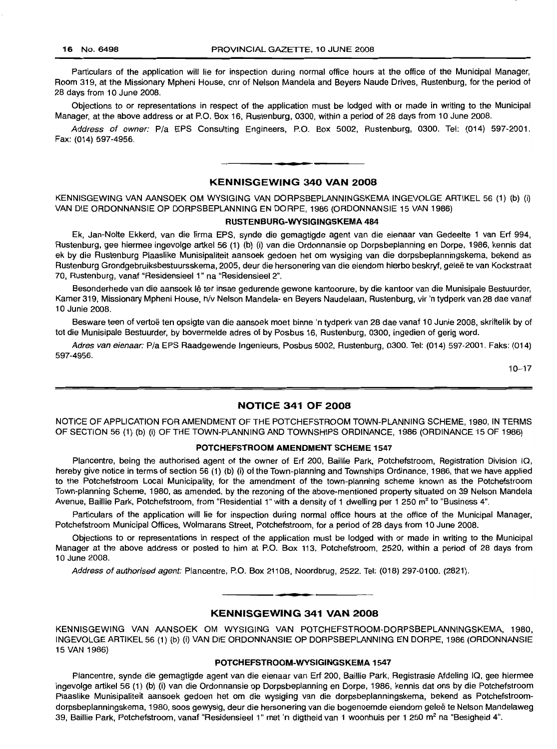Particulars of the application will lie for inspection during normal office hours at the office of the Municipal Manager, Room 319, at the Missionary Mpheni House, cnr of Nelson Mandela and Beyers Naude Drives, Rustenburg, for the period of 28 days from 10 June 2008.

Objections to or representations in respect of the application must be lodged with or made in writing to the Municipal Manager, at the above address or at P.O. Box 16, Rustenburg, 0300, within a period of 28 days from 10 June 2008.

*Address of owner:* P/a EPS Consulting Engineers, P.O. Box 5002, Rustenburg, 0300. Tel: (014) 597-2001. Fax: (014) 597-4956.

## KENNISGEWING 340 VAN 2008

KENNISGEWING VAN AANSOEK OM WYSIGING VAN DORPSBEPLANNINGSKEMA INGEVOLGE ARTIKEL 56 (1) (b) (i) VAN DIE ORDONNANSIE OP DORPSBEPLANNING EN DORPE, 1986 (ORDONNANSIE 15 VAN 1986)

### RUSTENBURG-WYSIGINGSKEMA 484

Ek, Jan-Nolte Ekkerd, van die firma EPS, synde die gemagtigde agent van die eienaar van Gedeelte 1 van Erf 994, Rustenburg, gee hiermee ingevolge artkel 56 (1) (b) (i) van die Ordonnansie op Dorpsbeplanning en Dorpe, 1986, kennis dat ek by die Rustenburg Plaaslike Munisipaliteit aansoek gedoen het om wysiging van die dorpsbeplanningskema, bekend as Rustenburg Grondgebruiksbestuursskema, 2005, deur die hersonering van die eiendom hierbo beskryf, geleë te van Kockstraat 70, Rustenburg, vanaf "Residensieel 1" na "Residensieel 2".

Besonderhede van die aansoek lê ter insae gedurende gewone kantoorure, by die kantoor van die Munisipale Bestuurder, Kamer 319, Missionary Mpheni House, h/v Nelson Mandela- en Beyers Naudelaan, Rustenburg, vir 'n tydperk van 28 dae vanaf 10 Junie 2008.

Besware teen of vertoë ten opsigte van die aansoek moet binne 'n tydperk van 28 dae vanaf 10 Junie 2008, skriftelik by of tot die Munisipale Bestuurder, by bovermelde adres of by Posbus 16, Rustenburg, 0300, ingedien of gerig word.

*Adres van eienaar:* P/a EPS Raadgewende Ingenieurs, Posbus 5002, Rustenburg, 0300. Tel: (014) 597-2001. Faks: (014) 597-4956.

10–17

## NOTICE 341 OF 2008

NOTICE OF APPLICATION FOR AMENDMENT OF THE POTCHEFSTROOM TOWN-PLANNING SCHEME, 1980, IN TERMS OF SECTION 56 (1) (b) (i) OF THE TOWN-PLANNING AND TOWNSHIPS ORDINANCE, 1986 (ORDINANCE 15 OF 1986)

### POTCHEFSTROOM AMENDMENT SCHEME 1547

Plancentre, being the authorised agent of the owner of Erf 200, Baillie Park, Potchefstroom, Registration Division IQ, hereby give notice in terms of section 56 (1) (b) (i) of the Town-planning and Townships Ordinance, 1986, that we have applied to the Potchefstroom Local Municipality, for the amendment of the town-planning scheme known as the Potchefstroom Town-planning Scheme, 1980, as amended, by the rezoning of the above-mentioned property situated on 39 Nelson Mandela Avenue, Baillie Park, Potchefstroom, from "Residential 1" with a density of 1 dwelling per 1 250 m² to "Business 4".

Particulars of the application will lie for inspection during normal office hours at the office of the Municipal Manager, Potchefstroom Municipal Offices, Wolmarans Street, Potchefstroom, for a period of 28 days from 10 June 2008.

Objections to or representations in respect of the application must be lodged with or made in writing to the Municipal Manager at the above address or posted to him at P.O. Box 113, Potchefstroom, 2520, within a period of 28 days from 10 June 2008.

*Address of authorised agent:* Plancentre, P.O. Box 21108, Noordbrug, 2522. Tel: (018) 297-0100. (2821).

## KENNISGEWING 341 VAN 2008

KENNISGEWING VAN AANSOEK OM WYSIGING VAN POTCHEFSTROOM-DORPSBEPLANNINGSKEMA, 1980, INGEVOLGE ARTIKEL 56 (1) (b) (i) VAN DIE ORDONNANSIE OP DORPSBEPLANNING EN DORPE, 1986 (ORDONNANSIE 15 VAN 1986)

### POTCHEFSTROOM-WYSIGINGSKEMA 1547

Plancentre, synde die gemagtigde agent van die eienaar van Erf 200, Baillie Park, Registrasie Afdeling IQ, gee hiermee ingevolge artikel 56 (1) (b) (i) van die Ordonnansie op Dorpsbeplanning en Dorpe, 1986, kennis dat ons by die Potchefstroom Plaaslike Munisipaliteit aansoek gedoen het om die wysiging van die dorpsbeplanningskema, bekend as Potchefstroom-dorpsbeplanningskema, 1980, soos gewysig, deur die hersonering van die bogenoemde eiendom geleë te Nelson Mandelaweg 39, Baillie Park, Potchefstroom, vanaf "Residensieel 1" met 'n digtheid van 1 woonhuis per 1 250 m² na "Besigheid 4".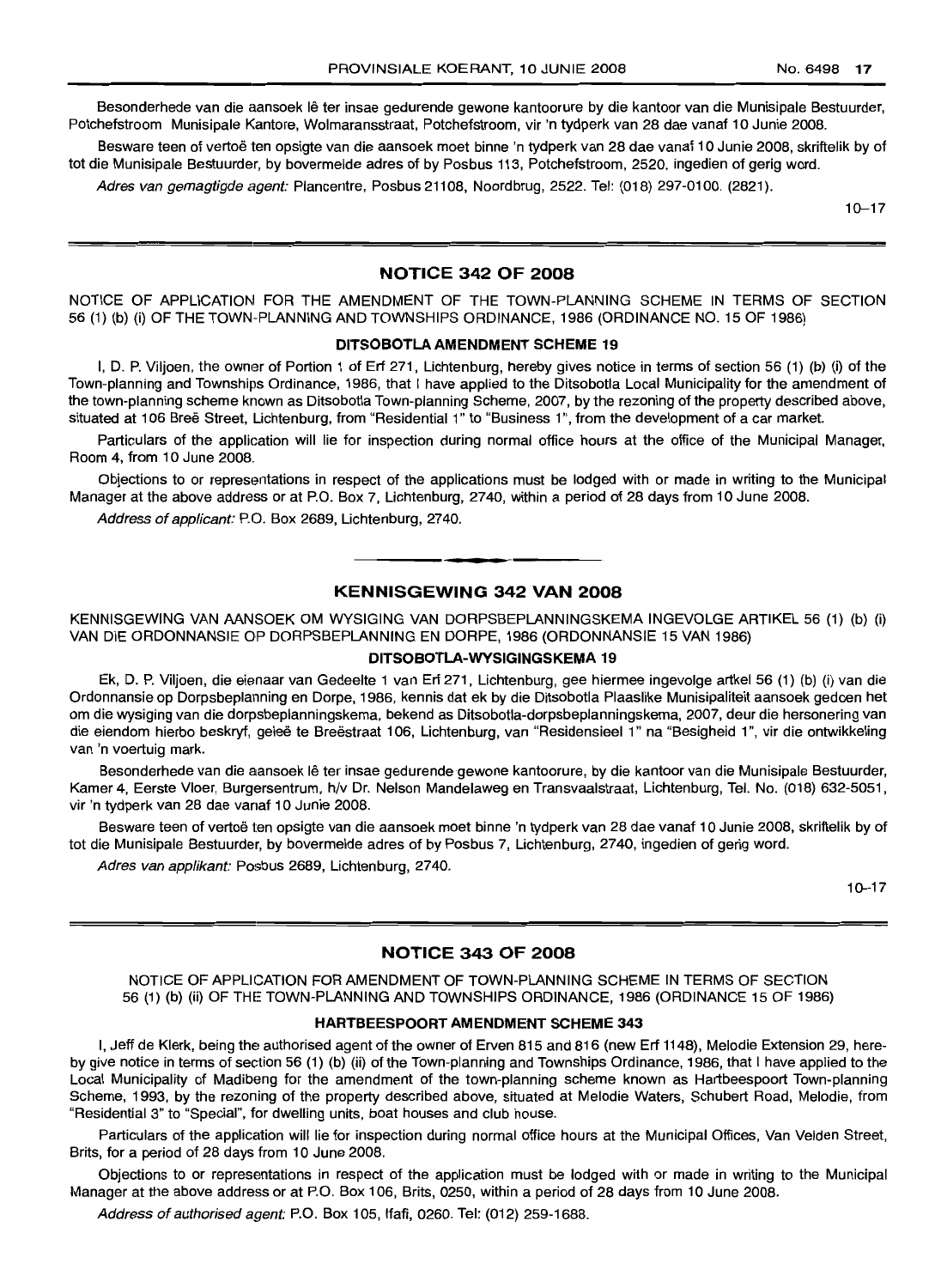Besonderhede van die aansoek lê ter insae gedurende gewone kantoorure by die kantoor van die Munisipale Bestuurder, Potchefstroom Munisipale Kantore, Wolmaransstraat, Potchefstroom, vir 'n tydperk van 28 dae vanaf 10 Junie 2008.

Besware teen of vertoë ten opsigte van die aansoek moet binne 'n tydperk van 28 dae vanaf 10 Junie 2008, skriftelik by of tot die Munisipale Bestuurder, by bovermelde adres of by Posbus 113, Potchefstroom, 2520, ingedien of gerig word.

*Adres van gemagtigde agent:* Plancentre, Posbus 21108, Noordbrug, 2522. Tel: (018) 297-0100. (2821).

10–17

## NOTICE 342 OF 2008

NOTICE OF APPLICATION FOR THE AMENDMENT OF THE TOWN-PLANNING SCHEME IN TERMS OF SECTION 56 (1) (b) (i) OF THE TOWN-PLANNING AND TOWNSHIPS ORDINANCE, 1986 (ORDINANCE NO. 15 OF 1986)

### DITSOBOTLA AMENDMENT SCHEME 19

I, D. P. Viljoen, the owner of Portion 1 of Erf 271, Lichtenburg, hereby gives notice in terms of section 56 (1) (b) (i) of the Town-planning and Townships Ordinance, 1986, that I have applied to the Ditsobotla Local Municipality for the amendment of the town-planning scheme known as Ditsobotla Town-planning Scheme, 2007, by the rezoning of the property described above, situated at 106 Breë Street, Lichtenburg, from "Residential 1" to "Business 1", from the development of a car market.

Particulars of the application will lie for inspection during normal office hours at the office of the Municipal Manager, Room 4, from 10 June 2008.

Objections to or representations in respect of the applications must be lodged with or made in writing to the Municipal Manager at the above address or at P.O. Box 7, Lichtenburg, 2740, within a period of 28 days from 10 June 2008.

*Address of applicant:* P.O. Box 2689, Lichtenburg, 2740.

## KENNISGEWING 342 VAN 2008

KENNISGEWING VAN AANSOEK OM WYSIGING VAN DORPSBEPLANNINGSKEMA INGEVOLGE ARTIKEL 56 (1) (b) (i) VAN DIE ORDONNANSIE OP DORPSBEPLANNING EN DORPE, 1986 (ORDONNANSIE 15 VAN 1986)

### DITSOBOTLA-WYSIGINGSKEMA 19

Ek, D. P. Viljoen, die eienaar van Gedeelte 1 van Erf 271, Lichtenburg, gee hiermee ingevolge artkel 56 (1) (b) (i) van die Ordonnansie op Dorpsbeplanning en Dorpe, 1986, kennis dat ek by die Ditsobotla Plaaslike Munisipaliteit aansoek gedoen het om die wysiging van die dorpsbeplanningskema, bekend as Ditsobotla-dorpsbeplanningskema, 2007, deur die hersonering van die eiendom hierbo beskryf, geleë te Breëstraat 106, Lichtenburg, van "Residensieel 1" na "Besigheid 1", vir die ontwikkeling van 'n voertuig mark.

Besonderhede van die aansoek lê ter insae gedurende gewone kantoorure, by die kantoor van die Munisipale Bestuurder, Kamer 4, Eerste Vloer, Burgersentrum, h/v Dr. Nelson Mandelaweg en Transvaalstraat, Lichtenburg, Tel. No. (018) 632-5051, vir 'n tydperk van 28 dae vanaf 10 Junie 2008.

Besware teen of vertoë ten opsigte van die aansoek moet binne 'n tydperk van 28 dae vanaf 10 Junie 2008, skriftelik by of tot die Munisipale Bestuurder, by bovermelde adres of by Posbus 7, Lichtenburg, 2740, ingedien of gerig word.

*Adres van applikant:* Posbus 2689, Lichtenburg, 2740.

10–17

## NOTICE 343 OF 2008

NOTICE OF APPLICATION FOR AMENDMENT OF TOWN-PLANNING SCHEME IN TERMS OF SECTION 56 (1) (b) (ii) OF THE TOWN-PLANNING AND TOWNSHIPS ORDINANCE, 1986 (ORDINANCE 15 OF 1986)

### HARTBEESPOORT AMENDMENT SCHEME 343

I, Jeff de Klerk, being the authorised agent of the owner of Erven 815 and 816 (new Erf 1148), Melodie Extension 29, hereby give notice in terms of section 56 (1) (b) (ii) of the Town-planning and Townships Ordinance, 1986, that I have applied to the Local Municipality of Madibeng for the amendment of the town-planning scheme known as Hartbeespoort Town-planning Scheme, 1993, by the rezoning of the property described above, situated at Melodie Waters, Schubert Road, Melodie, from "Residential 3" to "Special", for dwelling units, boat houses and club house.

Particulars of the application will lie for inspection during normal office hours at the Municipal Offices, Van Velden Street, Brits, for a period of 28 days from 10 June 2008.

Objections to or representations in respect of the application must be lodged with or made in writing to the Municipal Manager at the above address or at P.O. Box 106, Brits, 0250, within a period of 28 days from 10 June 2008.

*Address of authorised agent:* P.O. Box 105, Ifafi, 0260. Tel: (012) 259-1688.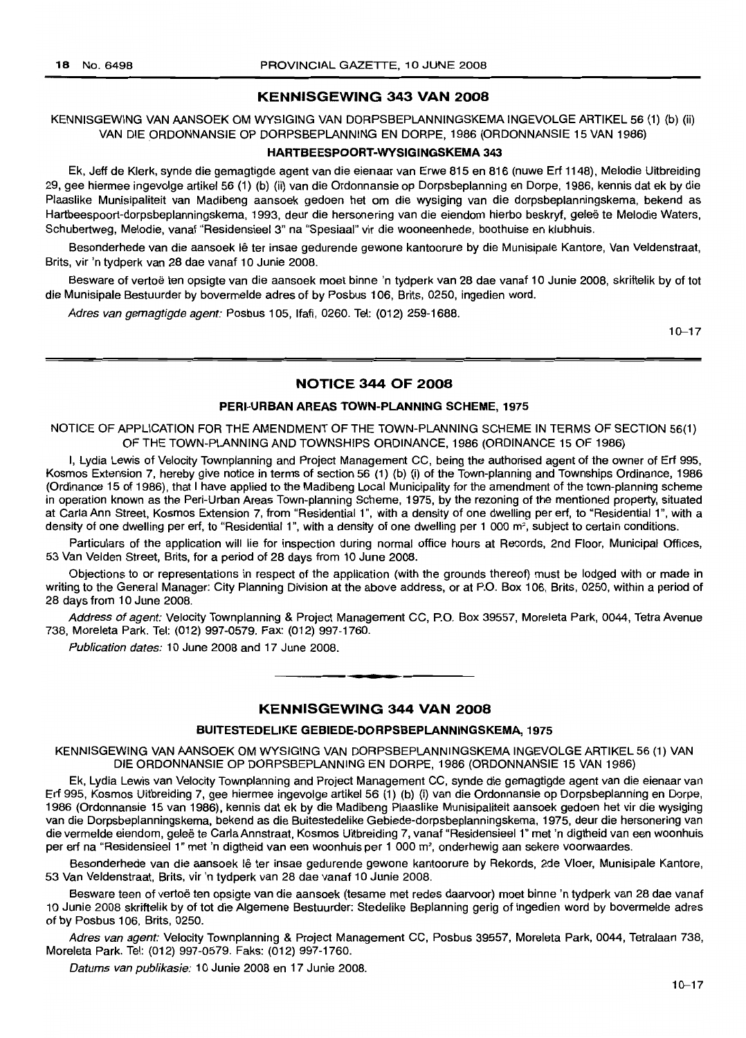## KENNISGEWING 343 VAN 2008

KENNISGEWING VAN AANSOEK OM WYSIGING VAN DORPSBEPLANNINGSKEMA INGEVOLGE ARTIKEL 56 (1) (b) (ii) VAN DIE ORDONNANSIE OP DORPSBEPLANNING EN DORPE, 1986 (ORDONNANSIE 15 VAN 1986)

### HARTBEESPOORT-WYSIGINGSKEMA 343

Ek, Jeff de Klerk, synde die gemagtigde agent van die eienaar van Erwe 815 en 816 (nuwe Erf 1148), Melodie Uitbreiding 29, gee hiermee ingevolge artikel 56 (1) (b) (ii) van die Ordonnansie op Dorpsbeplanning en Dorpe, 1986, kennis dat ek by die Plaaslike Munisipaliteit van Madibeng aansoek gedoen het om die wysiging van die dorpsbeplanningskema, bekend as Hartbeespoort-dorpsbeplanningskema, 1993, deur die hersonering van die eiendom hierbo beskryf, geleë te Melodie Waters, Schubertweg, Melodie, vanaf "Residensieel 3" na "Spesiaal" vir die wooneenhede, boothuise en klubhuis.

Besonderhede van die aansoek lê ter insae gedurende gewone kantoorure by die Munisipale Kantore, Van Veldenstraat, Brits, vir 'n tydperk van 28 dae vanaf 10 Junie 2008.

Besware of vertoë ten opsigte van die aansoek moet binne 'n tydperk van 28 dae vanaf 10 Junie 2008, skriftelik by of tot die Munisipale Bestuurder by bovermelde adres of by Posbus 106, Brits, 0250, ingedien word.

*Adres van gemagtigde agent:* Posbus 105, Ifafi, 0260. Tel: (012) 259-1688.

10–17

## NOTICE 344 OF 2008

### PERI-URBAN AREAS TOWN-PLANNING SCHEME, 1975

NOTICE OF APPLICATION FOR THE AMENDMENT OF THE TOWN-PLANNING SCHEME IN TERMS OF SECTION 56(1) OF THE TOWN-PLANNING AND TOWNSHIPS ORDINANCE, 1986 (ORDINANCE 15 OF 1986)

I, Lydia Lewis of Velocity Townplanning and Project Management CC, being the authorised agent of the owner of Erf 995, Kosmos Extension 7, hereby give notice in terms of section 56 (1) (b) (i) of the Town-planning and Townships Ordinance, 1986 (Ordinance 15 of 1986), that I have applied to the Madibeng Local Municipality for the amendment of the town-planning scheme in operation known as the Peri-Urban Areas Town-planning Scheme, 1975, by the rezoning of the mentioned property, situated at Carla Ann Street, Kosmos Extension 7, from "Residential 1", with a density of one dwelling per erf, to "Residential 1", with a density of one dwelling per 1 000 m², subject to certain conditions.

Particulars of the application will lie for inspection during normal office hours at Records, 2nd Floor, Municipal Offices, 53 Van Velden Street, Brits, for a period of 28 days from 10 June 2008.

Objections to or representations in respect of the application (with the grounds thereof) must be lodged with or made in writing to the General Manager: City Planning Division at the above address, or at P.O. Box 106, Brits, 0250, within a period of 28 days from 10 June 2008.

*Address of agent:* Velocity Townplanning & Project Management CC, P.O. Box 39557, Moreleta Park, 0044, Tetra Avenue 738, Moreleta Park. Tel: (012) 997-0579. Fax: (012) 997-1760.

*Publication dates:* 10 June 2008 and 17 June 2008.

## KENNISGEWING 344 VAN 2008

### BUITESTEDELIKE GEBIEDE-DORPSBEPLANNINGSKEMA, 1975

KENNISGEWING VAN AANSOEK OM WYSIGING VAN DORPSBEPLANNINGSKEMA INGEVOLGE ARTIKEL 56 (1) VAN DIE ORDONNANSIE OP DORPSBEPLANNING EN DORPE, 1986 (ORDONNANSIE 15 VAN 1986)

Ek, Lydia Lewis van Velocity Townplanning and Project Management CC, synde die gemagtigde agent van die eienaar van Erf 995, Kosmos Uitbreiding 7, gee hiermee ingevolge artikel 56 (1) (b) (i) van die Ordonnansie op Dorpsbeplanning en Dorpe, 1986 (Ordonnansie 15 van 1986), kennis dat ek by die Madibeng Plaaslike Munisipaliteit aansoek gedoen het vir die wysiging van die Dorpsbeplanningskema, bekend as die Buitestedelike Gebiede-dorpsbeplanningskema, 1975, deur die hersonering van die vermelde eiendom, geleë te Carla Annstraat, Kosmos Uitbreiding 7, vanaf "Residensieel 1" met 'n digtheid van een woonhuis per erf na "Residensieel 1" met 'n digtheid van een woonhuis per 1 000 m², onderhewig aan sekere voorwaardes.

Besonderhede van die aansoek lê ter insae gedurende gewone kantoorure by Rekords, 2de Vloer, Munisipale Kantore, 53 Van Veldenstraat, Brits, vir 'n tydperk van 28 dae vanaf 10 Junie 2008.

Besware teen of vertoë ten opsigte van die aansoek (tesame met redes daarvoor) moet binne 'n tydperk van 28 dae vanaf 10 Junie 2008 skriftelik by of tot die Algemene Bestuurder: Stedelike Beplanning gerig of ingedien word by bovermelde adres of by Posbus 106, Brits, 0250.

*Adres van agent:* Velocity Townplanning & Project Management CC, Posbus 39557, Moreleta Park, 0044, Tetralaan 738, Moreleta Park. Tel: (012) 997-0579. Faks: (012) 997-1760.

*Datums van publikasie:* 10 Junie 2008 en 17 Junie 2008.

10–17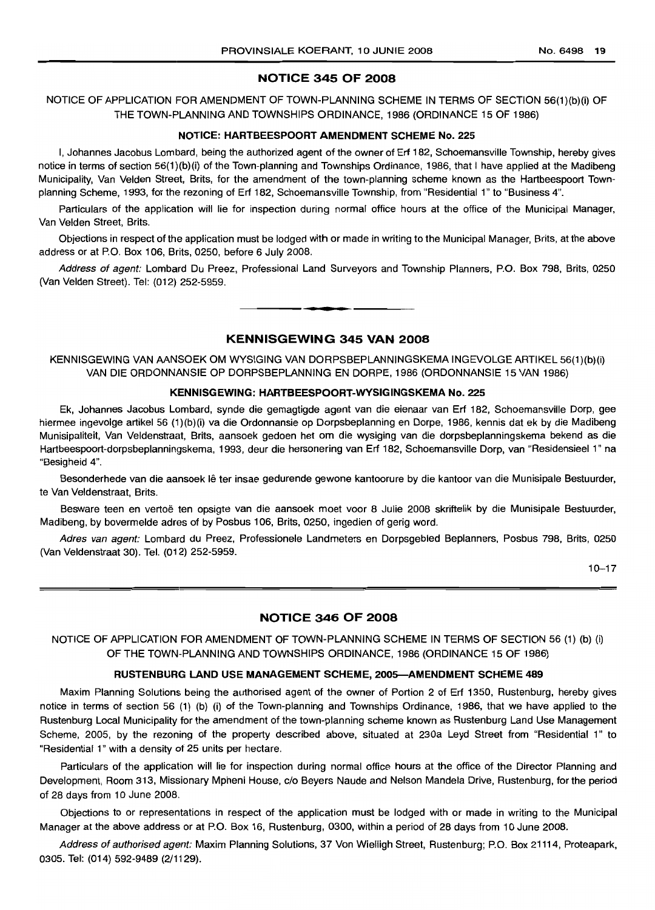## NOTICE 345 OF 2008

NOTICE OF APPLICATION FOR AMENDMENT OF TOWN-PLANNING SCHEME IN TERMS OF SECTION 56(1)(b)(i) OF THE TOWN-PLANNING AND TOWNSHIPS ORDINANCE, 1986 (ORDINANCE 15 OF 1986)

### NOTICE: HARTBEESPOORT AMENDMENT SCHEME No. 225

I, Johannes Jacobus Lombard, being the authorized agent of the owner of Erf 182, Schoemansville Township, hereby gives notice in terms of section 56(1)(b)(i) of the Town-planning and Townships Ordinance, 1986, that I have applied at the Madibeng Municipality, Van Velden Street, Brits, for the amendment of the town-planning scheme known as the Hartbeespoort Town-planning Scheme, 1993, for the rezoning of Erf 182, Schoemansville Township, from "Residential 1" to "Business 4".

Particulars of the application will lie for inspection during normal office hours at the office of the Municipal Manager, Van Velden Street, Brits.

Objections in respect of the application must be lodged with or made in writing to the Municipal Manager, Brits, at the above address or at P.O. Box 106, Brits, 0250, before 6 July 2008.

*Address of agent:* Lombard Du Preez, Professional Land Surveyors and Township Planners, P.O. Box 798, Brits, 0250 (Van Velden Street). Tel: (012) 252-5959.

---

## KENNISGEWING 345 VAN 2008

KENNISGEWING VAN AANSOEK OM WYSIGING VAN DORPSBEPLANNINGSKEMA INGEVOLGE ARTIKEL 56(1)(b)(i) VAN DIE ORDONNANSIE OP DORPSBEPLANNING EN DORPE, 1986 (ORDONNANSIE 15 VAN 1986)

### KENNISGEWING: HARTBEESPOORT-WYSIGINGSKEMA No. 225

Ek, Johannes Jacobus Lombard, synde die gemagtigde agent van die eienaar van Erf 182, Schoemansville Dorp, gee hiermee ingevolge artikel 56 (1)(b)(i) va die Ordonnansie op Dorpsbeplanning en Dorpe, 1986, kennis dat ek by die Madibeng Munisipaliteit, Van Veldenstraat, Brits, aansoek gedoen het om die wysiging van die dorpsbeplanningskema bekend as die Hartbeespoort-dorpsbeplanningskema, 1993, deur die hersonering van Erf 182, Schoemansville Dorp, van "Residensieel 1" na "Besigheid 4".

Besonderhede van die aansoek lê ter insae gedurende gewone kantoorure by die kantoor van die Munisipale Bestuurder, te Van Veldenstraat, Brits.

Besware teen en vertoë ten opsigte van die aansoek moet voor 8 Julie 2008 skriftelik by die Munisipale Bestuurder, Madibeng, by bovermelde adres of by Posbus 106, Brits, 0250, ingedien of gerig word.

*Adres van agent:* Lombard du Preez, Professionele Landmeters en Dorpsgebied Beplanners, Posbus 798, Brits, 0250 (Van Veldenstraat 30). Tel. (012) 252-5959.

10–17

---

## NOTICE 346 OF 2008

NOTICE OF APPLICATION FOR AMENDMENT OF TOWN-PLANNING SCHEME IN TERMS OF SECTION 56 (1) (b) (i) OF THE TOWN-PLANNING AND TOWNSHIPS ORDINANCE, 1986 (ORDINANCE 15 OF 1986)

### RUSTENBURG LAND USE MANAGEMENT SCHEME, 2005—AMENDMENT SCHEME 489

Maxim Planning Solutions being the authorised agent of the owner of Portion 2 of Erf 1350, Rustenburg, hereby gives notice in terms of section 56 (1) (b) (i) of the Town-planning and Townships Ordinance, 1986, that we have applied to the Rustenburg Local Municipality for the amendment of the town-planning scheme known as Rustenburg Land Use Management Scheme, 2005, by the rezoning of the property described above, situated at 230a Leyd Street from "Residential 1" to "Residential 1" with a density of 25 units per hectare.

Particulars of the application will lie for inspection during normal office hours at the office of the Director Planning and Development, Room 313, Missionary Mpheni House, c/o Beyers Naude and Nelson Mandela Drive, Rustenburg, for the period of 28 days from 10 June 2008.

Objections to or representations in respect of the application must be lodged with or made in writing to the Municipal Manager at the above address or at P.O. Box 16, Rustenburg, 0300, within a period of 28 days from 10 June 2008.

*Address of authorised agent:* Maxim Planning Solutions, 37 Von Wielligh Street, Rustenburg; P.O. Box 21114, Proteapark, 0305. Tel: (014) 592-9489 (2/1129).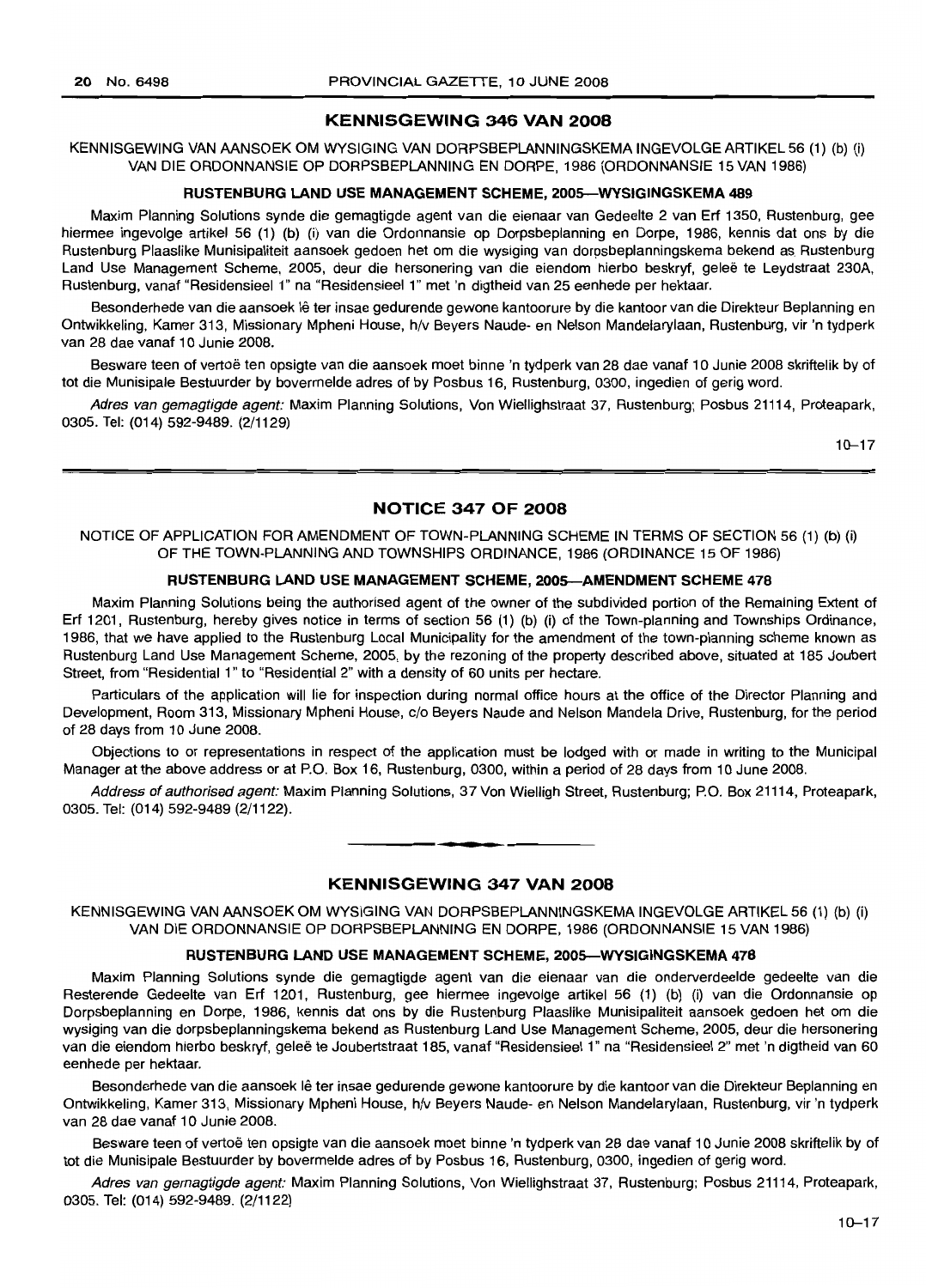## KENNISGEWING 346 VAN 2008

KENNISGEWING VAN AANSOEK OM WYSIGING VAN DORPSBEPLANNINGSKEMA INGEVOLGE ARTIKEL 56 (1) (b) (i) VAN DIE ORDONNANSIE OP DORPSBEPLANNING EN DORPE, 1986 (ORDONNANSIE 15 VAN 1986)

### RUSTENBURG LAND USE MANAGEMENT SCHEME, 2005—WYSIGINGSKEMA 489

Maxim Planning Solutions synde die gemagtigde agent van die eienaar van Gedeelte 2 van Erf 1350, Rustenburg, gee hiermee ingevolge artikel 56 (1) (b) (i) van die Ordonnansie op Dorpsbeplanning en Dorpe, 1986, kennis dat ons by die Rustenburg Plaaslike Munisipaliteit aansoek gedoen het om die wysiging van dorpsbeplanningskema bekend as Rustenburg Land Use Management Scheme, 2005, deur die hersonering van die eiendom hierbo beskryf, geleë te Leydstraat 230A, Rustenburg, vanaf "Residensieel 1" na "Residensieel 1" met 'n digtheid van 25 eenhede per hektaar.

Besonderhede van die aansoek lê ter insae gedurende gewone kantoorure by die kantoor van die Direkteur Beplanning en Ontwikkeling, Kamer 313, Missionary Mpheni House, h/v Beyers Naude- en Nelson Mandelalaan, Rustenburg, vir 'n tydperk van 28 dae vanaf 10 Junie 2008.

Besware teen of vertoë ten opsigte van die aansoek moet binne 'n tydperk van 28 dae vanaf 10 Junie 2008 skriftelik by of tot die Munisipale Bestuurder by bovermelde adres of by Posbus 16, Rustenburg, 0300, ingedien of gerig word.

*Adres van gemagtigde agent:* Maxim Planning Solutions, Von Wiellighstraat 37, Rustenburg; Posbus 21114, Proteapark, 0305. Tel: (014) 592-9489. (2/1129)

10–17

---

## NOTICE 347 OF 2008

NOTICE OF APPLICATION FOR AMENDMENT OF TOWN-PLANNING SCHEME IN TERMS OF SECTION 56 (1) (b) (i) OF THE TOWN-PLANNING AND TOWNSHIPS ORDINANCE, 1986 (ORDINANCE 15 OF 1986)

### RUSTENBURG LAND USE MANAGEMENT SCHEME, 2005—AMENDMENT SCHEME 478

Maxim Planning Solutions being the authorised agent of the owner of the subdivided portion of the Remaining Extent of Erf 1201, Rustenburg, hereby gives notice in terms of section 56 (1) (b) (i) of the Town-planning and Townships Ordinance, 1986, that we have applied to the Rustenburg Local Municipality for the amendment of the town-planning scheme known as Rustenburg Land Use Management Scheme, 2005, by the rezoning of the property described above, situated at 185 Joubert Street, from "Residential 1" to "Residential 2" with a density of 60 units per hectare.

Particulars of the application will lie for inspection during normal office hours at the office of the Director Planning and Development, Room 313, Missionary Mpheni House, c/o Beyers Naude and Nelson Mandela Drive, Rustenburg, for the period of 28 days from 10 June 2008.

Objections to or representations in respect of the application must be lodged with or made in writing to the Municipal Manager at the above address or at P.O. Box 16, Rustenburg, 0300, within a period of 28 days from 10 June 2008.

*Address of authorised agent:* Maxim Planning Solutions, 37 Von Wielligh Street, Rustenburg; P.O. Box 21114, Proteapark, 0305. Tel: (014) 592-9489 (2/1122).

---

## KENNISGEWING 347 VAN 2008

KENNISGEWING VAN AANSOEK OM WYSIGING VAN DORPSBEPLANNINGSKEMA INGEVOLGE ARTIKEL 56 (1) (b) (i) VAN DIE ORDONNANSIE OP DORPSBEPLANNING EN DORPE, 1986 (ORDONNANSIE 15 VAN 1986)

### RUSTENBURG LAND USE MANAGEMENT SCHEME, 2005—WYSIGINGSKEMA 478

Maxim Planning Solutions synde die gemagtigde agent van die eienaar van die onderverdeelde gedeelte van die Resterende Gedeelte van Erf 1201, Rustenburg, gee hiermee ingevolge artikel 56 (1) (b) (i) van die Ordonnansie op Dorpsbeplanning en Dorpe, 1986, kennis dat ons by die Rustenburg Plaaslike Munisipaliteit aansoek gedoen het om die wysiging van die dorpsbeplanningskema bekend as Rustenburg Land Use Management Scheme, 2005, deur die hersonering van die eiendom hierbo beskryf, geleë te Joubertstraat 185, vanaf "Residensieel 1" na "Residensieel 2" met 'n digtheid van 60 eenhede per hektaar.

Besonderhede van die aansoek lê ter insae gedurende gewone kantoorure by die kantoor van die Direkteur Beplanning en Ontwikkeling, Kamer 313, Missionary Mpheni House, h/v Beyers Naude- en Nelson Mandelalaan, Rustenburg, vir 'n tydperk van 28 dae vanaf 10 Junie 2008.

Besware teen of vertoë ten opsigte van die aansoek moet binne 'n tydperk van 28 dae vanaf 10 Junie 2008 skriftelik by of tot die Munisipale Bestuurder by bovermelde adres of by Posbus 16, Rustenburg, 0300, ingedien of gerig word.

*Adres van gemagtigde agent:* Maxim Planning Solutions, Von Wiellighstraat 37, Rustenburg; Posbus 21114, Proteapark, 0305. Tel: (014) 592-9489. (2/1122)

10–17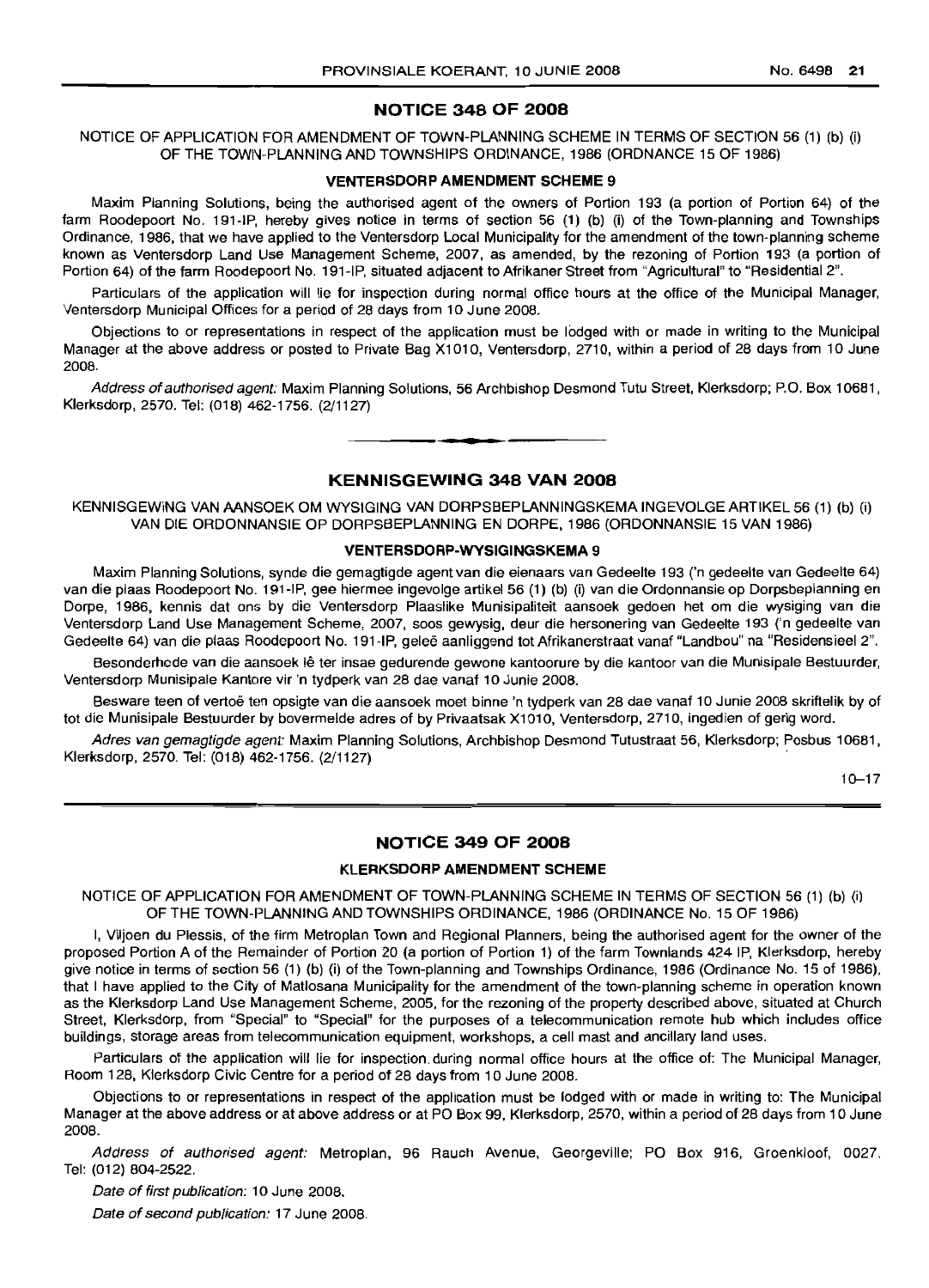## NOTICE 348 OF 2008

NOTICE OF APPLICATION FOR AMENDMENT OF TOWN-PLANNING SCHEME IN TERMS OF SECTION 56 (1) (b) (i) OF THE TOWN-PLANNING AND TOWNSHIPS ORDINANCE, 1986 (ORDNANCE 15 OF 1986)

### VENTERSDORP AMENDMENT SCHEME 9

Maxim Planning Solutions, being the authorised agent of the owners of Portion 193 (a portion of Portion 64) of the farm Roodepoort No. 191-IP, hereby gives notice in terms of section 56 (1) (b) (i) of the Town-planning and Townships Ordinance, 1986, that we have applied to the Ventersdorp Local Municipality for the amendment of the town-planning scheme known as Ventersdorp Land Use Management Scheme, 2007, as amended, by the rezoning of Portion 193 (a portion of Portion 64) of the farm Roodepoort No. 191-IP, situated adjacent to Afrikaner Street from "Agricultural" to "Residential 2".

Particulars of the application will lie for inspection during normal office hours at the office of the Municipal Manager, Ventersdorp Municipal Offices for a period of 28 days from 10 June 2008.

Objections to or representations in respect of the application must be lodged with or made in writing to the Municipal Manager at the above address or posted to Private Bag X1010, Ventersdorp, 2710, within a period of 28 days from 10 June 2008.

*Address of authorised agent:* Maxim Planning Solutions, 56 Archbishop Desmond Tutu Street, Klerksdorp; P.O. Box 10681, Klerksdorp, 2570. Tel: (018) 462-1756. (2/1127)

---

## KENNISGEWING 348 VAN 2008

KENNISGEWING VAN AANSOEK OM WYSIGING VAN DORPSBEPLANNINGSKEMA INGEVOLGE ARTIKEL 56 (1) (b) (i) VAN DIE ORDONNANSIE OP DORPSBEPLANNING EN DORPE, 1986 (ORDONNANSIE 15 VAN 1986)

### VENTERSDORP-WYSIGINGSKEMA 9

Maxim Planning Solutions, synde die gemagtigde agent van die eienaars van Gedeelte 193 ('n gedeelte van Gedeelte 64) van die plaas Roodepoort No. 191-IP, gee hiermee ingevolge artikel 56 (1) (b) (i) van die Ordonnansie op Dorpsbeplanning en Dorpe, 1986, kennis dat ons by die Ventersdorp Plaaslike Munisipaliteit aansoek gedoen het om die wysiging van die Ventersdorp Land Use Management Scheme, 2007, soos gewysig, deur die hersonering van Gedeelte 193 ('n gedeelte van Gedeelte 64) van die plaas Roodepoort No. 191-IP, geleë aanliggend tot Afrikanerstraat vanaf "Landbou" na "Residensieel 2".

Besonderhede van die aansoek lê ter insae gedurende gewone kantoorure by die kantoor van die Munisipale Bestuurder, Ventersdorp Munisipale Kantore vir 'n tydperk van 28 dae vanaf 10 Junie 2008.

Besware teen of vertoë ten opsigte van die aansoek moet binne 'n tydperk van 28 dae vanaf 10 Junie 2008 skriftelik by of tot die Munisipale Bestuurder by bovermelde adres of by Privaatsak X1010, Ventersdorp, 2710, ingedien of gerig word.

*Adres van gemagtigde agent:* Maxim Planning Solutions, Archbishop Desmond Tutustraat 56, Klerksdorp; Posbus 10681, Klerksdorp, 2570. Tel: (018) 462-1756. (2/1127)

10–17

---

## NOTICE 349 OF 2008

### KLERKSDORP AMENDMENT SCHEME

NOTICE OF APPLICATION FOR AMENDMENT OF TOWN-PLANNING SCHEME IN TERMS OF SECTION 56 (1) (b) (i) OF THE TOWN-PLANNING AND TOWNSHIPS ORDINANCE, 1986 (ORDINANCE No. 15 OF 1986)

I, Viljoen du Plessis, of the firm Metroplan Town and Regional Planners, being the authorised agent for the owner of the proposed Portion A of the Remainder of Portion 20 (a portion of Portion 1) of the farm Townlands 424 IP, Klerksdorp, hereby give notice in terms of section 56 (1) (b) (i) of the Town-planning and Townships Ordinance, 1986 (Ordinance No. 15 of 1986), that I have applied to the City of Matlosana Municipality for the amendment of the town-planning scheme in operation known as the Klerksdorp Land Use Management Scheme, 2005, for the rezoning of the property described above, situated at Church Street, Klerksdorp, from "Special" to "Special" for the purposes of a telecommunication remote hub which includes office buildings, storage areas from telecommunication equipment, workshops, a cell mast and ancillary land uses.

Particulars of the application will lie for inspection during normal office hours at the office of: The Municipal Manager, Room 128, Klerksdorp Civic Centre for a period of 28 days from 10 June 2008.

Objections to or representations in respect of the application must be lodged with or made in writing to: The Municipal Manager at the above address or at above address or at PO Box 99, Klerksdorp, 2570, within a period of 28 days from 10 June 2008.

*Address of authorised agent:* Metroplan, 96 Rauch Avenue, Georgeville; PO Box 916, Groenkloof, 0027. Tel: (012) 804-2522.

*Date of first publication:* 10 June 2008.

*Date of second publication:* 17 June 2008.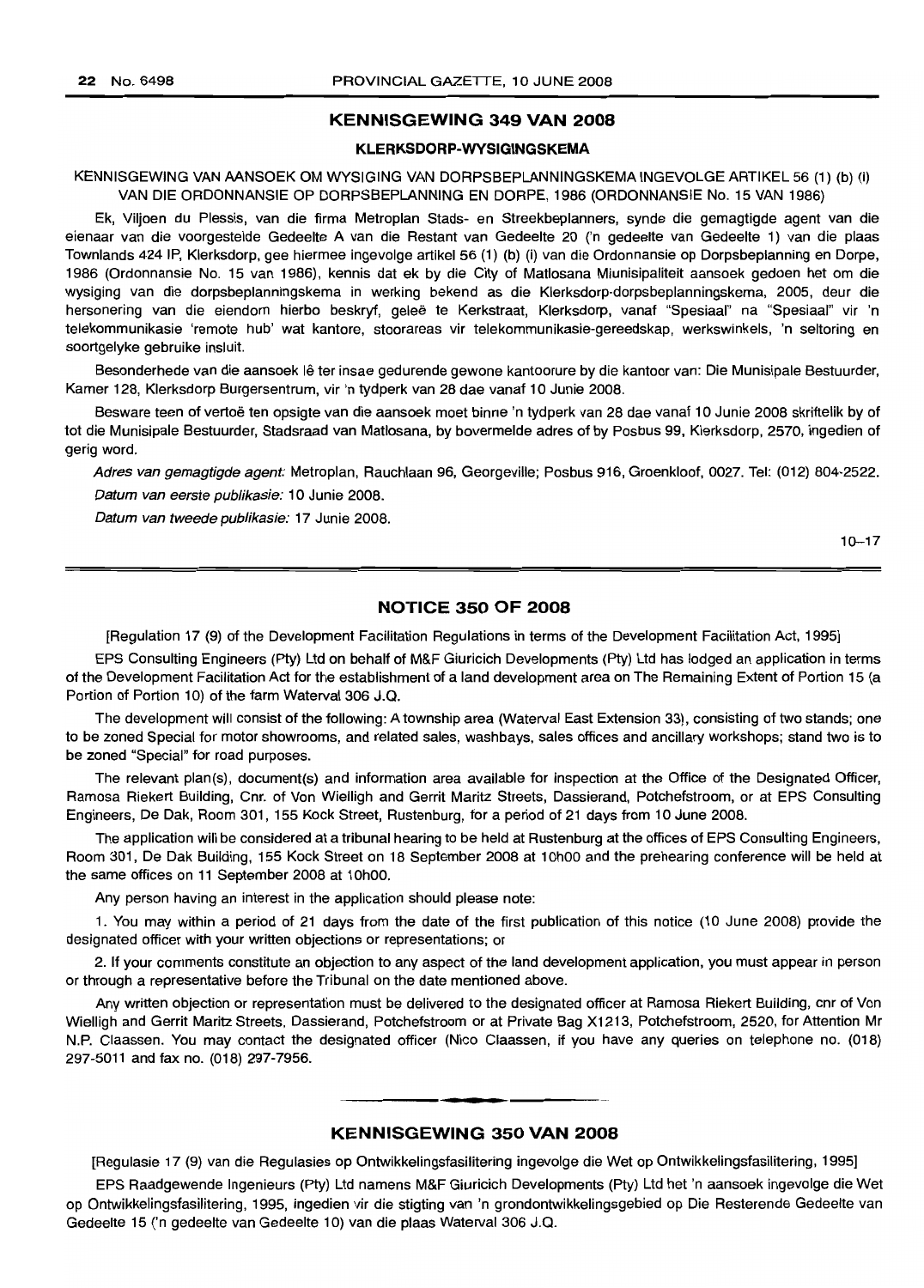## KENNISGEWING 349 VAN 2008

### KLERKSDORP-WYSIGINGSKEMA

KENNISGEWING VAN AANSOEK OM WYSIGING VAN DORPSBEPLANNINGSKEMA INGEVOLGE ARTIKEL 56 (1) (b) (i) VAN DIE ORDONNANSIE OP DORPSBEPLANNING EN DORPE, 1986 (ORDONNANSIE No. 15 VAN 1986)

Ek, Viljoen du Plessis, van die firma Metroplan Stads- en Streekbeplanners, synde die gemagtigde agent van die eienaar van die voorgestelde Gedeelte A van die Restant van Gedeelte 20 ('n gedeelte van Gedeelte 1) van die plaas Townlands 424 IP, Klerksdorp, gee hiermee ingevolge artikel 56 (1) (b) (i) van die Ordonnansie op Dorpsbeplanning en Dorpe, 1986 (Ordonnansie No. 15 van 1986), kennis dat ek by die City of Matlosana Miunisipaliteit aansoek gedoen het om die wysiging van die dorpsbeplanningskema in werking bekend as die Klerksdorp-dorpsbeplanningskema, 2005, deur die hersonering van die eiendom hierbo beskryf, geleë te Kerkstraat, Klerksdorp, vanaf "Spesiaal" na "Spesiaal" vir 'n telekommunikasie 'remote hub' wat kantore, stoorareas vir telekommunikasie-gereedskap, werkswinkels, 'n seltoring en soortgelyke gebruike insluit.

Besonderhede van die aansoek lê ter insae gedurende gewone kantoorure by die kantoor van: Die Munisipale Bestuurder, Kamer 128, Klerksdorp Burgersentrum, vir 'n tydperk van 28 dae vanaf 10 Junie 2008.

Besware teen of vertoë ten opsigte van die aansoek moet binne 'n tydperk van 28 dae vanaf 10 Junie 2008 skriftelik by of tot die Munisipale Bestuurder, Stadsraad van Matlosana, by bovermelde adres of by Posbus 99, Klerksdorp, 2570, ingedien of gerig word.

*Adres van gemagtigde agent:* Metroplan, Rauchlaan 96, Georgeville; Posbus 916, Groenkloof, 0027. Tel: (012) 804-2522.

*Datum van eerste publikasie:* 10 Junie 2008.

*Datum van tweede publikasie:* 17 Junie 2008.

10–17

## NOTICE 350 OF 2008

[Regulation 17 (9) of the Development Facilitation Regulations in terms of the Development Facilitation Act, 1995]

EPS Consulting Engineers (Pty) Ltd on behalf of M&F Giuricich Developments (Pty) Ltd has lodged an application in terms of the Development Facilitation Act for the establishment of a land development area on The Remaining Extent of Portion 15 (a Portion of Portion 10) of the farm Waterval 306 J.Q.

The development will consist of the following: A township area (Waterval East Extension 33), consisting of two stands; one to be zoned Special for motor showrooms, and related sales, washbays, sales offices and ancillary workshops; stand two is to be zoned "Special" for road purposes.

The relevant plan(s), document(s) and information area available for inspection at the Office of the Designated Officer, Ramosa Riekert Building, Cnr. of Von Wielligh and Gerrit Maritz Streets, Dassierand, Potchefstroom, or at EPS Consulting Engineers, De Dak, Room 301, 155 Kock Street, Rustenburg, for a period of 21 days from 10 June 2008.

The application will be considered at a tribunal hearing to be held at Rustenburg at the offices of EPS Consulting Engineers, Room 301, De Dak Building, 155 Kock Street on 18 September 2008 at 10h00 and the prehearing conference will be held at the same offices on 11 September 2008 at 10h00.

Any person having an interest in the application should please note:

1. You may within a period of 21 days from the date of the first publication of this notice (10 June 2008) provide the designated officer with your written objections or representations; or

2. If your comments constitute an objection to any aspect of the land development application, you must appear in person or through a representative before the Tribunal on the date mentioned above.

Any written objection or representation must be delivered to the designated officer at Ramosa Riekert Building, cnr of Von Wielligh and Gerrit Maritz Streets, Dassierand, Potchefstroom or at Private Bag X1213, Potchefstroom, 2520, for Attention Mr N.P. Claassen. You may contact the designated officer (Nico Claassen, if you have any queries on telephone no. (018) 297-5011 and fax no. (018) 297-7956.

## KENNISGEWING 350 VAN 2008

[Regulasie 17 (9) van die Regulasies op Ontwikkelingsfasilitering ingevolge die Wet op Ontwikkelingsfasilitering, 1995]

EPS Raadgewende Ingenieurs (Pty) Ltd namens M&F Giuricich Developments (Pty) Ltd het 'n aansoek ingevolge die Wet op Ontwikkelingsfasilitering, 1995, ingedien vir die stigting van 'n grondontwikkelingsgebied op Die Resterende Gedeelte van Gedeelte 15 ('n gedeelte van Gedeelte 10) van die plaas Waterval 306 J.Q.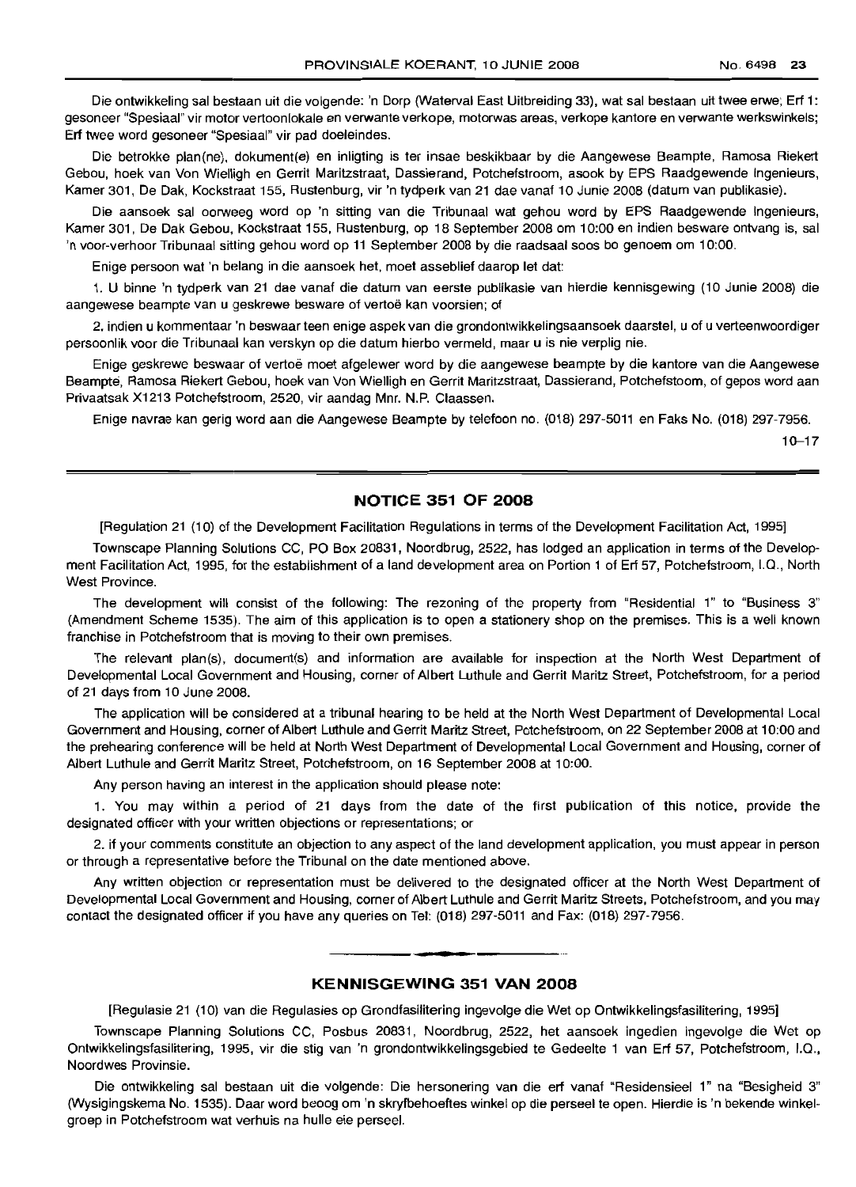Die ontwikkeling sal bestaan uit die volgende: 'n Dorp (Waterval East Uitbreiding 33), wat sal bestaan uit twee erwe; Erf 1: gesoneer "Spesiaal" vir motor vertoonlokale en verwante verkope, motorwas areas, verkope kantore en verwante werkswinkels; Erf twee word gesoneer "Spesiaal" vir pad doeleindes.

Die betrokke plan(ne), dokument(e) en inligting is ter insae beskikbaar by die Aangewese Beampte, Ramosa Riekert Gebou, hoek van Von Wielligh en Gerrit Maritzstraat, Dassierand, Potchefstroom, asook by EPS Raadgewende Ingenieurs, Kamer 301, De Dak, Kockstraat 155, Rustenburg, vir 'n tydperk van 21 dae vanaf 10 Junie 2008 (datum van publikasie).

Die aansoek sal oorweeg word op 'n sitting van die Tribunaal wat gehou word by EPS Raadgewende Ingenieurs, Kamer 301, De Dak Gebou, Kockstraat 155, Rustenburg, op 18 September 2008 om 10:00 en indien besware ontvang is, sal 'n voor-verhoor Tribunaal sitting gehou word op 11 September 2008 by die raadsaal soos bo genoem om 10:00.

Enige persoon wat 'n belang in die aansoek het, moet asseblief daarop let dat:

1. U binne 'n tydperk van 21 dae vanaf die datum van eerste publikasie van hierdie kennisgewing (10 Junie 2008) die aangewese beampte van u geskrewe besware of vertoë kan voorsien; of

2. indien u kommentaar 'n beswaar teen enige aspek van die grondontwikkelingsaansoek daarstel, u of u verteenwoordiger persoonlik voor die Tribunaal kan verskyn op die datum hierbo vermeld, maar u is nie verplig nie.

Enige geskrewe beswaar of vertoë moet afgelewer word by die aangewese beampte by die kantore van die Aangewese Beampte, Ramosa Riekert Gebou, hoek van Von Wielligh en Gerrit Maritzstraat, Dassierand, Potchefstoom, of gepos word aan Privaatsak X1213 Potchefstroom, 2520, vir aandag Mnr. N.P. Claassen.

Enige navrae kan gerig word aan die Aangewese Beampte by telefoon no. (018) 297-5011 en Faks No. (018) 297-7956.

10–17

## NOTICE 351 OF 2008

[Regulation 21 (10) of the Development Facilitation Regulations in terms of the Development Facilitation Act, 1995]

Townscape Planning Solutions CC, PO Box 20831, Noordbrug, 2522, has lodged an application in terms of the Development Facilitation Act, 1995, for the establishment of a land development area on Portion 1 of Erf 57, Potchefstroom, I.Q., North West Province.

The development will consist of the following: The rezoning of the property from "Residential 1" to "Business 3" (Amendment Scheme 1535). The aim of this application is to open a stationery shop on the premises. This is a well known franchise in Potchefstroom that is moving to their own premises.

The relevant plan(s), document(s) and information are available for inspection at the North West Department of Developmental Local Government and Housing, corner of Albert Luthule and Gerrit Maritz Street, Potchefstroom, for a period of 21 days from 10 June 2008.

The application will be considered at a tribunal hearing to be held at the North West Department of Developmental Local Government and Housing, corner of Albert Luthule and Gerrit Maritz Street, Potchefstroom, on 22 September 2008 at 10:00 and the prehearing conference will be held at North West Department of Developmental Local Government and Housing, corner of Albert Luthule and Gerrit Maritz Street, Potchefstroom, on 16 September 2008 at 10:00.

Any person having an interest in the application should please note:

1. You may within a period of 21 days from the date of the first publication of this notice, provide the designated officer with your written objections or representations; or

2. if your comments constitute an objection to any aspect of the land development application, you must appear in person or through a representative before the Tribunal on the date mentioned above.

Any written objection or representation must be delivered to the designated officer at the North West Department of Developmental Local Government and Housing, corner of Albert Luthule and Gerrit Maritz Streets, Potchefstroom, and you may contact the designated officer if you have any queries on Tel: (018) 297-5011 and Fax: (018) 297-7956.

## KENNISGEWING 351 VAN 2008

[Regulasie 21 (10) van die Regulasies op Grondfasilitering ingevolge die Wet op Ontwikkelingsfasilitering, 1995]

Townscape Planning Solutions CC, Posbus 20831, Noordbrug, 2522, het aansoek ingedien ingevolge die Wet op Ontwikkelingsfasilitering, 1995, vir die stig van 'n grondontwikkelingsgebied te Gedeelte 1 van Erf 57, Potchefstroom, I.Q., Noordwes Provinsie.

Die ontwikkeling sal bestaan uit die volgende: Die hersonering van die erf vanaf "Residensieel 1" na "Besigheid 3" (Wysigingskema No. 1535). Daar word beoog om 'n skryfbehoeftes winkel op die perseel te open. Hierdie is 'n bekende winkelgroep in Potchefstroom wat verhuis na hulle eie perseel.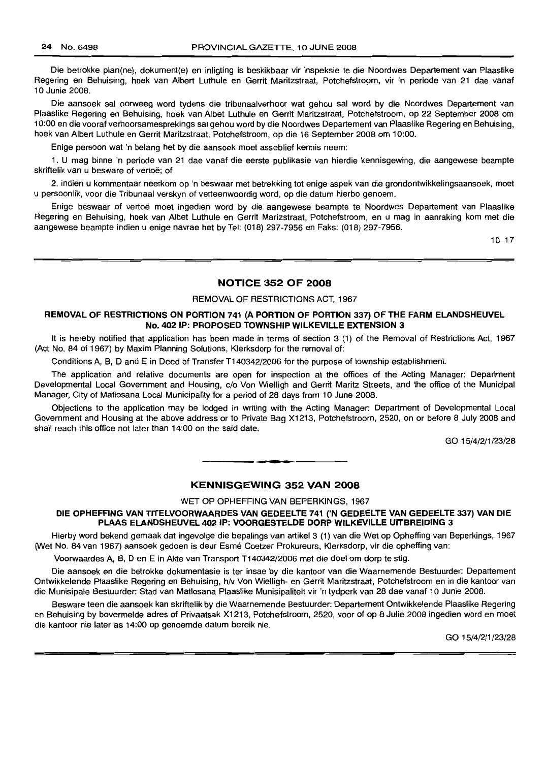Die betrokke plan(ne), dokument(e) en inligting is beskikbaar vir inspeksie te die Noordwes Departement van Plaaslike Regering en Behuising, hoek van Albert Luthule en Gerrit Maritzstraat, Potchefstroom, vir 'n periode van 21 dae vanaf 10 Junie 2008.

Die aansoek sal oorweeg word tydens die tribunaalverhoor wat gehou sal word by die Noordwes Departement van Plaaslike Regering en Behuising, hoek van Albet Luthule en Gerrit Maritzstraat, Potchefstroom, op 22 September 2008 om 10:00 en die vooraf verhoorsamesprekings sal gehou word by die Noordwes Departement van Plaaslike Regering en Behuising, hoek van Albert Luthule en Gerrit Maritzstraat, Potchefstroom, op die 16 September 2008 om 10:00.

Enige persoon wat 'n belang het by die aansoek moet asseblief kennis neem:

1. U mag binne 'n periode van 21 dae vanaf die eerste publikasie van hierdie kennisgewing, die aangewese beampte skriftelik van u besware of vertoë; of

2. indien u kommentaar neerkom op 'n beswaar met betrekking tot enige aspek van die grondontwikkelingsaansoek, moet u persoonlik, voor die Tribunaal verskyn of verteenwoordig word, op die datum hierbo genoem.

Enige beswaar of vertoë moet ingedien word by die aangewese beampte te Noordwes Departement van Plaaslike Regering en Behuising, hoek van Albet Luthule en Gerrit Maritzstraat, Potchefstroom, en u mag in aanraking kom met die aangewese beampte indien u enige navrae het by Tel: (018) 297-7956 en Faks: (018) 297-7956.

10–17

## NOTICE 352 OF 2008

REMOVAL OF RESTRICTIONS ACT, 1967

### REMOVAL OF RESTRICTIONS ON PORTION 741 (A PORTION OF PORTION 337) OF THE FARM ELANDSHEUVEL No. 402 IP: PROPOSED TOWNSHIP WILKEVILLE EXTENSION 3

It is hereby notified that application has been made in terms of section 3 (1) of the Removal of Restrictions Act, 1967 (Act No. 84 of 1967) by Maxim Planning Solutions, Klerksdorp for the removal of:

Conditions A, B, D and E in Deed of Transfer T140342/2006 for the purpose of township establishment.

The application and relative documents are open for inspection at the offices of the Acting Manager: Department Developmental Local Government and Housing, c/o Von Wielligh and Gerrit Maritz Streets, and the office of the Municipal Manager, City of Matlosana Local Municipality for a period of 28 days from 10 June 2008.

Objections to the application may be lodged in writing with the Acting Manager: Department of Developmental Local Government and Housing at the above address or to Private Bag X1213, Potchefstroom, 2520, on or before 8 July 2008 and shall reach this office not later than 14:00 on the said date.

GO 15/4/2/1/23/28

## KENNISGEWING 352 VAN 2008

WET OP OPHEFFING VAN BEPERKINGS, 1967

### DIE OPHEFFING VAN TITELVOORWAARDES VAN GEDEELTE 741 ('N GEDEELTE VAN GEDEELTE 337) VAN DIE PLAAS ELANDSHEUVEL 402 IP: VOORGESTELDE DORP WILKEVILLE UITBREIDING 3

Hierby word bekend gemaak dat ingevolge die bepalings van artikel 3 (1) van die Wet op Opheffing van Beperkings, 1967 (Wet No. 84 van 1967) aansoek gedoen is deur Esmé Coetzer Prokureurs, Klerksdorp, vir die opheffing van:

Voorwaardes A, B, D en E in Akte van Transport T140342/2006 met die doel om dorp te stig.

Die aansoek en die betrokke dokumentasie is ter insae by die kantoor van die Waarnemende Bestuurder: Departement Ontwikkelende Plaaslike Regering en Behuising, h/v Von Wielligh- en Gerrit Maritzstraat, Potchefstroom en in die kantoor van die Munisipale Bestuurder: Stad van Matlosana Plaaslike Munisipaliteit vir 'n tydperk van 28 dae vanaf 10 Junie 2008.

Besware teen die aansoek kan skriftelik by die Waarnemende Bestuurder: Departement Ontwikkelende Plaaslike Regering en Behuising by bovermelde adres of Privaatsak X1213, Potchefstroom, 2520, voor of op 8 Julie 2008 ingedien word en moet die kantoor nie later as 14:00 op genoemde datum bereik nie.

GO 15/4/2/1/23/28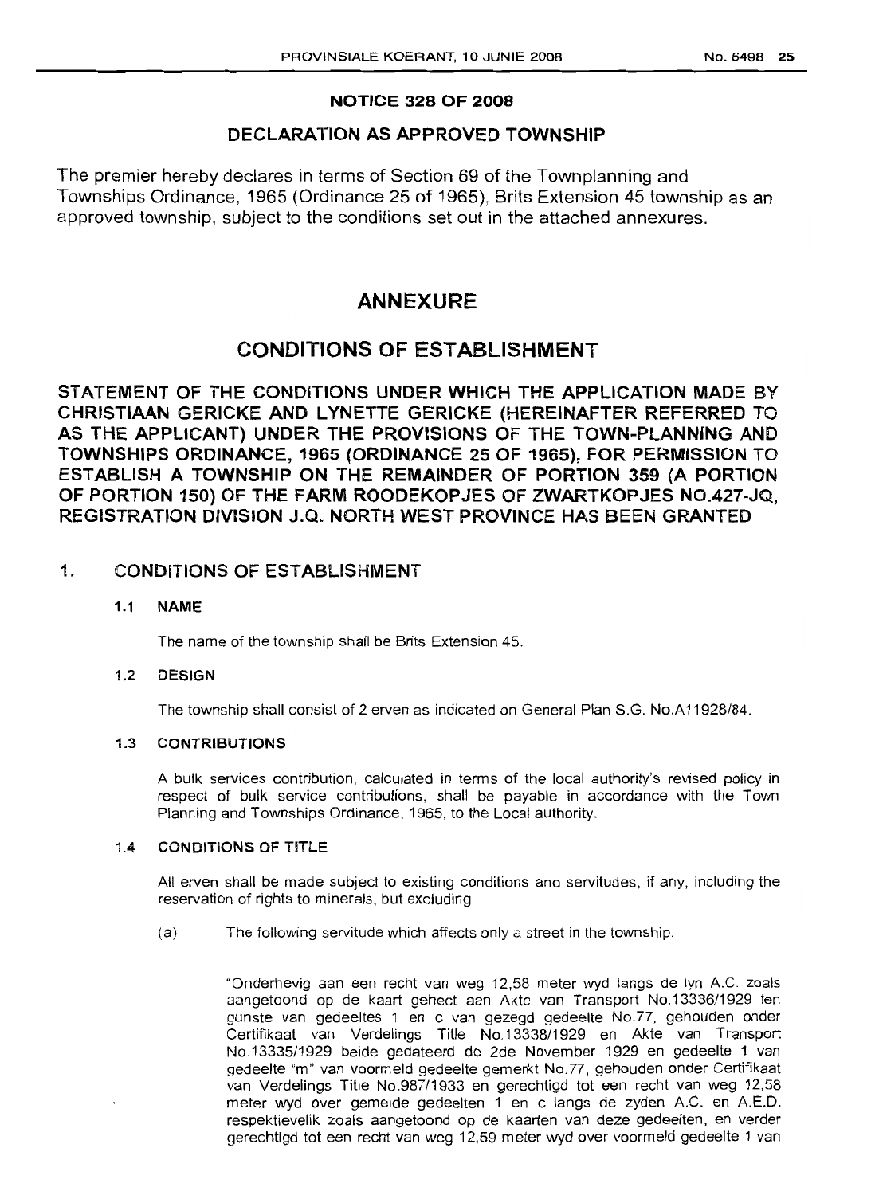**NOTICE 328 OF 2008**

**DECLARATION AS APPROVED TOWNSHIP**

The premier hereby declares in terms of Section 69 of the Townplanning and Townships Ordinance, 1965 (Ordinance 25 of 1965), Brits Extension 45 township as an approved township, subject to the conditions set out in the attached annexures.

# ANNEXURE

# CONDITIONS OF ESTABLISHMENT

**STATEMENT OF THE CONDITIONS UNDER WHICH THE APPLICATION MADE BY CHRISTIAAN GERICKE AND LYNETTE GERICKE (HEREINAFTER REFERRED TO AS THE APPLICANT) UNDER THE PROVISIONS OF THE TOWN-PLANNING AND TOWNSHIPS ORDINANCE, 1965 (ORDINANCE 25 OF 1965), FOR PERMISSION TO ESTABLISH A TOWNSHIP ON THE REMAINDER OF PORTION 359 (A PORTION OF PORTION 150) OF THE FARM ROODEKOPJES OF ZWARTKOPJES NO.427-JQ, REGISTRATION DIVISION J.Q. NORTH WEST PROVINCE HAS BEEN GRANTED**

## 1. CONDITIONS OF ESTABLISHMENT

### 1.1 NAME

The name of the township shall be Brits Extension 45.

### 1.2 DESIGN

The township shall consist of 2 erven as indicated on General Plan S.G. No.A11928/84.

### 1.3 CONTRIBUTIONS

A bulk services contribution, calculated in terms of the local authority's revised policy in respect of bulk service contributions, shall be payable in accordance with the Town Planning and Townships Ordinance, 1965, to the Local authority.

### 1.4 CONDITIONS OF TITLE

All erven shall be made subject to existing conditions and servitudes, if any, including the reservation of rights to minerals, but excluding

(a) The following servitude which affects only a street in the township:

"Onderhevig aan een recht van weg 12,58 meter wyd langs de lyn A.C. zoals aangetoond op de kaart gehect aan Akte van Transport No.13336/1929 ten gunste van gedeeltes 1 en c van gezegd gedeelte No.77, gehouden onder Certifikaat van Verdelings Title No.13338/1929 en Akte van Transport No.13335/1929 beide gedateerd de 2de November 1929 en gedeelte 1 van gedeelte "m" van voormeld gedeelte gemerkt No.77, gehouden onder Certifikaat van Verdelings Title No.987/1933 en gerechtigd tot een recht van weg 12,58 meter wyd over gemelde gedeelten 1 en c langs de zyden A.C. en A.E.D. respektievelik zoals aangetoond op de kaarten van deze gedeelten, en verder gerechtigd tot een recht van weg 12,59 meter wyd over voormeld gedeelte 1 van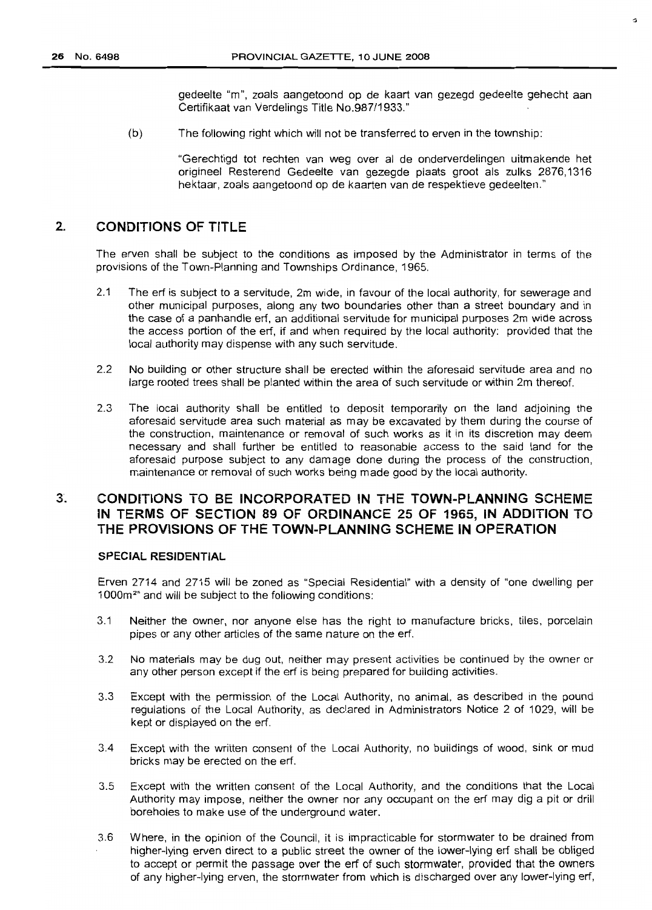gedeelte "m", zoals aangetoond op de kaart van gezegd gedeelte gehecht aan Certifikaat van Verdelings Title No.987/1933."

(b) The following right which will not be transferred to erven in the township:

"Gerechtigd tot rechten van weg over al de onderverdelingen uitmakende het origineel Resterend Gedeelte van gezegde plaats groot als zulks 2876,1316 hektaar, zoals aangetoond op de kaarten van de respektieve gedeelten."

## 2. CONDITIONS OF TITLE

The erven shall be subject to the conditions as imposed by the Administrator in terms of the provisions of the Town-Planning and Townships Ordinance, 1965.

2.1 The erf is subject to a servitude, 2m wide, in favour of the local authority, for sewerage and other municipal purposes, along any two boundaries other than a street boundary and in the case of a panhandle erf, an additional servitude for municipal purposes 2m wide across the access portion of the erf, if and when required by the local authority: provided that the local authority may dispense with any such servitude.

2.2 No building or other structure shall be erected within the aforesaid servitude area and no large rooted trees shall be planted within the area of such servitude or within 2m thereof.

2.3 The local authority shall be entitled to deposit temporarily on the land adjoining the aforesaid servitude area such material as may be excavated by them during the course of the construction, maintenance or removal of such works as it in its discretion may deem necessary and shall further be entitled to reasonable access to the said land for the aforesaid purpose subject to any damage done during the process of the construction, maintenance or removal of such works being made good by the local authority.

## 3. CONDITIONS TO BE INCORPORATED IN THE TOWN-PLANNING SCHEME IN TERMS OF SECTION 89 OF ORDINANCE 25 OF 1965, IN ADDITION TO THE PROVISIONS OF THE TOWN-PLANNING SCHEME IN OPERATION

### SPECIAL RESIDENTIAL

Erven 2714 and 2715 will be zoned as "Special Residential" with a density of "one dwelling per 1000m²" and will be subject to the following conditions:

3.1 Neither the owner, nor anyone else has the right to manufacture bricks, tiles, porcelain pipes or any other articles of the same nature on the erf.

3.2 No materials may be dug out, neither may present activities be continued by the owner or any other person except if the erf is being prepared for building activities.

3.3 Except with the permission of the Local Authority, no animal, as described in the pound regulations of the Local Authority, as declared in Administrators Notice 2 of 1029, will be kept or displayed on the erf.

3.4 Except with the written consent of the Local Authority, no buildings of wood, sink or mud bricks may be erected on the erf.

3.5 Except with the written consent of the Local Authority, and the conditions that the Local Authority may impose, neither the owner nor any occupant on the erf may dig a pit or drill boreholes to make use of the underground water.

3.6 Where, in the opinion of the Council, it is impracticable for stormwater to be drained from higher-lying erven direct to a public street the owner of the lower-lying erf shall be obliged to accept or permit the passage over the erf of such stormwater, provided that the owners of any higher-lying erven, the stormwater from which is discharged over any lower-lying erf,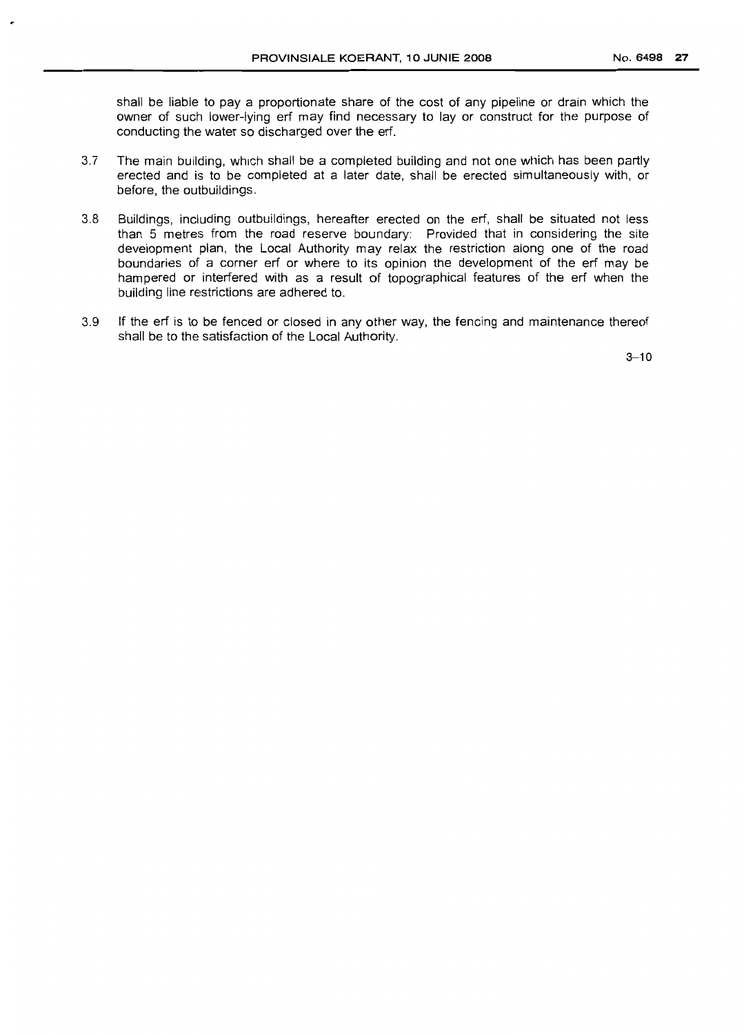shall be liable to pay a proportionate share of the cost of any pipeline or drain which the owner of such lower-lying erf may find necessary to lay or construct for the purpose of conducting the water so discharged over the erf.

3.7 The main building, which shall be a completed building and not one which has been partly erected and is to be completed at a later date, shall be erected simultaneously with, or before, the outbuildings.

3.8 Buildings, including outbuildings, hereafter erected on the erf, shall be situated not less than 5 metres from the road reserve boundary: Provided that in considering the site development plan, the Local Authority may relax the restriction along one of the road boundaries of a corner erf or where to its opinion the development of the erf may be hampered or interfered with as a result of topographical features of the erf when the building line restrictions are adhered to.

3.9 If the erf is to be fenced or closed in any other way, the fencing and maintenance thereof shall be to the satisfaction of the Local Authority.

3–10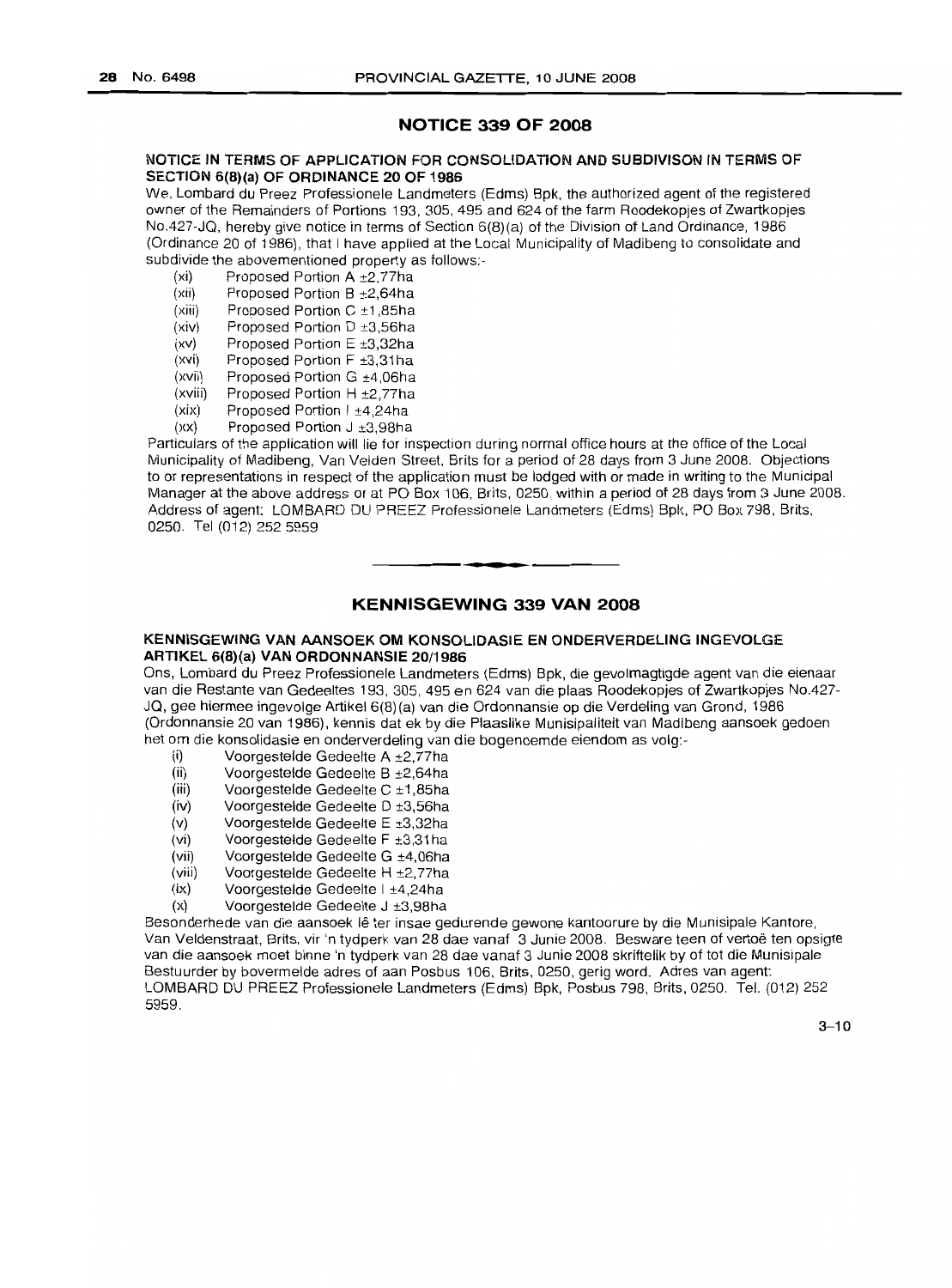## NOTICE 339 OF 2008

**NOTICE IN TERMS OF APPLICATION FOR CONSOLIDATION AND SUBDIVISON IN TERMS OF SECTION 6(8)(a) OF ORDINANCE 20 OF 1986**

We, Lombard du Preez Professionele Landmeters (Edms) Bpk, the authorized agent of the registered owner of the Remainders of Portions 193, 305, 495 and 624 of the farm Roodekopjes of Zwartkopjes No.427-JQ, hereby give notice in terms of Section 6(8)(a) of the Division of Land Ordinance, 1986 (Ordinance 20 of 1986), that I have applied at the Local Municipality of Madibeng to consolidate and subdivide the abovementioned property as follows:-

- (xi) Proposed Portion A ±2,77ha
- (xii) Proposed Portion B ±2,64ha
- (xiii) Proposed Portion C ±1,85ha
- (xiv) Proposed Portion D ±3,56ha
- (xv) Proposed Portion E ±3,32ha
- (xvi) Proposed Portion F ±3,31ha
- (xvii) Proposed Portion G ±4,06ha
- (xviii) Proposed Portion H ±2,77ha
- (xix) Proposed Portion I ±4,24ha
- (xx) Proposed Portion J ±3,98ha

Particulars of the application will lie for inspection during normal office hours at the office of the Local Municipality of Madibeng, Van Velden Street, Brits for a period of 28 days from 3 June 2008. Objections to or representations in respect of the application must be lodged with or made in writing to the Municipal Manager at the above address or at PO Box 106, Brits, 0250, within a period of 28 days from 3 June 2008. Address of agent: LOMBARD DU PREEZ Professionele Landmeters (Edms) Bpk, PO Box 798, Brits, 0250. Tel (012) 252 5959

---

## KENNISGEWING 339 VAN 2008

**KENNISGEWING VAN AANSOEK OM KONSOLIDASIE EN ONDERVERDELING INGEVOLGE ARTIKEL 6(8)(a) VAN ORDONNANSIE 20/1986**

Ons, Lombard du Preez Professionele Landmeters (Edms) Bpk, die gevolmagtigde agent van die eienaar van die Restante van Gedeeltes 193, 305, 495 en 624 van die plaas Roodekopjes of Zwartkopjes No.427-JQ, gee hiermee ingevolge Artikel 6(8)(a) van die Ordonnansie op die Verdeling van Grond, 1986 (Ordonnansie 20 van 1986), kennis dat ek by die Plaaslike Munisipaliteit van Madibeng aansoek gedoen het om die konsolidasie en onderverdeling van die bogenoemde eiendom as volg:-

- (i) Voorgestelde Gedeelte A ±2,77ha
- (ii) Voorgestelde Gedeelte B ±2,64ha
- (iii) Voorgestelde Gedeelte C ±1,85ha
- (iv) Voorgestelde Gedeelte D ±3,56ha
- (v) Voorgestelde Gedeelte E ±3,32ha
- (vi) Voorgestelde Gedeelte F ±3,31ha
- (vii) Voorgestelde Gedeelte G ±4,06ha
- (viii) Voorgestelde Gedeelte H ±2,77ha
- (ix) Voorgestelde Gedeelte I ±4,24ha
- (x) Voorgestelde Gedeelte J ±3,98ha

Besonderhede van die aansoek lê ter insae gedurende gewone kantoorure by die Munisipale Kantore, Van Veldenstraat, Brits, vir 'n tydperk van 28 dae vanaf 3 Junie 2008. Besware teen of vertoë ten opsigte van die aansoek moet binne 'n tydperk van 28 dae vanaf 3 Junie 2008 skriftelik by of tot die Munisipale Bestuurder by bovermelde adres of aan Posbus 106, Brits, 0250, gerig word. Adres van agent: LOMBARD DU PREEZ Professionele Landmeters (Edms) Bpk, Posbus 798, Brits, 0250. Tel. (012) 252 5959.

3–10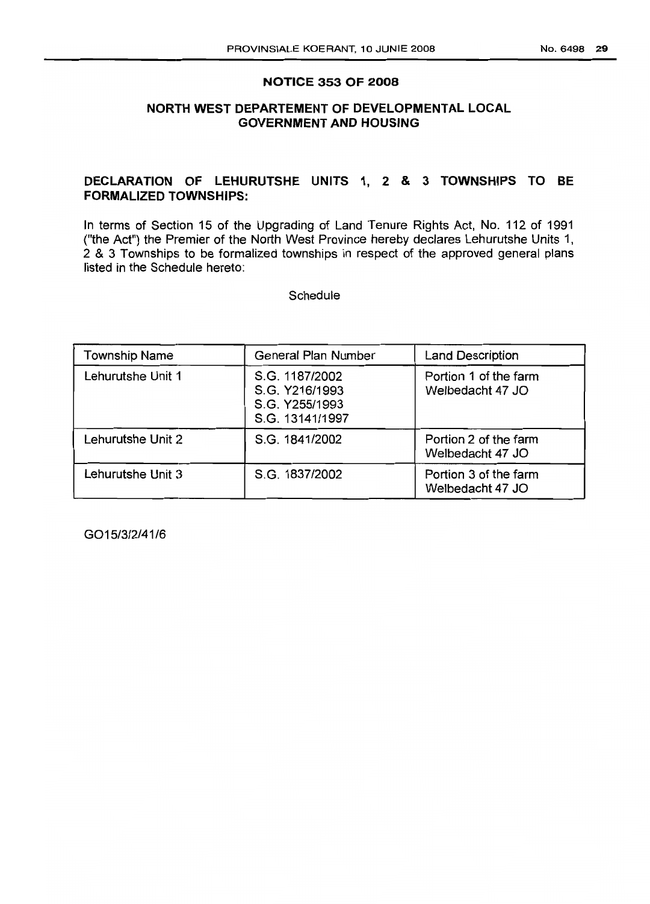## NOTICE 353 OF 2008

## NORTH WEST DEPARTEMENT OF DEVELOPMENTAL LOCAL GOVERNMENT AND HOUSING

### DECLARATION OF LEHURUTSHE UNITS 1, 2 & 3 TOWNSHIPS TO BE FORMALIZED TOWNSHIPS:

In terms of Section 15 of the Upgrading of Land Tenure Rights Act, No. 112 of 1991 ("the Act") the Premier of the North West Province hereby declares Lehurutshe Units 1, 2 & 3 Townships to be formalized townships in respect of the approved general plans listed in the Schedule hereto:

Schedule

| Township Name | General Plan Number | Land Description |
|---|---|---|
| Lehurutshe Unit 1 | S.G. 1187/2002<br>S.G. Y216/1993<br>S.G. Y255/1993<br>S.G. 13141/1997 | Portion 1 of the farm Welbedacht 47 JO |
| Lehurutshe Unit 2 | S.G. 1841/2002 | Portion 2 of the farm Welbedacht 47 JO |
| Lehurutshe Unit 3 | S.G. 1837/2002 | Portion 3 of the farm Welbedacht 47 JO |

GO15/3/2/41/6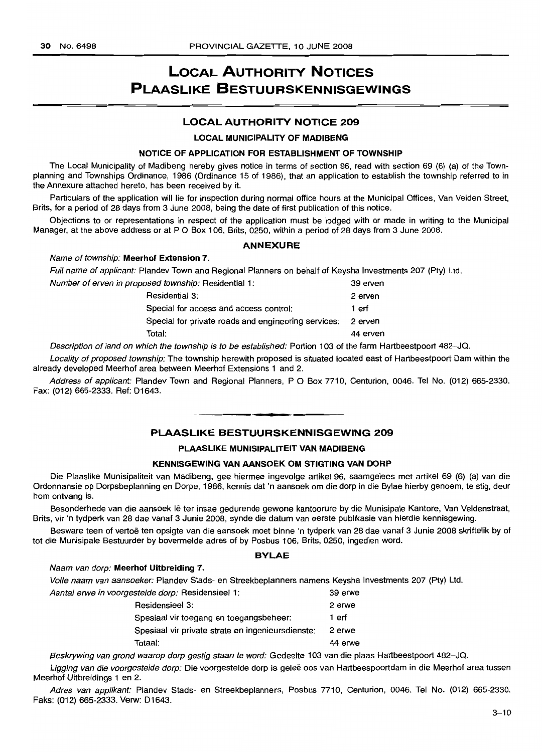# LOCAL AUTHORITY NOTICES
# PLAASLIKE BESTUURSKENNISGEWINGS

## LOCAL AUTHORITY NOTICE 209

### LOCAL MUNICIPALITY OF MADIBENG

### NOTICE OF APPLICATION FOR ESTABLISHMENT OF TOWNSHIP

The Local Municipality of Madibeng hereby gives notice in terms of section 96, read with section 69 (6) (a) of the Town-planning and Townships Ordinance, 1986 (Ordinance 15 of 1986), that an application to establish the township referred to in the Annexure attached hereto, has been received by it.

Particulars of the application will lie for inspection during normal office hours at the Municipal Offices, Van Velden Street, Brits, for a period of 28 days from 3 June 2008, being the date of first publication of this notice.

Objections to or representations in respect of the application must be lodged with or made in writing to the Municipal Manager, at the above address or at P O Box 106, Brits, 0250, within a period of 28 days from 3 June 2008.

### ANNEXURE

*Name of township:* **Meerhof Extension 7.**

*Full name of applicant:* Plandev Town and Regional Planners on behalf of Keysha Investments 207 (Pty) Ltd.

*Number of erven in proposed township:* Residential 1: 39 erven

Residential 3: 2 erven

Special for access and access control: 1 erf

Special for private roads and engineering services: 2 erven

Total: 44 erven

*Description of land on which the township is to be established:* Portion 103 of the farm Hartbeestpoort 482–JQ.

*Locality of proposed township:* The township herewith proposed is situated located east of Hartbeestpoort Dam within the already developed Meerhof area between Meerhof Extensions 1 and 2.

*Address of applicant:* Plandev Town and Regional Planners, P O Box 7710, Centurion, 0046. Tel No. (012) 665-2330. Fax: (012) 665-2333. Ref: D1643.

---

## PLAASLIKE BESTUURSKENNISGEWING 209

### PLAASLIKE MUNISIPALITEIT VAN MADIBENG

### KENNISGEWING VAN AANSOEK OM STIGTING VAN DORP

Die Plaaslike Munisipaliteit van Madibeng, gee hiermee ingevolge artikel 96, saamgelees met artikel 69 (6) (a) van die Ordonnansie op Dorpsbeplanning en Dorpe, 1986, kennis dat 'n aansoek om die dorp in die Bylae hierby genoem, te stig, deur hom ontvang is.

Besonderhede van die aansoek lê ter insae gedurende gewone kantoorure by die Munisipale Kantore, Van Veldenstraat, Brits, vir 'n tydperk van 28 dae vanaf 3 Junie 2008, synde die datum van eerste publikasie van hierdie kennisgewing.

Besware teen of vertoë ten opsigte van die aansoek moet binne 'n tydperk van 28 dae vanaf 3 Junie 2008 skriftelik by of tot die Munisipale Bestuurder by bovermelde adres of by Posbus 106, Brits, 0250, ingedien word.

### BYLAE

*Naam van dorp:* **Meerhof Uitbreiding 7.**

*Volle naam van aansoeker:* Plandev Stads- en Streekbeplanners namens Keysha Investments 207 (Pty) Ltd.

*Aantal erwe in voorgestelde dorp:* Residensieel 1: 39 erwe

Residensieel 3: 2 erwe

Spesiaal vir toegang en toegangsbeheer: 1 erf

Spesiaal vir private strate en ingenieursdienste: 2 erwe

Totaal: 44 erwe

*Beskrywing van grond waarop dorp gestig staan te word:* Gedeelte 103 van die plaas Hartbeestpoort 482–JQ.

*Ligging van die voorgestelde dorp:* Die voorgestelde dorp is geleë oos van Hartbeespoortdam in die Meerhof area tussen Meerhof Uitbreidings 1 en 2.

*Adres van applikant:* Plandev Stads- en Streekbeplanners, Posbus 7710, Centurion, 0046. Tel No. (012) 665-2330. Faks: (012) 665-2333. Verw: D1643.

3–10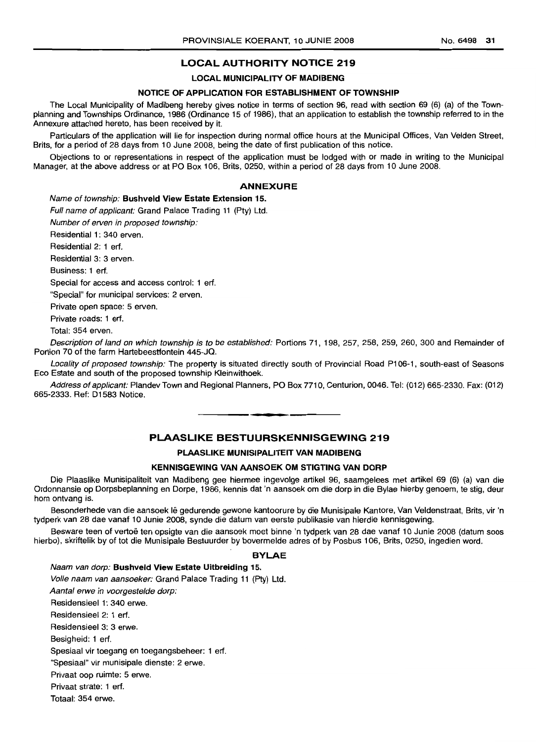## LOCAL AUTHORITY NOTICE 219

### LOCAL MUNICIPALITY OF MADIBENG

### NOTICE OF APPLICATION FOR ESTABLISHMENT OF TOWNSHIP

The Local Municipality of Madibeng hereby gives notice in terms of section 96, read with section 69 (6) (a) of the Town-planning and Townships Ordinance, 1986 (Ordinance 15 of 1986), that an application to establish the township referred to in the Annexure attached hereto, has been received by it.

Particulars of the application will lie for inspection during normal office hours at the Municipal Offices, Van Velden Street, Brits, for a period of 28 days from 10 June 2008, being the date of first publication of this notice.

Objections to or representations in respect of the application must be lodged with or made in writing to the Municipal Manager, at the above address or at PO Box 106, Brits, 0250, within a period of 28 days from 10 June 2008.

### ANNEXURE

*Name of township:* **Bushveld View Estate Extension 15.**

*Full name of applicant:* Grand Palace Trading 11 (Pty) Ltd.

*Number of erven in proposed township:*

Residential 1: 340 erven.

Residential 2: 1 erf.

Residential 3: 3 erven.

Business: 1 erf.

Special for access and access control: 1 erf.

"Special" for municipal services: 2 erven.

Private open space: 5 erven.

Private roads: 1 erf.

Total: 354 erven.

*Description of land on which township is to be established:* Portions 71, 198, 257, 258, 259, 260, 300 and Remainder of Portion 70 of the farm Hartebeestfontein 445-JQ.

*Locality of proposed township:* The property is situated directly south of Provincial Road P106-1, south-east of Seasons Eco Estate and south of the proposed township Kleinwithoek.

*Address of applicant:* Plandev Town and Regional Planners, PO Box 7710, Centurion, 0046. Tel: (012) 665-2330. Fax: (012) 665-2333. Ref: D1583 Notice.

---

## PLAASLIKE BESTUURSKENNISGEWING 219

### PLAASLIKE MUNISIPALITEIT VAN MADIBENG

### KENNISGEWING VAN AANSOEK OM STIGTING VAN DORP

Die Plaaslike Munisipaliteit van Madibeng gee hiermee ingevolge artikel 96, saamgelees met artikel 69 (6) (a) van die Ordonnansie op Dorpsbeplanning en Dorpe, 1986, kennis dat 'n aansoek om die dorp in die Bylae hierby genoem, te stig, deur hom ontvang is.

Besonderhede van die aansoek lê gedurende gewone kantoorure by die Munisipale Kantore, Van Veldenstraat, Brits, vir 'n tydperk van 28 dae vanaf 10 Junie 2008, synde die datum van eerste publikasie van hierdie kennisgewing.

Besware teen of vertoë ten opsigte van die aansoek moet binne 'n tydperk van 28 dae vanaf 10 Junie 2008 (datum soos hierbo), skriftelik by of tot die Munisipale Bestuurder by bovermelde adres of by Posbus 106, Brits, 0250, ingedien word.

### BYLAE

*Naam van dorp:* **Bushveld View Estate Uitbreiding 15.**

*Volle naam van aansoeker:* Grand Palace Trading 11 (Pty) Ltd.

*Aantal erwe in voorgestelde dorp:*

Residensieel 1: 340 erwe.

Residensieel 2: 1 erf.

Residensieel 3: 3 erwe.

Besigheid: 1 erf.

Spesiaal vir toegang en toegangsbeheer: 1 erf.

"Spesiaal" vir munisipale dienste: 2 erwe.

Privaat oop ruimte: 5 erwe.

Privaat strate: 1 erf.

Totaal: 354 erwe.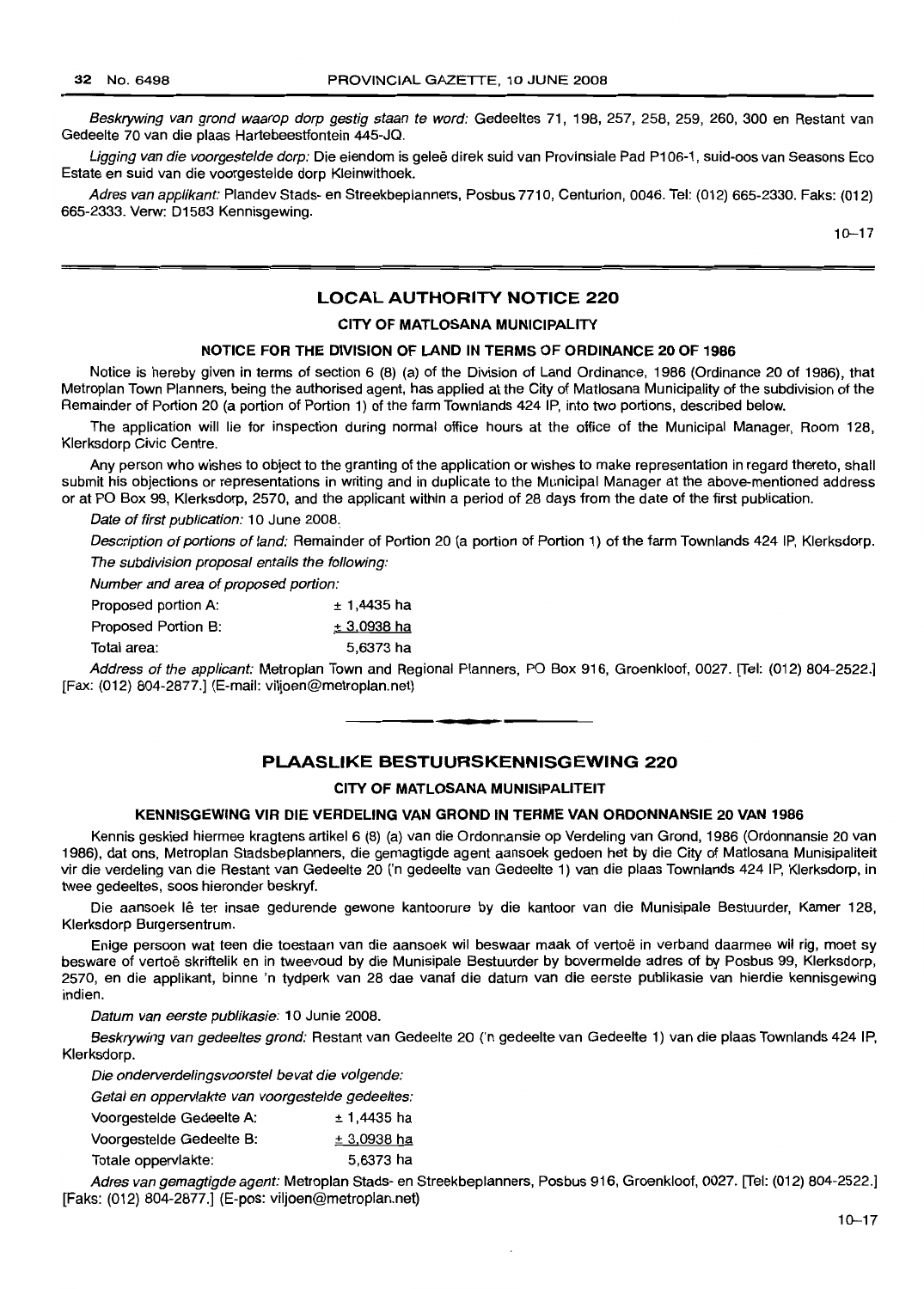*Beskrywing van grond waarop dorp gestig staan te word:* Gedeeltes 71, 198, 257, 258, 259, 260, 300 en Restant van Gedeelte 70 van die plaas Hartebeestfontein 445-JQ.

*Ligging van die voorgestelde dorp:* Die eiendom is geleë direk suid van Provinsiale Pad P106-1, suid-oos van Seasons Eco Estate en suid van die voorgestelde dorp Kleinwithoek.

*Adres van applikant:* Plandev Stads- en Streekbeplanners, Posbus 7710, Centurion, 0046. Tel: (012) 665-2330. Faks: (012) 665-2333. Verw: D1583 Kennisgewing.

10–17

## LOCAL AUTHORITY NOTICE 220

### CITY OF MATLOSANA MUNICIPALITY

### NOTICE FOR THE DIVISION OF LAND IN TERMS OF ORDINANCE 20 OF 1986

Notice is hereby given in terms of section 6 (8) (a) of the Division of Land Ordinance, 1986 (Ordinance 20 of 1986), that Metroplan Town Planners, being the authorised agent, has applied at the City of Matlosana Municipality of the subdivision of the Remainder of Portion 20 (a portion of Portion 1) of the farm Townlands 424 IP, into two portions, described below.

The application will lie for inspection during normal office hours at the office of the Municipal Manager, Room 128, Klerksdorp Civic Centre.

Any person who wishes to object to the granting of the application or wishes to make representation in regard thereto, shall submit his objections or representations in writing and in duplicate to the Municipal Manager at the above-mentioned address or at PO Box 99, Klerksdorp, 2570, and the applicant within a period of 28 days from the date of the first publication.

*Date of first publication:* 10 June 2008.

*Description of portions of land:* Remainder of Portion 20 (a portion of Portion 1) of the farm Townlands 424 IP, Klerksdorp.

*The subdivision proposal entails the following:*

*Number and area of proposed portion:*

| | |
|---|---|
| Proposed portion A: | ± 1,4435 ha |
| Proposed Portion B: | ± 3,0938 ha |
| Total area: | 5,6373 ha |

*Address of the applicant:* Metroplan Town and Regional Planners, PO Box 916, Groenkloof, 0027. [Tel: (012) 804-2522.] [Fax: (012) 804-2877.] (E-mail: viljoen@metroplan.net)

## PLAASLIKE BESTUURSKENNISGEWING 220

### CITY OF MATLOSANA MUNISIPALITEIT

### KENNISGEWING VIR DIE VERDELING VAN GROND IN TERME VAN ORDONNANSIE 20 VAN 1986

Kennis geskied hiermee kragtens artikel 6 (8) (a) van die Ordonnansie op Verdeling van Grond, 1986 (Ordonnansie 20 van 1986), dat ons, Metroplan Stadsbeplanners, die gemagtigde agent aansoek gedoen het by die City of Matlosana Munisipaliteit vir die verdeling van die Restant van Gedeelte 20 ('n gedeelte van Gedeelte 1) van die plaas Townlands 424 IP, Klerksdorp, in twee gedeeltes, soos hieronder beskryf.

Die aansoek lê ter insae gedurende gewone kantoorure by die kantoor van die Munisipale Bestuurder, Kamer 128, Klerksdorp Burgersentrum.

Enige persoon wat teen die toestaan van die aansoek wil beswaar maak of vertoë in verband daarmee wil rig, moet sy besware of vertoë skriftelik en in tweevoud by die Munisipale Bestuurder by bovermelde adres of by Posbus 99, Klerksdorp, 2570, en die applikant, binne 'n tydperk van 28 dae vanaf die datum van die eerste publikasie van hierdie kennisgewing indien.

*Datum van eerste publikasie:* 10 Junie 2008.

*Beskrywing van gedeeltes grond:* Restant van Gedeelte 20 ('n gedeelte van Gedeelte 1) van die plaas Townlands 424 IP, Klerksdorp.

*Die onderverdelingsvoorstel bevat die volgende:*

*Getal en oppervlakte van voorgestelde gedeeltes:*

| | |
|---|---|
| Voorgestelde Gedeelte A: | ± 1,4435 ha |
| Voorgestelde Gedeelte B: | ± 3,0938 ha |
| Totale oppervlakte: | 5,6373 ha |

*Adres van gemagtigde agent:* Metroplan Stads- en Streekbeplanners, Posbus 916, Groenkloof, 0027. [Tel: (012) 804-2522.] [Faks: (012) 804-2877.] (E-pos: viljoen@metroplan.net)

10–17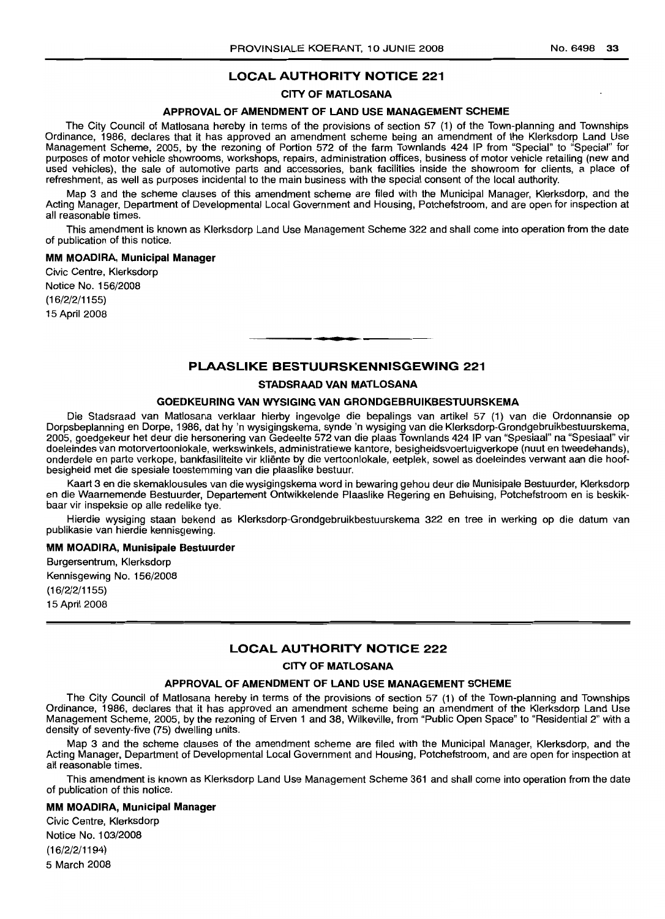## LOCAL AUTHORITY NOTICE 221

### CITY OF MATLOSANA

### APPROVAL OF AMENDMENT OF LAND USE MANAGEMENT SCHEME

The City Council of Matlosana hereby in terms of the provisions of section 57 (1) of the Town-planning and Townships Ordinance, 1986, declares that it has approved an amendment scheme being an amendment of the Klerksdorp Land Use Management Scheme, 2005, by the rezoning of Portion 572 of the farm Townlands 424 IP from "Special" to "Special" for purposes of motor vehicle showrooms, workshops, repairs, administration offices, business of motor vehicle retailing (new and used vehicles), the sale of automotive parts and accessories, bank facilities inside the showroom for clients, a place of refreshment, as well as purposes incidental to the main business with the special consent of the local authority.

Map 3 and the scheme clauses of this amendment scheme are filed with the Municipal Manager, Klerksdorp, and the Acting Manager, Department of Developmental Local Government and Housing, Potchefstroom, and are open for inspection at all reasonable times.

This amendment is known as Klerksdorp Land Use Management Scheme 322 and shall come into operation from the date of publication of this notice.

**MM MOADIRA, Municipal Manager**

Civic Centre, Klerksdorp
Notice No. 156/2008
(16/2/2/1155)
15 April 2008

---

## PLAASLIKE BESTUURSKENNISGEWING 221

### STADSRAAD VAN MATLOSANA

### GOEDKEURING VAN WYSIGING VAN GRONDGEBRUIKBESTUURSKEMA

Die Stadsraad van Matlosana verklaar hierby ingevolge die bepalings van artikel 57 (1) van die Ordonnansie op Dorpsbeplanning en Dorpe, 1986, dat hy 'n wysigingskema, synde 'n wysiging van die Klerksdorp-Grondgebruikbestuurskema, 2005, goedgekeur het deur die hersonering van Gedeelte 572 van die plaas Townlands 424 IP van "Spesiaal" na "Spesiaal" vir doeleindes van motorvertoonlokale, werkswinkels, administratiewe kantore, besigheidsvoertuigverkope (nuut en tweedehands), onderdele en parte verkope, bankfasiliteite vir kliënte by die vertoonlokale, eetplek, sowel as doeleindes verwant aan die hoofbesigheid met die spesiale toestemming van die plaaslike bestuur.

Kaart 3 en die skemaklousules van die wysigingskema word in bewaring gehou deur die Munisipale Bestuurder, Klerksdorp en die Waarnemende Bestuurder, Departement Ontwikkelende Plaaslike Regering en Behuising, Potchefstroom en is beskikbaar vir inspeksie op alle redelike tye.

Hierdie wysiging staan bekend as Klerksdorp-Grondgebruikbestuurskema 322 en tree in werking op die datum van publikasie van hierdie kennisgewing.

**MM MOADIRA, Munisipale Bestuurder**

Burgersentrum, Klerksdorp
Kennisgewing No. 156/2008
(16/2/2/1155)
15 April 2008

---

## LOCAL AUTHORITY NOTICE 222

### CITY OF MATLOSANA

### APPROVAL OF AMENDMENT OF LAND USE MANAGEMENT SCHEME

The City Council of Matlosana hereby in terms of the provisions of section 57 (1) of the Town-planning and Townships Ordinance, 1986, declares that it has approved an amendment scheme being an amendment of the Klerksdorp Land Use Management Scheme, 2005, by the rezoning of Erven 1 and 38, Wilkeville, from "Public Open Space" to "Residential 2" with a density of seventy-five (75) dwelling units.

Map 3 and the scheme clauses of the amendment scheme are filed with the Municipal Manager, Klerksdorp, and the Acting Manager, Department of Developmental Local Government and Housing, Potchefstroom, and are open for inspection at all reasonable times.

This amendment is known as Klerksdorp Land Use Management Scheme 361 and shall come into operation from the date of publication of this notice.

**MM MOADIRA, Municipal Manager**

Civic Centre, Klerksdorp
Notice No. 103/2008
(16/2/2/1194)
5 March 2008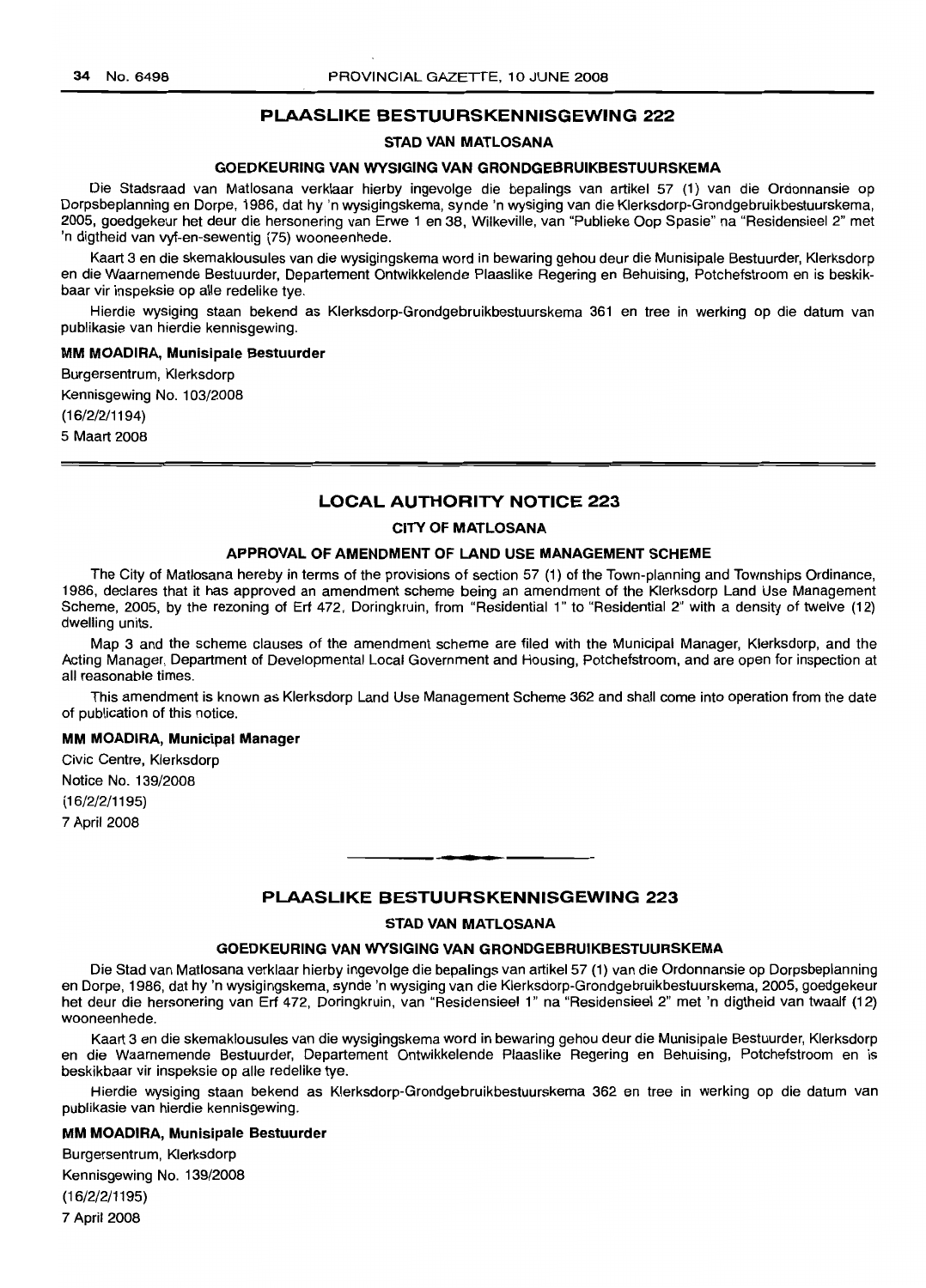## PLAASLIKE BESTUURSKENNISGEWING 222

### STAD VAN MATLOSANA

#### GOEDKEURING VAN WYSIGING VAN GRONDGEBRUIKBESTUURSKEMA

Die Stadsraad van Matlosana verklaar hierby ingevolge die bepalings van artikel 57 (1) van die Ordonnansie op Dorpsbeplanning en Dorpe, 1986, dat hy 'n wysigingskema, synde 'n wysiging van die Klerksdorp-Grondgebruikbestuurskema, 2005, goedgekeur het deur die hersonering van Erwe 1 en 38, Wilkeville, van "Publieke Oop Spasie" na "Residensieel 2" met 'n digtheid van vyf-en-sewentig (75) wooneenhede.

Kaart 3 en die skemaklousules van die wysigingskema word in bewaring gehou deur die Munisipale Bestuurder, Klerksdorp en die Waarnemende Bestuurder, Departement Ontwikkelende Plaaslike Regering en Behuising, Potchefstroom en is beskikbaar vir inspeksie op alle redelike tye.

Hierdie wysiging staan bekend as Klerksdorp-Grondgebruikbestuurskema 361 en tree in werking op die datum van publikasie van hierdie kennisgewing.

**MM MOADIRA, Munisipale Bestuurder**

Burgersentrum, Klerksdorp
Kennisgewing No. 103/2008
(16/2/2/1194)
5 Maart 2008

---

## LOCAL AUTHORITY NOTICE 223

### CITY OF MATLOSANA

#### APPROVAL OF AMENDMENT OF LAND USE MANAGEMENT SCHEME

The City of Matlosana hereby in terms of the provisions of section 57 (1) of the Town-planning and Townships Ordinance, 1986, declares that it has approved an amendment scheme being an amendment of the Klerksdorp Land Use Management Scheme, 2005, by the rezoning of Erf 472, Doringkruin, from "Residential 1" to "Residential 2" with a density of twelve (12) dwelling units.

Map 3 and the scheme clauses of the amendment scheme are filed with the Municipal Manager, Klerksdorp, and the Acting Manager, Department of Developmental Local Government and Housing, Potchefstroom, and are open for inspection at all reasonable times.

This amendment is known as Klerksdorp Land Use Management Scheme 362 and shall come into operation from the date of publication of this notice.

**MM MOADIRA, Municipal Manager**

Civic Centre, Klerksdorp
Notice No. 139/2008
(16/2/2/1195)
7 April 2008

---

## PLAASLIKE BESTUURSKENNISGEWING 223

### STAD VAN MATLOSANA

#### GOEDKEURING VAN WYSIGING VAN GRONDGEBRUIKBESTUURSKEMA

Die Stad van Matlosana verklaar hierby ingevolge die bepalings van artikel 57 (1) van die Ordonnansie op Dorpsbeplanning en Dorpe, 1986, dat hy 'n wysigingskema, synde 'n wysiging van die Klerksdorp-Grondgebruikbestuurskema, 2005, goedgekeur het deur die hersonering van Erf 472, Doringkruin, van "Residensieel 1" na "Residensieel 2" met 'n digtheid van twaalf (12) wooneenhede.

Kaart 3 en die skemaklousules van die wysigingskema word in bewaring gehou deur die Munisipale Bestuurder, Klerksdorp en die Waarnemende Bestuurder, Departement Ontwikkelende Plaaslike Regering en Behuising, Potchefstroom en is beskikbaar vir inspeksie op alle redelike tye.

Hierdie wysiging staan bekend as Klerksdorp-Grondgebruikbestuurskema 362 en tree in werking op die datum van publikasie van hierdie kennisgewing.

**MM MOADIRA, Munisipale Bestuurder**

Burgersentrum, Klerksdorp
Kennisgewing No. 139/2008
(16/2/2/1195)
7 April 2008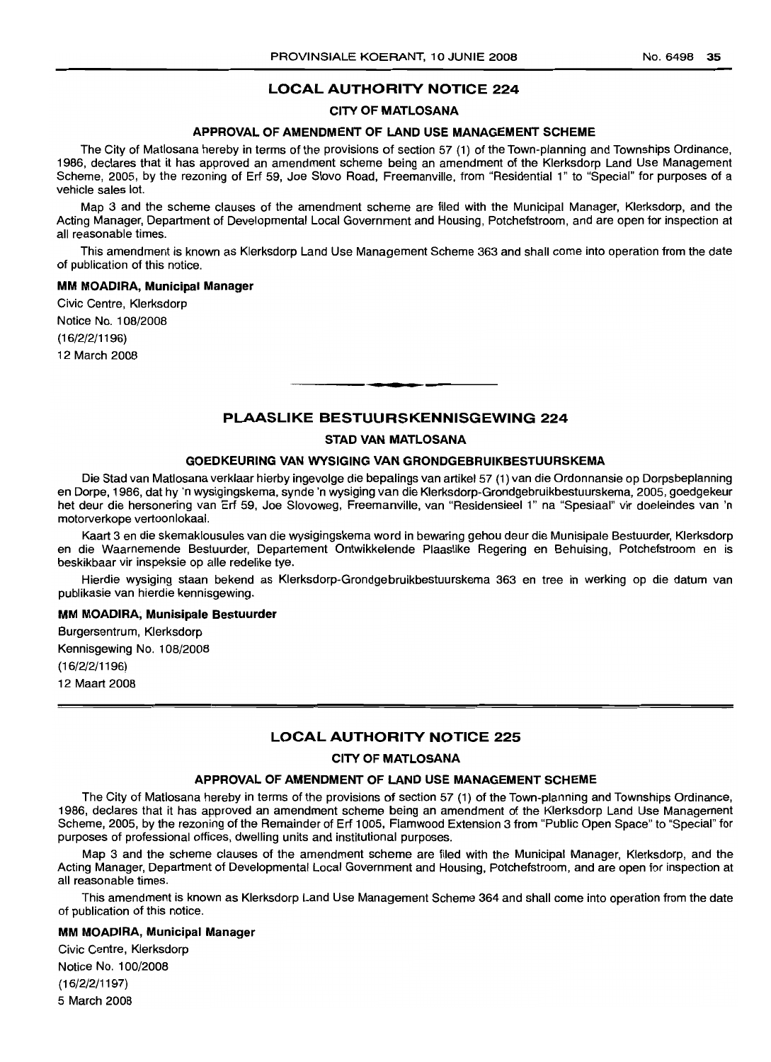## LOCAL AUTHORITY NOTICE 224

### CITY OF MATLOSANA

#### APPROVAL OF AMENDMENT OF LAND USE MANAGEMENT SCHEME

The City of Matlosana hereby in terms of the provisions of section 57 (1) of the Town-planning and Townships Ordinance, 1986, declares that it has approved an amendment scheme being an amendment of the Klerksdorp Land Use Management Scheme, 2005, by the rezoning of Erf 59, Joe Slovo Road, Freemanville, from "Residential 1" to "Special" for purposes of a vehicle sales lot.

Map 3 and the scheme clauses of the amendment scheme are filed with the Municipal Manager, Klerksdorp, and the Acting Manager, Department of Developmental Local Government and Housing, Potchefstroom, and are open for inspection at all reasonable times.

This amendment is known as Klerksdorp Land Use Management Scheme 363 and shall come into operation from the date of publication of this notice.

**MM MOADIRA, Municipal Manager**

Civic Centre, Klerksdorp
Notice No. 108/2008
(16/2/2/1196)
12 March 2008

---

## PLAASLIKE BESTUURSKENNISGEWING 224

### STAD VAN MATLOSANA

#### GOEDKEURING VAN WYSIGING VAN GRONDGEBRUIKBESTUURSKEMA

Die Stad van Matlosana verklaar hierby ingevolge die bepalings van artikel 57 (1) van die Ordonnansie op Dorpsbeplanning en Dorpe, 1986, dat hy 'n wysigingskema, synde 'n wysiging van die Klerksdorp-Grondgebruikbestuurskema, 2005, goedgekeur het deur die hersonering van Erf 59, Joe Slovoweg, Freemanville, van "Residensieel 1" na "Spesiaal" vir doeleindes van 'n motorverkope vertoonlokaal.

Kaart 3 en die skemaklousules van die wysigingskema word in bewaring gehou deur die Munisipale Bestuurder, Klerksdorp en die Waarnemende Bestuurder, Departement Ontwikkelende Plaaslike Regering en Behuising, Potchefstroom en is beskikbaar vir inspeksie op alle redelike tye.

Hierdie wysiging staan bekend as Klerksdorp-Grondgebruikbestuurskema 363 en tree in werking op die datum van publikasie van hierdie kennisgewing.

**MM MOADIRA, Munisipale Bestuurder**

Burgersentrum, Klerksdorp
Kennisgewing No. 108/2008
(16/2/2/1196)
12 Maart 2008

---

## LOCAL AUTHORITY NOTICE 225

### CITY OF MATLOSANA

#### APPROVAL OF AMENDMENT OF LAND USE MANAGEMENT SCHEME

The City of Matlosana hereby in terms of the provisions of section 57 (1) of the Town-planning and Townships Ordinance, 1986, declares that it has approved an amendment scheme being an amendment of the Klerksdorp Land Use Management Scheme, 2005, by the rezoning of the Remainder of Erf 1005, Flamwood Extension 3 from "Public Open Space" to "Special" for purposes of professional offices, dwelling units and institutional purposes.

Map 3 and the scheme clauses of the amendment scheme are filed with the Municipal Manager, Klerksdorp, and the Acting Manager, Department of Developmental Local Government and Housing, Potchefstroom, and are open for inspection at all reasonable times.

This amendment is known as Klerksdorp Land Use Management Scheme 364 and shall come into operation from the date of publication of this notice.

**MM MOADIRA, Municipal Manager**

Civic Centre, Klerksdorp
Notice No. 100/2008
(16/2/2/1197)
5 March 2008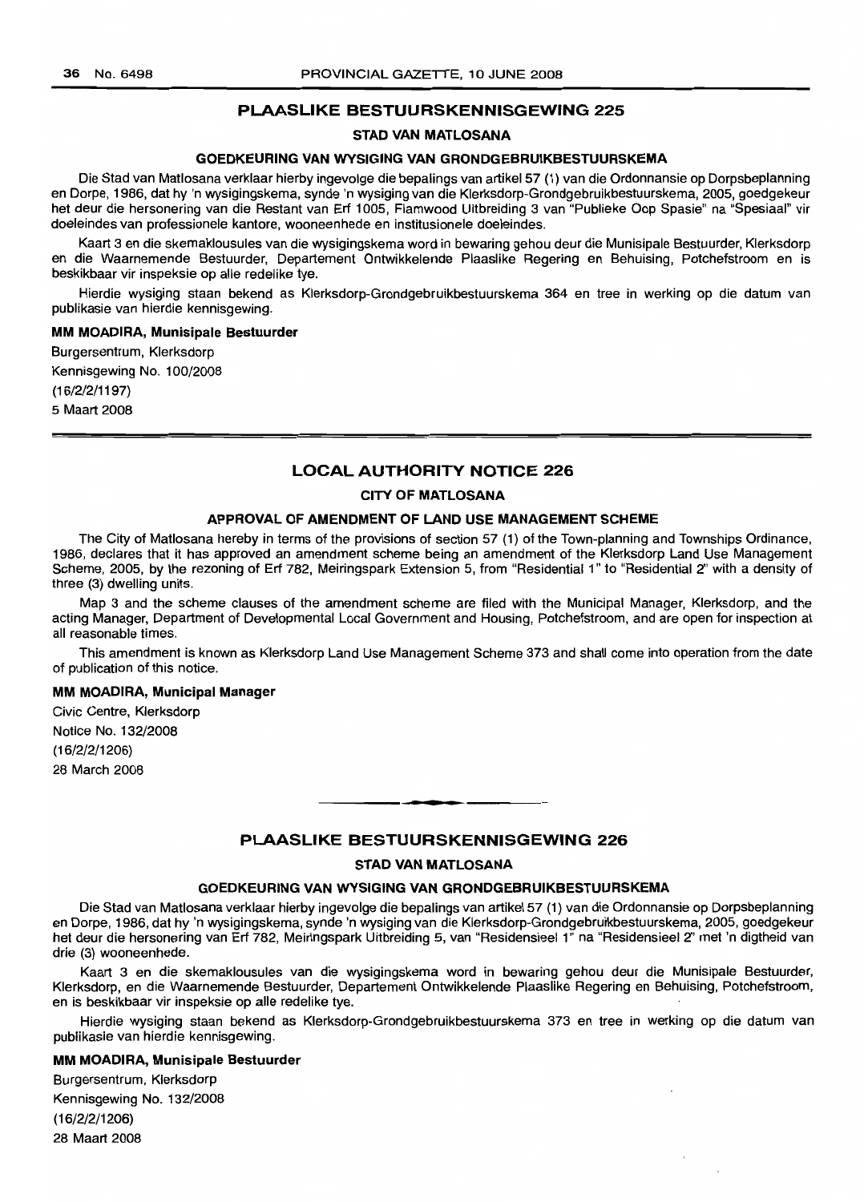## PLAASLIKE BESTUURSKENNISGEWING 225

### STAD VAN MATLOSANA

### GOEDKEURING VAN WYSIGING VAN GRONDGEBRUIKBESTUURSKEMA

Die Stad van Matlosana verklaar hierby ingevolge die bepalings van artikel 57 (1) van die Ordonnansie op Dorpsbeplanning en Dorpe, 1986, dat hy 'n wysigingskema, synde 'n wysiging van die Klerksdorp-Grondgebruikbestuurskema, 2005, goedgekeur het deur die hersonering van die Restant van Erf 1005, Flamwood Uitbreiding 3 van "Publieke Oop Spasie" na "Spesiaal" vir doeleindes van professionele kantore, wooneenhede en institusionele doeleindes.

Kaart 3 en die skemaklousules van die wysigingskema word in bewaring gehou deur die Munisipale Bestuurder, Klerksdorp en die Waarnemende Bestuurder, Departement Ontwikkelende Plaaslike Regering en Behuising, Potchefstroom en is beskikbaar vir inspeksie op alle redelike tye.

Hierdie wysiging staan bekend as Klerksdorp-Grondgebruikbestuurskema 364 en tree in werking op die datum van publikasie van hierdie kennisgewing.

**MM MOADIRA, Munisipale Bestuurder**

Burgersentrum, Klerksdorp
Kennisgewing No. 100/2008
(16/2/2/1197)
5 Maart 2008

---

## LOCAL AUTHORITY NOTICE 226

### CITY OF MATLOSANA

### APPROVAL OF AMENDMENT OF LAND USE MANAGEMENT SCHEME

The City of Matlosana hereby in terms of the provisions of section 57 (1) of the Town-planning and Townships Ordinance, 1986, declares that it has approved an amendment scheme being an amendment of the Klerksdorp Land Use Management Scheme, 2005, by the rezoning of Erf 782, Meiringspark Extension 5, from "Residential 1" to "Residential 2" with a density of three (3) dwelling units.

Map 3 and the scheme clauses of the amendment scheme are filed with the Municipal Manager, Klerksdorp, and the acting Manager, Department of Developmental Local Government and Housing, Potchefstroom, and are open for inspection at all reasonable times.

This amendment is known as Klerksdorp Land Use Management Scheme 373 and shall come into operation from the date of publication of this notice.

**MM MOADIRA, Municipal Manager**

Civic Centre, Klerksdorp
Notice No. 132/2008
(16/2/2/1206)
28 March 2008

---

## PLAASLIKE BESTUURSKENNISGEWING 226

### STAD VAN MATLOSANA

### GOEDKEURING VAN WYSIGING VAN GRONDGEBRUIKBESTUURSKEMA

Die Stad van Matlosana verklaar hierby ingevolge die bepalings van artikel 57 (1) van die Ordonnansie op Dorpsbeplanning en Dorpe, 1986, dat hy 'n wysigingskema, synde 'n wysiging van die Klerksdorp-Grondgebruikbestuurskema, 2005, goedgekeur het deur die hersonering van Erf 782, Meiringspark Uitbreiding 5, van "Residensieel 1" na "Residensieel 2" met 'n digtheid van drie (3) wooneenhede.

Kaart 3 en die skemaklousules van die wysigingskema word in bewaring gehou deur die Munisipale Bestuurder, Klerksdorp, en die Waarnemende Bestuurder, Departement Ontwikkelende Plaaslike Regering en Behuising, Potchefstroom, en is beskikbaar vir inspeksie op alle redelike tye.

Hierdie wysiging staan bekend as Klerksdorp-Grondgebruikbestuurskema 373 en tree in werking op die datum van publikasie van hierdie kennisgewing.

**MM MOADIRA, Munisipale Bestuurder**

Burgersentrum, Klerksdorp
Kennisgewing No. 132/2008
(16/2/2/1206)
28 Maart 2008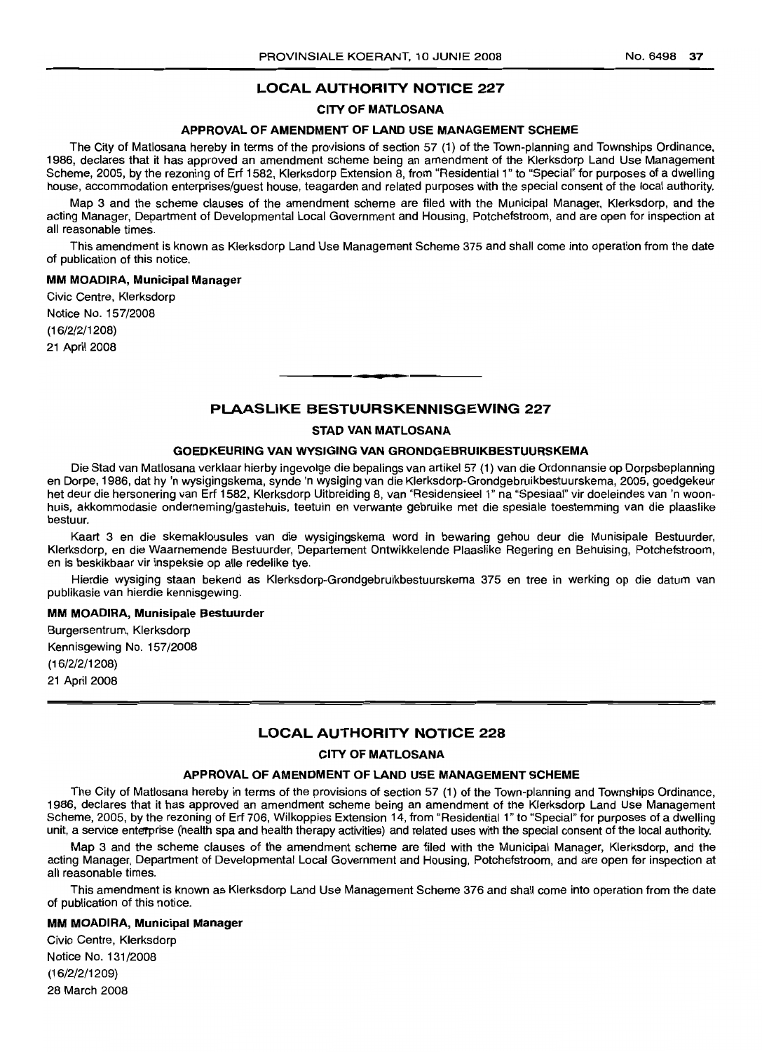## LOCAL AUTHORITY NOTICE 227

### CITY OF MATLOSANA

### APPROVAL OF AMENDMENT OF LAND USE MANAGEMENT SCHEME

The City of Matlosana hereby in terms of the provisions of section 57 (1) of the Town-planning and Townships Ordinance, 1986, declares that it has approved an amendment scheme being an amendment of the Klerksdorp Land Use Management Scheme, 2005, by the rezoning of Erf 1582, Klerksdorp Extension 8, from "Residential 1" to "Special" for purposes of a dwelling house, accommodation enterprises/guest house, teagarden and related purposes with the special consent of the local authority.

Map 3 and the scheme clauses of the amendment scheme are filed with the Municipal Manager, Klerksdorp, and the acting Manager, Department of Developmental Local Government and Housing, Potchefstroom, and are open for inspection at all reasonable times.

This amendment is known as Klerksdorp Land Use Management Scheme 375 and shall come into operation from the date of publication of this notice.

**MM MOADIRA, Municipal Manager**

Civic Centre, Klerksdorp
Notice No. 157/2008
(16/2/2/1208)
21 April 2008

---

## PLAASLIKE BESTUURSKENNISGEWING 227

### STAD VAN MATLOSANA

### GOEDKEURING VAN WYSIGING VAN GRONDGEBRUIKBESTUURSKEMA

Die Stad van Matlosana verklaar hierby ingevolge die bepalings van artikel 57 (1) van die Ordonnansie op Dorpsbeplanning en Dorpe, 1986, dat hy 'n wysigingskema, synde 'n wysiging van die Klerksdorp-Grondgebruikbestuurskema, 2005, goedgekeur het deur die hersonering van Erf 1582, Klerksdorp Uitbreiding 8, van "Residensieel 1" na "Spesiaal" vir doeleindes van 'n woonhuis, akkommodasie onderneming/gastehuis, teetuin en verwante gebruike met die spesiale toestemming van die plaaslike bestuur.

Kaart 3 en die skemaklousules van die wysigingskema word in bewaring gehou deur die Munisipale Bestuurder, Klerksdorp, en die Waarnemende Bestuurder, Departement Ontwikkelende Plaaslike Regering en Behuising, Potchefstroom, en is beskikbaar vir inspeksie op alle redelike tye.

Hierdie wysiging staan bekend as Klerksdorp-Grondgebruikbestuurskema 375 en tree in werking op die datum van publikasie van hierdie kennisgewing.

**MM MOADIRA, Munisipale Bestuurder**

Burgersentrum, Klerksdorp
Kennisgewing No. 157/2008
(16/2/2/1208)
21 April 2008

---

## LOCAL AUTHORITY NOTICE 228

### CITY OF MATLOSANA

### APPROVAL OF AMENDMENT OF LAND USE MANAGEMENT SCHEME

The City of Matlosana hereby in terms of the provisions of section 57 (1) of the Town-planning and Townships Ordinance, 1986, declares that it has approved an amendment scheme being an amendment of the Klerksdorp Land Use Management Scheme, 2005, by the rezoning of Erf 706, Wilkoppies Extension 14, from "Residential 1" to "Special" for purposes of a dwelling unit, a service enterprise (health spa and health therapy activities) and related uses with the special consent of the local authority.

Map 3 and the scheme clauses of the amendment scheme are filed with the Municipal Manager, Klerksdorp, and the acting Manager, Department of Developmental Local Government and Housing, Potchefstroom, and are open for inspection at all reasonable times.

This amendment is known as Klerksdorp Land Use Management Scheme 376 and shall come into operation from the date of publication of this notice.

**MM MOADIRA, Municipal Manager**

Civic Centre, Klerksdorp
Notice No. 131/2008
(16/2/2/1209)
28 March 2008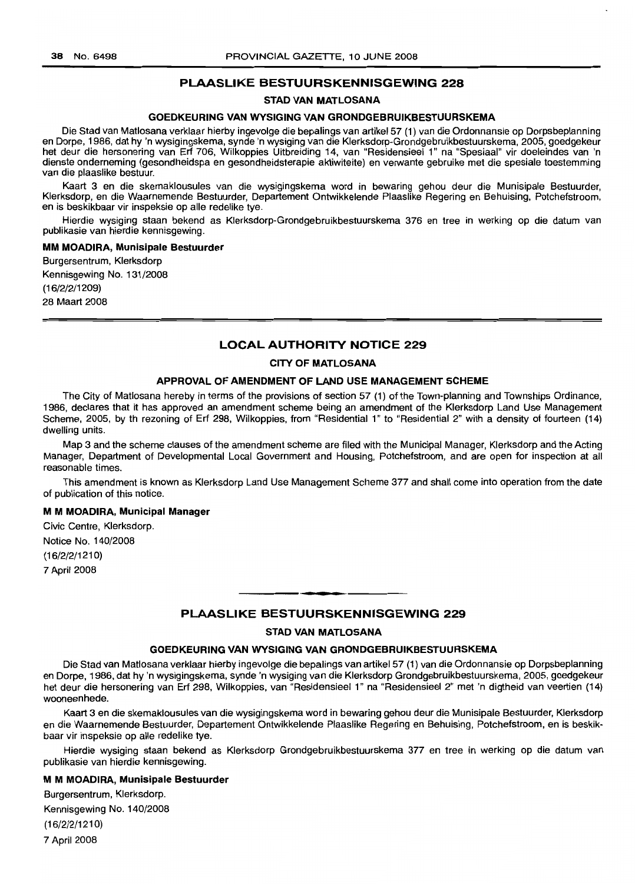## PLAASLIKE BESTUURSKENNISGEWING 228

### STAD VAN MATLOSANA

### GOEDKEURING VAN WYSIGING VAN GRONDGEBRUIKBESTUURSKEMA

Die Stad van Matlosana verklaar hierby ingevolge die bepalings van artikel 57 (1) van die Ordonnansie op Dorpsbeplanning en Dorpe, 1986, dat hy 'n wysigingskema, synde 'n wysiging van die Klerksdorp-Grondgebruikbestuurskema, 2005, goedgekeur het deur die hersonering van Erf 706, Wilkoppies Uitbreiding 14, van "Residensieel 1" na "Spesiaal" vir doeleindes van 'n dienste onderneming (gesondheidspa en gesondheidsterapie aktiwiteite) en verwante gebruike met die spesiale toestemming van die plaaslike bestuur.

Kaart 3 en die skemaklousules van die wysigingskema word in bewaring gehou deur die Munisipale Bestuurder, Klerksdorp, en die Waarnemende Bestuurder, Departement Ontwikkelende Plaaslike Regering en Behuising, Potchefstroom, en is beskikbaar vir inspeksie op alle redelike tye.

Hierdie wysiging staan bekend as Klerksdorp-Grondgebruikbestuurskema 376 en tree in werking op die datum van publikasie van hierdie kennisgewing.

**MM MOADIRA, Munisipale Bestuurder**

Burgersentrum, Klerksdorp
Kennisgewing No. 131/2008
(16/2/2/1209)
28 Maart 2008

## LOCAL AUTHORITY NOTICE 229

### CITY OF MATLOSANA

### APPROVAL OF AMENDMENT OF LAND USE MANAGEMENT SCHEME

The City of Matlosana hereby in terms of the provisions of section 57 (1) of the Town-planning and Townships Ordinance, 1986, declares that it has approved an amendment scheme being an amendment of the Klerksdorp Land Use Management Scheme, 2005, by th rezoning of Erf 298, Wilkoppies, from "Residential 1" to "Residential 2" with a density of fourteen (14) dwelling units.

Map 3 and the scheme clauses of the amendment scheme are filed with the Municipal Manager, Klerksdorp and the Acting Manager, Department of Developmental Local Government and Housing, Potchefstroom, and are open for inspection at all reasonable times.

This amendment is known as Klerksdorp Land Use Management Scheme 377 and shall come into operation from the date of publication of this notice.

**M M MOADIRA, Municipal Manager**

Civic Centre, Klerksdorp.
Notice No. 140/2008
(16/2/2/1210)
7 April 2008

## PLAASLIKE BESTUURSKENNISGEWING 229

### STAD VAN MATLOSANA

### GOEDKEURING VAN WYSIGING VAN GRONDGEBRUIKBESTUURSKEMA

Die Stad van Matlosana verklaar hierby ingevolge die bepalings van artikel 57 (1) van die Ordonnansie op Dorpsbeplanning en Dorpe, 1986, dat hy 'n wysigingskema, synde 'n wysiging van die Klerksdorp Grondgebruikbestuurskema, 2005, goedgekeur het deur die hersonering van Erf 298, Wilkoppies, van "Residensieel 1" na "Residensieel 2" met 'n digtheid van veertien (14) wooneenhede.

Kaart 3 en die skemaklousules van die wysigingskema word in bewaring gehou deur die Munisipale Bestuurder, Klerksdorp en die Waarnemende Bestuurder, Departement Ontwikkelende Plaaslike Regering en Behuising, Potchefstroom, en is beskikbaar vir inspeksie op alle redelike tye.

Hierdie wysiging staan bekend as Klerksdorp Grondgebruikbestuurskema 377 en tree in werking op die datum van publikasie van hierdie kennisgewing.

**M M MOADIRA, Munisipale Bestuurder**

Burgersentrum, Klerksdorp.
Kennisgewing No. 140/2008
(16/2/2/1210)
7 April 2008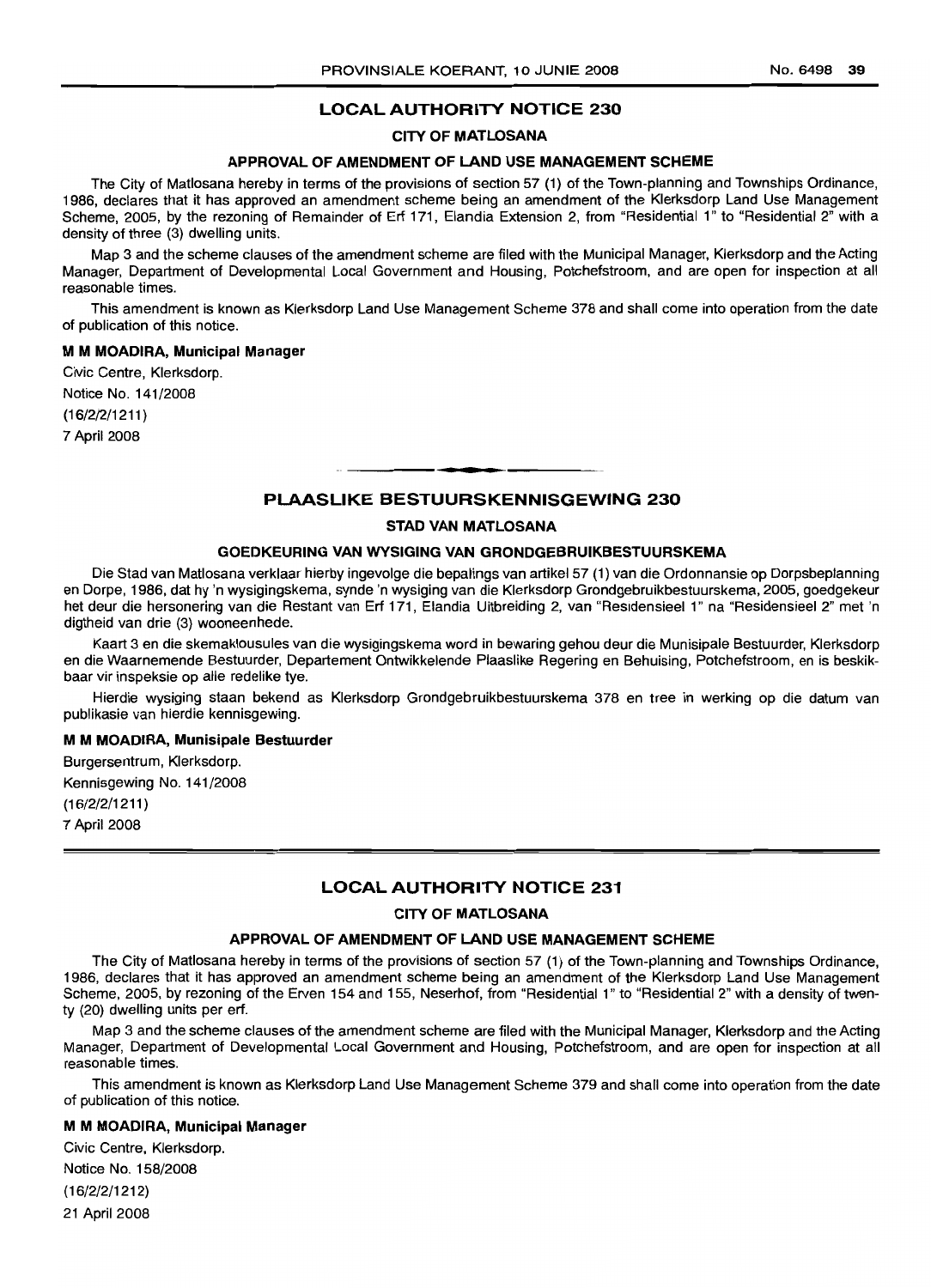## LOCAL AUTHORITY NOTICE 230

### CITY OF MATLOSANA

### APPROVAL OF AMENDMENT OF LAND USE MANAGEMENT SCHEME

The City of Matlosana hereby in terms of the provisions of section 57 (1) of the Town-planning and Townships Ordinance, 1986, declares that it has approved an amendment scheme being an amendment of the Klerksdorp Land Use Management Scheme, 2005, by the rezoning of Remainder of Erf 171, Elandia Extension 2, from "Residential 1" to "Residential 2" with a density of three (3) dwelling units.

Map 3 and the scheme clauses of the amendment scheme are filed with the Municipal Manager, Klerksdorp and the Acting Manager, Department of Developmental Local Government and Housing, Potchefstroom, and are open for inspection at all reasonable times.

This amendment is known as Klerksdorp Land Use Management Scheme 378 and shall come into operation from the date of publication of this notice.

**M M MOADIRA, Municipal Manager**

Civic Centre, Klerksdorp.
Notice No. 141/2008
(16/2/2/1211)
7 April 2008

---

## PLAASLIKE BESTUURSKENNISGEWING 230

### STAD VAN MATLOSANA

### GOEDKEURING VAN WYSIGING VAN GRONDGEBRUIKBESTUURSKEMA

Die Stad van Matlosana verklaar hierby ingevolge die bepalings van artikel 57 (1) van die Ordonnansie op Dorpsbeplanning en Dorpe, 1986, dat hy 'n wysigingskema, synde 'n wysiging van die Klerksdorp Grondgebruikbestuurskema, 2005, goedgekeur het deur die hersonering van die Restant van Erf 171, Elandia Uitbreiding 2, van "Residensieel 1" na "Residensieel 2" met 'n digtheid van drie (3) wooneenhede.

Kaart 3 en die skemaklousules van die wysigingskema word in bewaring gehou deur die Munisipale Bestuurder, Klerksdorp en die Waarnemende Bestuurder, Departement Ontwikkelende Plaaslike Regering en Behuising, Potchefstroom, en is beskikbaar vir inspeksie op alle redelike tye.

Hierdie wysiging staan bekend as Klerksdorp Grondgebruikbestuurskema 378 en tree in werking op die datum van publikasie van hierdie kennisgewing.

**M M MOADIRA, Munisipale Bestuurder**

Burgersentrum, Klerksdorp.
Kennisgewing No. 141/2008
(16/2/2/1211)
7 April 2008

---

## LOCAL AUTHORITY NOTICE 231

### CITY OF MATLOSANA

### APPROVAL OF AMENDMENT OF LAND USE MANAGEMENT SCHEME

The City of Matlosana hereby in terms of the provisions of section 57 (1) of the Town-planning and Townships Ordinance, 1986, declares that it has approved an amendment scheme being an amendment of the Klerksdorp Land Use Management Scheme, 2005, by rezoning of the Erven 154 and 155, Neserhof, from "Residential 1" to "Residential 2" with a density of twenty (20) dwelling units per erf.

Map 3 and the scheme clauses of the amendment scheme are filed with the Municipal Manager, Klerksdorp and the Acting Manager, Department of Developmental Local Government and Housing, Potchefstroom, and are open for inspection at all reasonable times.

This amendment is known as Klerksdorp Land Use Management Scheme 379 and shall come into operation from the date of publication of this notice.

**M M MOADIRA, Municipal Manager**

Civic Centre, Klerksdorp.
Notice No. 158/2008
(16/2/2/1212)
21 April 2008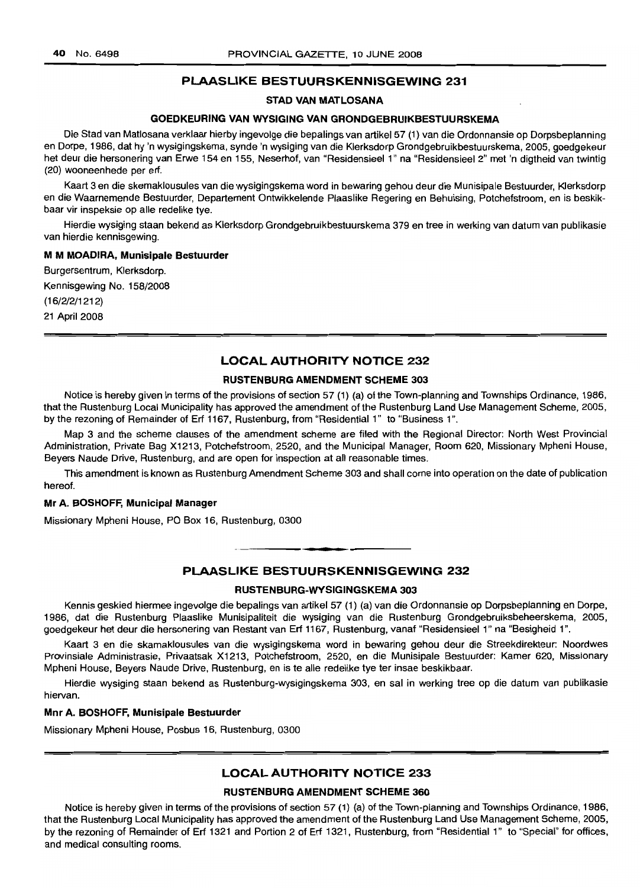## PLAASLIKE BESTUURSKENNISGEWING 231

### STAD VAN MATLOSANA

### GOEDKEURING VAN WYSIGING VAN GRONDGEBRUIKBESTUURSKEMA

Die Stad van Matlosana verklaar hierby ingevolge die bepalings van artikel 57 (1) van die Ordonnansie op Dorpsbeplanning en Dorpe, 1986, dat hy 'n wysigingskema, synde 'n wysiging van die Klerksdorp Grondgebruikbestuurskema, 2005, goedgekeur het deur die hersonering van Erwe 154 en 155, Neserhof, van "Residensieel 1" na "Residensieel 2" met 'n digtheid van twintig (20) wooneenhede per erf.

Kaart 3 en die skemaklousules van die wysigingskema word in bewaring gehou deur die Munisipale Bestuurder, Klerksdorp en die Waarnemende Bestuurder, Departement Ontwikkelende Plaaslike Regering en Behuising, Potchefstroom, en is beskikbaar vir inspeksie op alle redelike tye.

Hierdie wysiging staan bekend as Klerksdorp Grondgebruikbestuurskema 379 en tree in werking van datum van publikasie van hierdie kennisgewing.

**M M MOADIRA, Munisipale Bestuurder**

Burgersentrum, Klerksdorp.
Kennisgewing No. 158/2008
(16/2/2/1212)
21 April 2008

---

## LOCAL AUTHORITY NOTICE 232

### RUSTENBURG AMENDMENT SCHEME 303

Notice is hereby given in terms of the provisions of section 57 (1) (a) of the Town-planning and Townships Ordinance, 1986, that the Rustenburg Local Municipality has approved the amendment of the Rustenburg Land Use Management Scheme, 2005, by the rezoning of Remainder of Erf 1167, Rustenburg, from "Residential 1" to "Business 1".

Map 3 and the scheme clauses of the amendment scheme are filed with the Regional Director: North West Provincial Administration, Private Bag X1213, Potchefstroom, 2520, and the Municipal Manager, Room 620, Missionary Mpheni House, Beyers Naude Drive, Rustenburg, and are open for inspection at all reasonable times.

This amendment is known as Rustenburg Amendment Scheme 303 and shall come into operation on the date of publication hereof.

**Mr A. BOSHOFF, Municipal Manager**

Missionary Mpheni House, PO Box 16, Rustenburg, 0300

---

## PLAASLIKE BESTUURSKENNISGEWING 232

### RUSTENBURG-WYSIGINGSKEMA 303

Kennis geskied hiermee ingevolge die bepalings van artikel 57 (1) (a) van die Ordonnansie op Dorpsbeplanning en Dorpe, 1986, dat die Rustenburg Plaaslike Munisipaliteit die wysiging van die Rustenburg Grondgebruiksbeheerskema, 2005, goedgekeur het deur die hersonering van Restant van Erf 1167, Rustenburg, vanaf "Residensieel 1" na "Besigheid 1".

Kaart 3 en die skamaklousules van die wysigingskema word in bewaring gehou deur die Streekdirekteur: Noordwes Provinsiale Administrasie, Privaatsak X1213, Potchefstroom, 2520, en die Munisipale Bestuurder: Kamer 620, Missionary Mpheni House, Beyers Naude Drive, Rustenburg, en is te alle redelike tye ter insae beskikbaar.

Hierdie wysiging staan bekend as Rustenburg-wysigingskema 303, en sal in werking tree op die datum van publikasie hiervan.

**Mnr A. BOSHOFF, Munisipale Bestuurder**

Missionary Mpheni House, Posbus 16, Rustenburg, 0300

---

## LOCAL AUTHORITY NOTICE 233

### RUSTENBURG AMENDMENT SCHEME 360

Notice is hereby given in terms of the provisions of section 57 (1) (a) of the Town-planning and Townships Ordinance, 1986, that the Rustenburg Local Municipality has approved the amendment of the Rustenburg Land Use Management Scheme, 2005, by the rezoning of Remainder of Erf 1321 and Portion 2 of Erf 1321, Rustenburg, from "Residential 1" to "Special" for offices, and medical consulting rooms.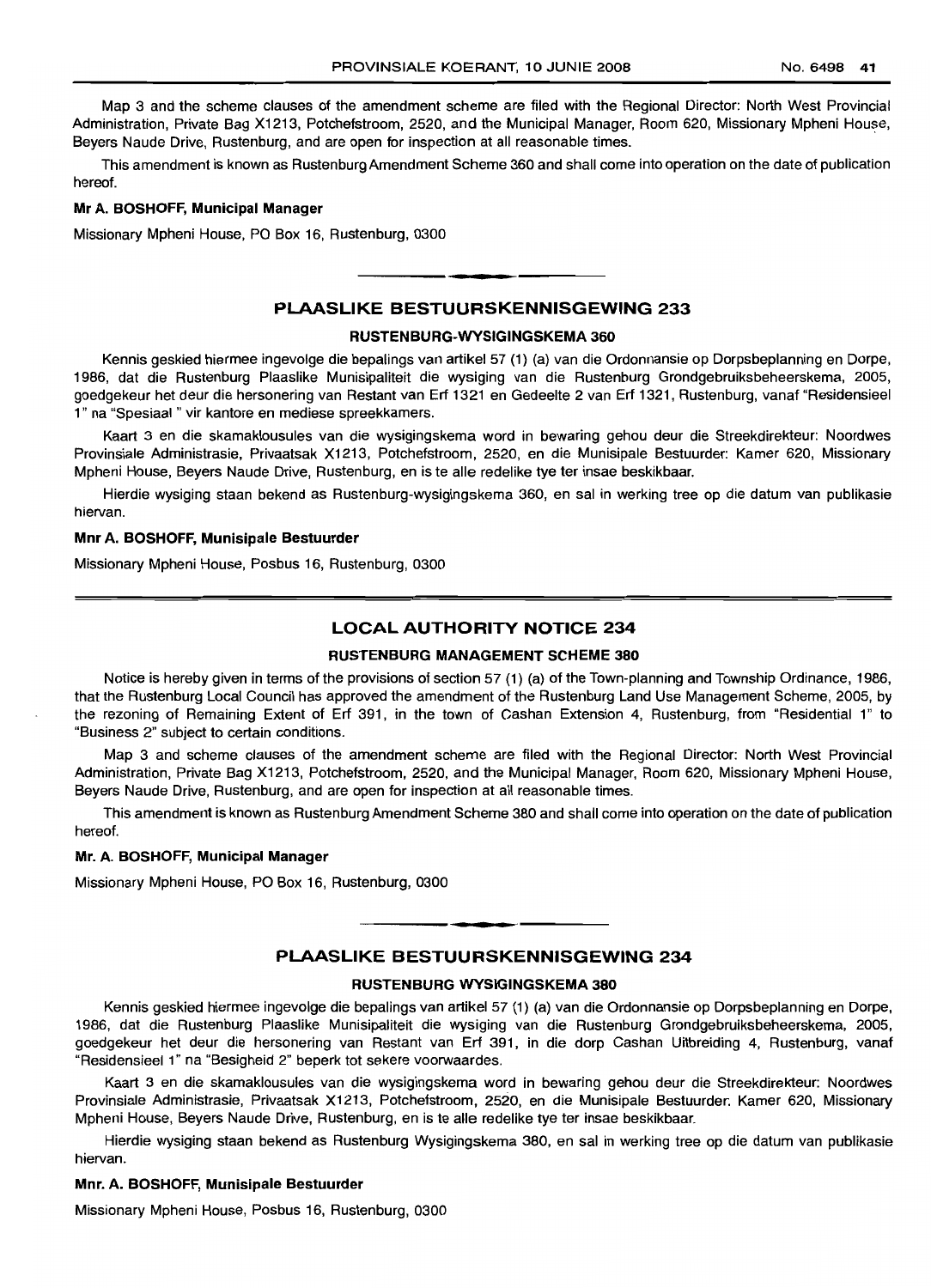Map 3 and the scheme clauses of the amendment scheme are filed with the Regional Director: North West Provincial Administration, Private Bag X1213, Potchefstroom, 2520, and the Municipal Manager, Room 620, Missionary Mpheni House, Beyers Naude Drive, Rustenburg, and are open for inspection at all reasonable times.

This amendment is known as Rustenburg Amendment Scheme 360 and shall come into operation on the date of publication hereof.

**Mr A. BOSHOFF, Municipal Manager**

Missionary Mpheni House, PO Box 16, Rustenburg, 0300

## PLAASLIKE BESTUURSKENNISGEWING 233

### RUSTENBURG-WYSIGINGSKEMA 360

Kennis geskied hiermee ingevolge die bepalings van artikel 57 (1) (a) van die Ordonnansie op Dorpsbeplanning en Dorpe, 1986, dat die Rustenburg Plaaslike Munisipaliteit die wysiging van die Rustenburg Grondgebruiksbeheerskema, 2005, goedgekeur het deur die hersonering van Restant van Erf 1321 en Gedeelte 2 van Erf 1321, Rustenburg, vanaf "Residensieel 1" na "Spesiaal " vir kantore en mediese spreekkamers.

Kaart 3 en die skamaklousules van die wysigingskema word in bewaring gehou deur die Streekdirekteur: Noordwes Provinsiale Administrasie, Privaatsak X1213, Potchefstroom, 2520, en die Munisipale Bestuurder: Kamer 620, Missionary Mpheni House, Beyers Naude Drive, Rustenburg, en is te alle redelike tye ter insae beskikbaar.

Hierdie wysiging staan bekend as Rustenburg-wysigingskema 360, en sal in werking tree op die datum van publikasie hiervan.

**Mnr A. BOSHOFF, Munisipale Bestuurder**

Missionary Mpheni House, Posbus 16, Rustenburg, 0300

## LOCAL AUTHORITY NOTICE 234

### RUSTENBURG MANAGEMENT SCHEME 380

Notice is hereby given in terms of the provisions of section 57 (1) (a) of the Town-planning and Township Ordinance, 1986, that the Rustenburg Local Council has approved the amendment of the Rustenburg Land Use Management Scheme, 2005, by the rezoning of Remaining Extent of Erf 391, in the town of Cashan Extension 4, Rustenburg, from "Residential 1" to "Business 2" subject to certain conditions.

Map 3 and scheme clauses of the amendment scheme are filed with the Regional Director: North West Provincial Administration, Private Bag X1213, Potchefstroom, 2520, and the Municipal Manager, Room 620, Missionary Mpheni House, Beyers Naude Drive, Rustenburg, and are open for inspection at all reasonable times.

This amendment is known as Rustenburg Amendment Scheme 380 and shall come into operation on the date of publication hereof.

**Mr. A. BOSHOFF, Municipal Manager**

Missionary Mpheni House, PO Box 16, Rustenburg, 0300

## PLAASLIKE BESTUURSKENNISGEWING 234

### RUSTENBURG WYSIGINGSKEMA 380

Kennis geskied hiermee ingevolge die bepalings van artikel 57 (1) (a) van die Ordonnansie op Dorpsbeplanning en Dorpe, 1986, dat die Rustenburg Plaaslike Munisipaliteit die wysiging van die Rustenburg Grondgebruiksbeheerskema, 2005, goedgekeur het deur die hersonering van Restant van Erf 391, in die dorp Cashan Uitbreiding 4, Rustenburg, vanaf "Residensieel 1" na "Besigheid 2" beperk tot sekere voorwaardes.

Kaart 3 en die skamaklousules van die wysigingskema word in bewaring gehou deur die Streekdirekteur: Noordwes Provinsiale Administrasie, Privaatsak X1213, Potchefstroom, 2520, en die Munisipale Bestuurder: Kamer 620, Missionary Mpheni House, Beyers Naude Drive, Rustenburg, en is te alle redelike tye ter insae beskikbaar.

Hierdie wysiging staan bekend as Rustenburg Wysigingskema 380, en sal in werking tree op die datum van publikasie hiervan.

**Mnr. A. BOSHOFF, Munisipale Bestuurder**

Missionary Mpheni House, Posbus 16, Rustenburg, 0300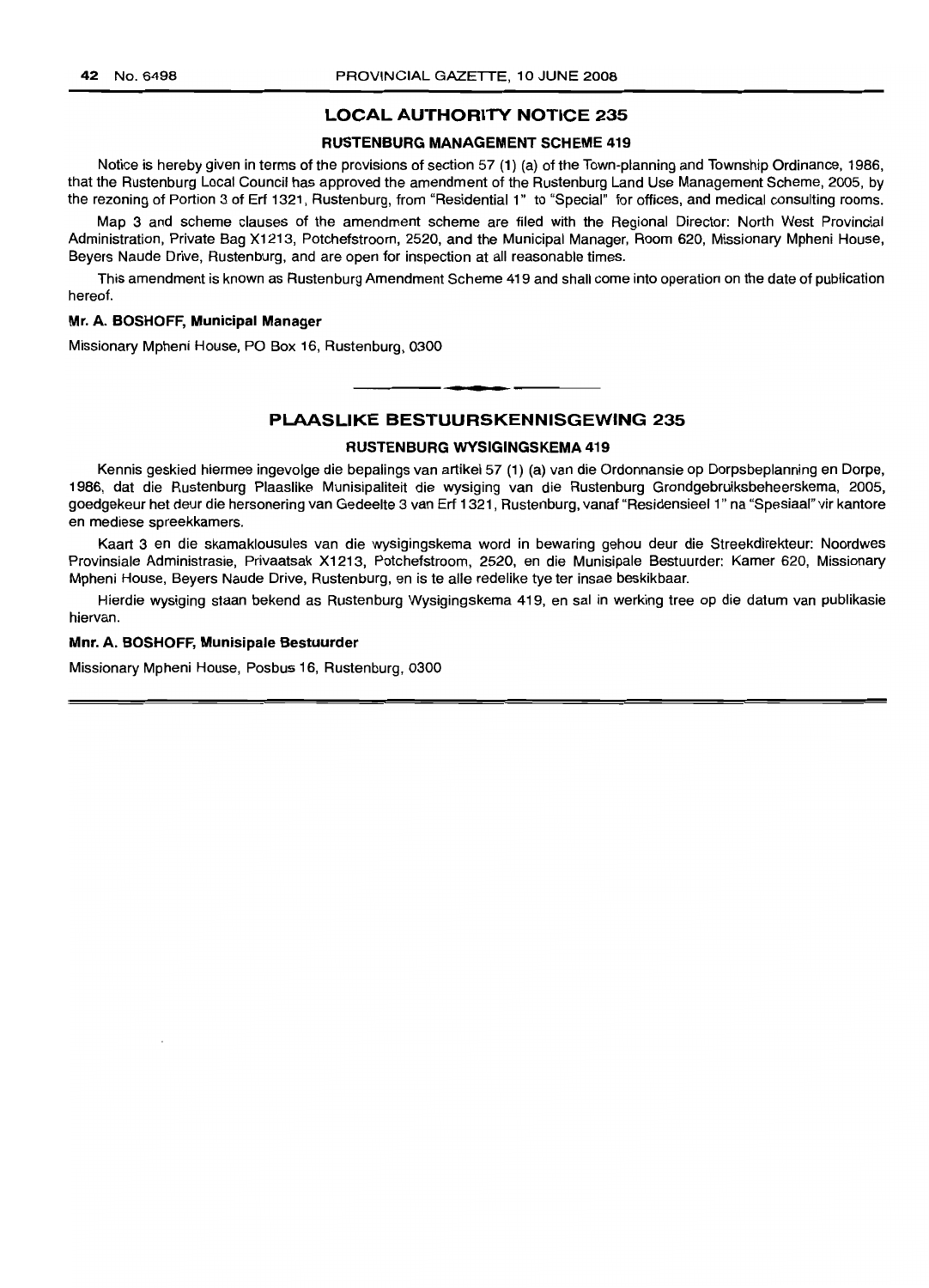## LOCAL AUTHORITY NOTICE 235

### RUSTENBURG MANAGEMENT SCHEME 419

Notice is hereby given in terms of the provisions of section 57 (1) (a) of the Town-planning and Township Ordinance, 1986, that the Rustenburg Local Council has approved the amendment of the Rustenburg Land Use Management Scheme, 2005, by the rezoning of Portion 3 of Erf 1321, Rustenburg, from "Residential 1" to "Special" for offices, and medical consulting rooms.

Map 3 and scheme clauses of the amendment scheme are filed with the Regional Director: North West Provincial Administration, Private Bag X1213, Potchefstroom, 2520, and the Municipal Manager, Room 620, Missionary Mpheni House, Beyers Naude Drive, Rustenburg, and are open for inspection at all reasonable times.

This amendment is known as Rustenburg Amendment Scheme 419 and shall come into operation on the date of publication hereof.

**Mr. A. BOSHOFF, Municipal Manager**

Missionary Mpheni House, PO Box 16, Rustenburg, 0300

---

## PLAASLIKE BESTUURSKENNISGEWING 235

### RUSTENBURG WYSIGINGSKEMA 419

Kennis geskied hiermee ingevolge die bepalings van artikel 57 (1) (a) van die Ordonnansie op Dorpsbeplanning en Dorpe, 1986, dat die Rustenburg Plaaslike Munisipaliteit die wysiging van die Rustenburg Grondgebruiksbeheerskema, 2005, goedgekeur het deur die hersonering van Gedeelte 3 van Erf 1321, Rustenburg, vanaf "Residensieel 1" na "Spesiaal" vir kantore en mediese spreekkamers.

Kaart 3 en die skamaklousules van die wysigingskema word in bewaring gehou deur die Streekdirekteur: Noordwes Provinsiale Administrasie, Privaatsak X1213, Potchefstroom, 2520, en die Munisipale Bestuurder: Kamer 620, Missionary Mpheni House, Beyers Naude Drive, Rustenburg, en is te alle redelike tye ter insae beskikbaar.

Hierdie wysiging staan bekend as Rustenburg Wysigingskema 419, en sal in werking tree op die datum van publikasie hiervan.

**Mnr. A. BOSHOFF, Munisipale Bestuurder**

Missionary Mpheni House, Posbus 16, Rustenburg, 0300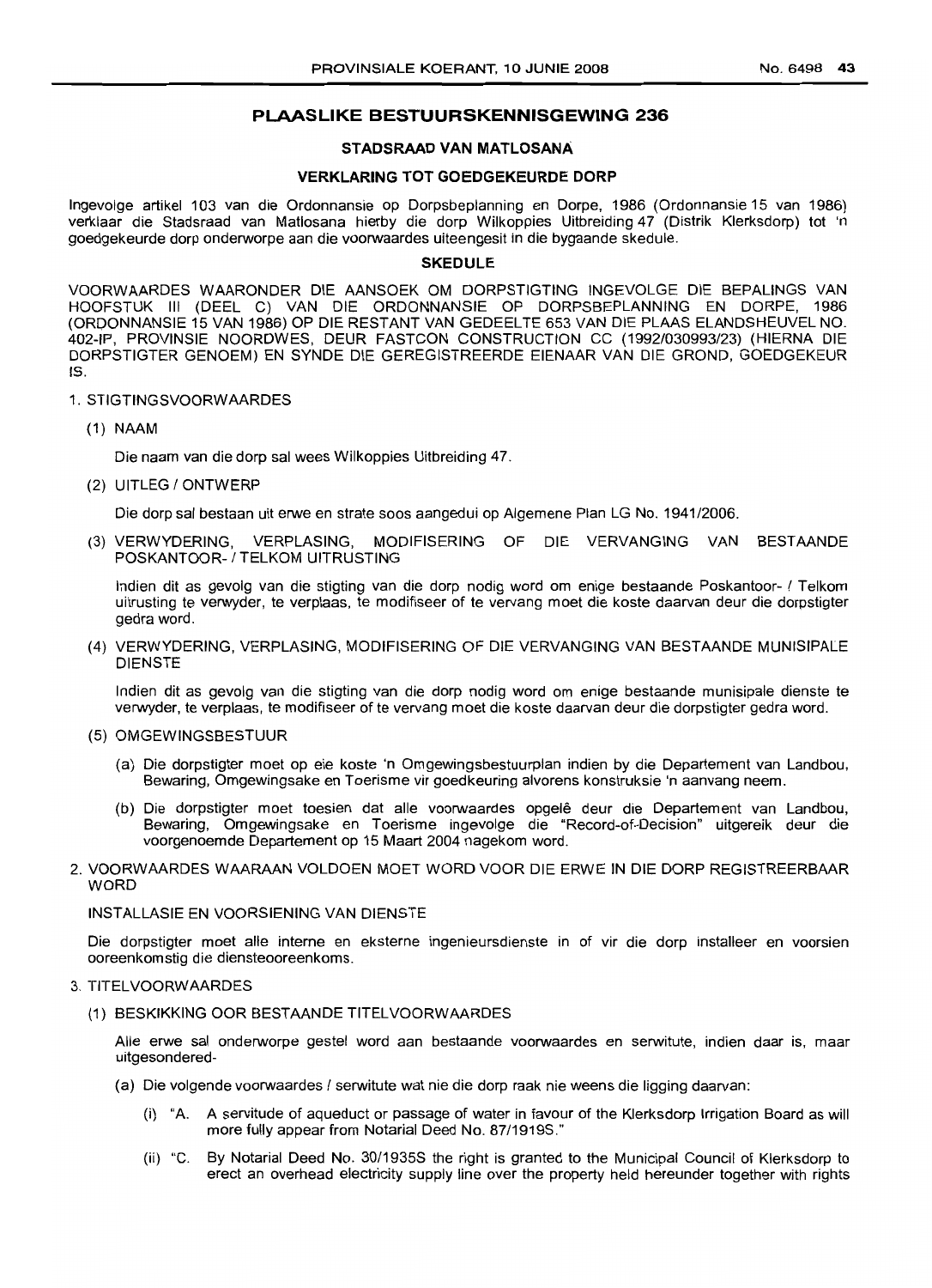## PLAASLIKE BESTUURSKENNISGEWING 236

### STADSRAAD VAN MATLOSANA

### VERKLARING TOT GOEDGEKEURDE DORP

Ingevolge artikel 103 van die Ordonnansie op Dorpsbeplanning en Dorpe, 1986 (Ordonnansie 15 van 1986) verklaar die Stadsraad van Matlosana hierby die dorp Wilkoppies Uitbreiding 47 (Distrik Klerksdorp) tot 'n goedgekeurde dorp onderworpe aan die voorwaardes uiteengesit in die bygaande skedule.

#### SKEDULE

VOORWAARDES WAARONDER DIE AANSOEK OM DORPSTIGTING INGEVOLGE DIE BEPALINGS VAN HOOFSTUK III (DEEL C) VAN DIE ORDONNANSIE OP DORPSBEPLANNING EN DORPE, 1986 (ORDONNANSIE 15 VAN 1986) OP DIE RESTANT VAN GEDEELTE 653 VAN DIE PLAAS ELANDSHEUVEL NO. 402-IP, PROVINSIE NOORDWES, DEUR FASTCON CONSTRUCTION CC (1992/030993/23) (HIERNA DIE DORPSTIGTER GENOEM) EN SYNDE DIE GEREGISTREERDE EIENAAR VAN DIE GROND, GOEDGEKEUR IS.

1. STIGTINGSVOORWAARDES

   (1) NAAM

   Die naam van die dorp sal wees Wilkoppies Uitbreiding 47.

   (2) UITLEG / ONTWERP

   Die dorp sal bestaan uit erwe en strate soos aangedui op Algemene Plan LG No. 1941/2006.

   (3) VERWYDERING, VERPLASING, MODIFISERING OF DIE VERVANGING VAN BESTAANDE POSKANTOOR- / TELKOM UITRUSTING

   Indien dit as gevolg van die stigting van die dorp nodig word om enige bestaande Poskantoor- / Telkom uitrusting te verwyder, te verplaas, te modifiseer of te vervang moet die koste daarvan deur die dorpstigter gedra word.

   (4) VERWYDERING, VERPLASING, MODIFISERING OF DIE VERVANGING VAN BESTAANDE MUNISIPALE DIENSTE

   Indien dit as gevolg van die stigting van die dorp nodig word om enige bestaande munisipale dienste te verwyder, te verplaas, te modifiseer of te vervang moet die koste daarvan deur die dorpstigter gedra word.

   (5) OMGEWINGSBESTUUR

   (a) Die dorpstigter moet op eie koste 'n Omgewingsbestuurplan indien by die Departement van Landbou, Bewaring, Omgewingsake en Toerisme vir goedkeuring alvorens konstruksie 'n aanvang neem.

   (b) Die dorpstigter moet toesien dat alle voorwaardes opgelê deur die Departement van Landbou, Bewaring, Omgewingsake en Toerisme ingevolge die "Record-of-Decision" uitgereik deur die voorgenoemde Departement op 15 Maart 2004 nagekom word.

2. VOORWAARDES WAARAAN VOLDOEN MOET WORD VOOR DIE ERWE IN DIE DORP REGISTREERBAAR WORD

   INSTALLASIE EN VOORSIENING VAN DIENSTE

   Die dorpstigter moet alle interne en eksterne ingenieursdienste in of vir die dorp installeer en voorsien ooreenkomstig die diensteooreenkoms.

3. TITELVOORWAARDES

   (1) BESKIKKING OOR BESTAANDE TITELVOORWAARDES

   Alle erwe sal onderworpe gestel word aan bestaande voorwaardes en serwitute, indien daar is, maar uitgesonderd-

   (a) Die volgende voorwaardes / serwitute wat nie die dorp raak nie weens die ligging daarvan:

      (i) "A. A servitude of aqueduct or passage of water in favour of the Klerksdorp Irrigation Board as will more fully appear from Notarial Deed No. 87/1919S."

      (ii) "C. By Notarial Deed No. 30/1935S the right is granted to the Municipal Council of Klerksdorp to erect an overhead electricity supply line over the property held hereunder together with rights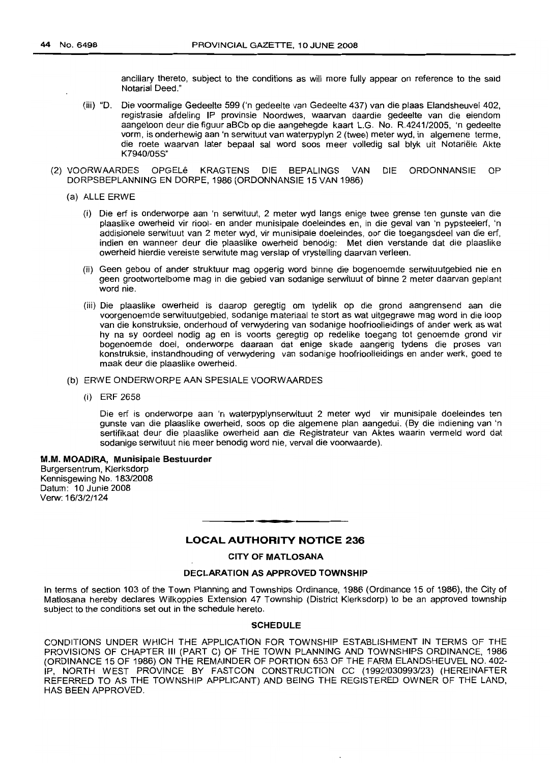ancillary thereto, subject to the conditions as will more fully appear on reference to the said Notarial Deed."

(iii) "D. Die voormalige Gedeelte 599 ('n gedeelte van Gedeelte 437) van die plaas Elandsheuvel 402, registrasie afdeling IP provinsie Noordwes, waarvan daardie gedeelte van die eiendom aangetoon deur die figuur aBCb op die aangehegde kaart L.G. No. R.4241/2005, 'n gedeelte vorm, is onderhewig aan 'n serwituut van waterpyplyn 2 (twee) meter wyd, in algemene terme, die roete waarvan later bepaal sal word soos meer volledig sal blyk uit Notariële Akte K7940/05S"

(2) VOORWAARDES OPGELê KRAGTENS DIE BEPALINGS VAN DIE ORDONNANSIE OP DORPSBEPLANNING EN DORPE, 1986 (ORDONNANSIE 15 VAN 1986)

(a) ALLE ERWE

(i) Die erf is onderworpe aan 'n serwituut, 2 meter wyd langs enige twee grense ten gunste van die plaaslike owerheid vir riool- en ander munisipale doeleindes en, in die geval van 'n pypsteelerf, 'n addisionele serwituut van 2 meter wyd, vir munisipale doeleindes, oor die toegangsdeel van die erf, indien en wanneer deur die plaaslike owerheid benodig: Met dien verstande dat die plaaslike owerheid hierdie vereiste serwitute mag verslap of vrystelling daarvan verleen.

(ii) Geen gebou of ander struktuur mag opgerig word binne die bogenoemde serwituutgebied nie en geen grootwortelbome mag in die gebied van sodanige serwituut of binne 2 meter daarvan geplant word nie.

(iii) Die plaaslike owerheid is daarop geregtig om tydelik op die grond aangrensend aan die voorgenoemde serwituutgebied, sodanige materiaal te stort as wat uitgegrawe mag word in die loop van die konstruksie, onderhoud of verwydering van sodanige hoofrioolleidings of ander werk as wat hy na sy oordeel nodig ag en is voorts geregtig op redelike toegang tot genoemde grond vir bogenoemde doel, onderworpe daaraan dat enige skade aangerig tydens die proses van konstruksie, instandhouding of verwydering van sodanige hoofrioolleidings en ander werk, goed te maak deur die plaaslike owerheid.

(b) ERWE ONDERWORPE AAN SPESIALE VOORWAARDES

(i) ERF 2658

Die erf is onderworpe aan 'n waterpyplynserwituut 2 meter wyd vir munisipale doeleindes ten gunste van die plaaslike owerheid, soos op die algemene plan aangedui. (By die indiening van 'n sertifikaat deur die plaaslike owerheid aan die Registrateur van Aktes waarin vermeld word dat sodanige serwituut nie meer benodig word nie, verval die voorwaarde).

**M.M. MOADIRA, Munisipale Bestuurder**
Burgersentrum, Klerksdorp
Kennisgewing No. 183/2008
Datum: 10 Junie 2008
Verw: 16/3/2/124

## LOCAL AUTHORITY NOTICE 236

### CITY OF MATLOSANA

### DECLARATION AS APPROVED TOWNSHIP

In terms of section 103 of the Town Planning and Townships Ordinance, 1986 (Ordinance 15 of 1986), the City of Matlosana hereby declares Wilkoppies Extension 47 Township (District Klerksdorp) to be an approved township subject to the conditions set out in the schedule hereto.

### SCHEDULE

CONDITIONS UNDER WHICH THE APPLICATION FOR TOWNSHIP ESTABLISHMENT IN TERMS OF THE PROVISIONS OF CHAPTER III (PART C) OF THE TOWN PLANNING AND TOWNSHIPS ORDINANCE, 1986 (ORDINANCE 15 OF 1986) ON THE REMAINDER OF PORTION 653 OF THE FARM ELANDSHEUVEL NO. 402-IP, NORTH WEST PROVINCE BY FASTCON CONSTRUCTION CC (1992/030993/23) (HEREINAFTER REFERRED TO AS THE TOWNSHIP APPLICANT) AND BEING THE REGISTERED OWNER OF THE LAND, HAS BEEN APPROVED.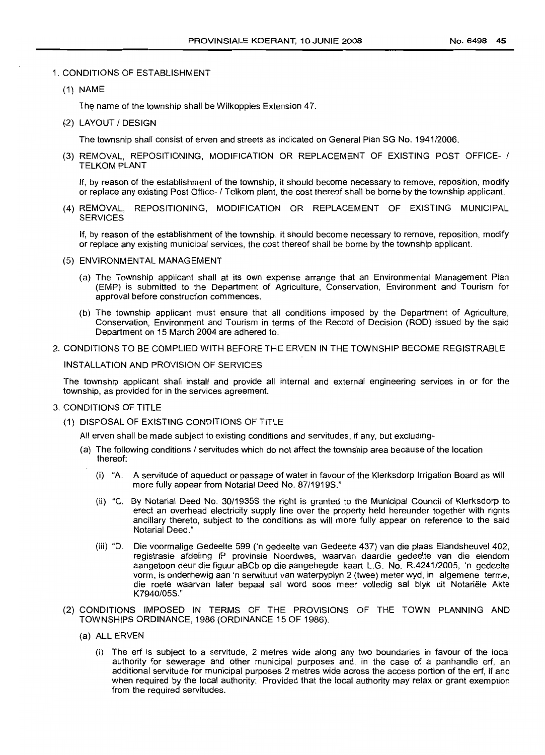1. CONDITIONS OF ESTABLISHMENT

   (1) NAME

   The name of the township shall be Wilkoppies Extension 47.

   (2) LAYOUT / DESIGN

   The township shall consist of erven and streets as indicated on General Plan SG No. 1941/2006.

   (3) REMOVAL, REPOSITIONING, MODIFICATION OR REPLACEMENT OF EXISTING POST OFFICE- / TELKOM PLANT

   If, by reason of the establishment of the township, it should become necessary to remove, reposition, modify or replace any existing Post Office- / Telkom plant, the cost thereof shall be borne by the township applicant.

   (4) REMOVAL, REPOSITIONING, MODIFICATION OR REPLACEMENT OF EXISTING MUNICIPAL SERVICES

   If, by reason of the establishment of the township, it should become necessary to remove, reposition, modify or replace any existing municipal services, the cost thereof shall be borne by the township applicant.

   (5) ENVIRONMENTAL MANAGEMENT

   (a) The Township applicant shall at its own expense arrange that an Environmental Management Plan (EMP) is submitted to the Department of Agriculture, Conservation, Environment and Tourism for approval before construction commences.

   (b) The township applicant must ensure that all conditions imposed by the Department of Agriculture, Conservation, Environment and Tourism in terms of the Record of Decision (ROD) issued by the said Department on 15 March 2004 are adhered to.

2. CONDITIONS TO BE COMPLIED WITH BEFORE THE ERVEN IN THE TOWNSHIP BECOME REGISTRABLE

   INSTALLATION AND PROVISION OF SERVICES

   The township applicant shall install and provide all internal and external engineering services in or for the township, as provided for in the services agreement.

3. CONDITIONS OF TITLE

   (1) DISPOSAL OF EXISTING CONDITIONS OF TITLE

   All erven shall be made subject to existing conditions and servitudes, if any, but excluding-

   (a) The following conditions / servitudes which do not affect the township area because of the location thereof:

      (i) "A. A servitude of aqueduct or passage of water in favour of the Klerksdorp Irrigation Board as will more fully appear from Notarial Deed No. 87/1919S."

      (ii) "C. By Notarial Deed No. 30/1935S the right is granted to the Municipal Council of Klerksdorp to erect an overhead electricity supply line over the property held hereunder together with rights ancillary thereto, subject to the conditions as will more fully appear on reference to the said Notarial Deed."

      (iii) "D. Die voormalige Gedeelte 599 ('n gedeelte van Gedeelte 437) van die plaas Elandsheuvel 402, registrasie afdeling IP provinsie Noordwes, waarvan daardie gedeelte van die eiendom aangetoon deur die figuur aBCb op die aangehegde kaart L.G. No. R.4241/2005, 'n gedeelte vorm, is onderhewig aan 'n serwituut van waterpyplyn 2 (twee) meter wyd, in algemene terme, die roete waarvan later bepaal sal word soos meer volledig sal blyk uit Notariële Akte K7940/05S."

   (2) CONDITIONS IMPOSED IN TERMS OF THE PROVISIONS OF THE TOWN PLANNING AND TOWNSHIPS ORDINANCE, 1986 (ORDINANCE 15 OF 1986).

   (a) ALL ERVEN

      (i) The erf is subject to a servitude, 2 metres wide along any two boundaries in favour of the local authority for sewerage and other municipal purposes and, in the case of a panhandle erf, an additional servitude for municipal purposes 2 metres wide across the access portion of the erf, if and when required by the local authority: Provided that the local authority may relax or grant exemption from the required servitudes.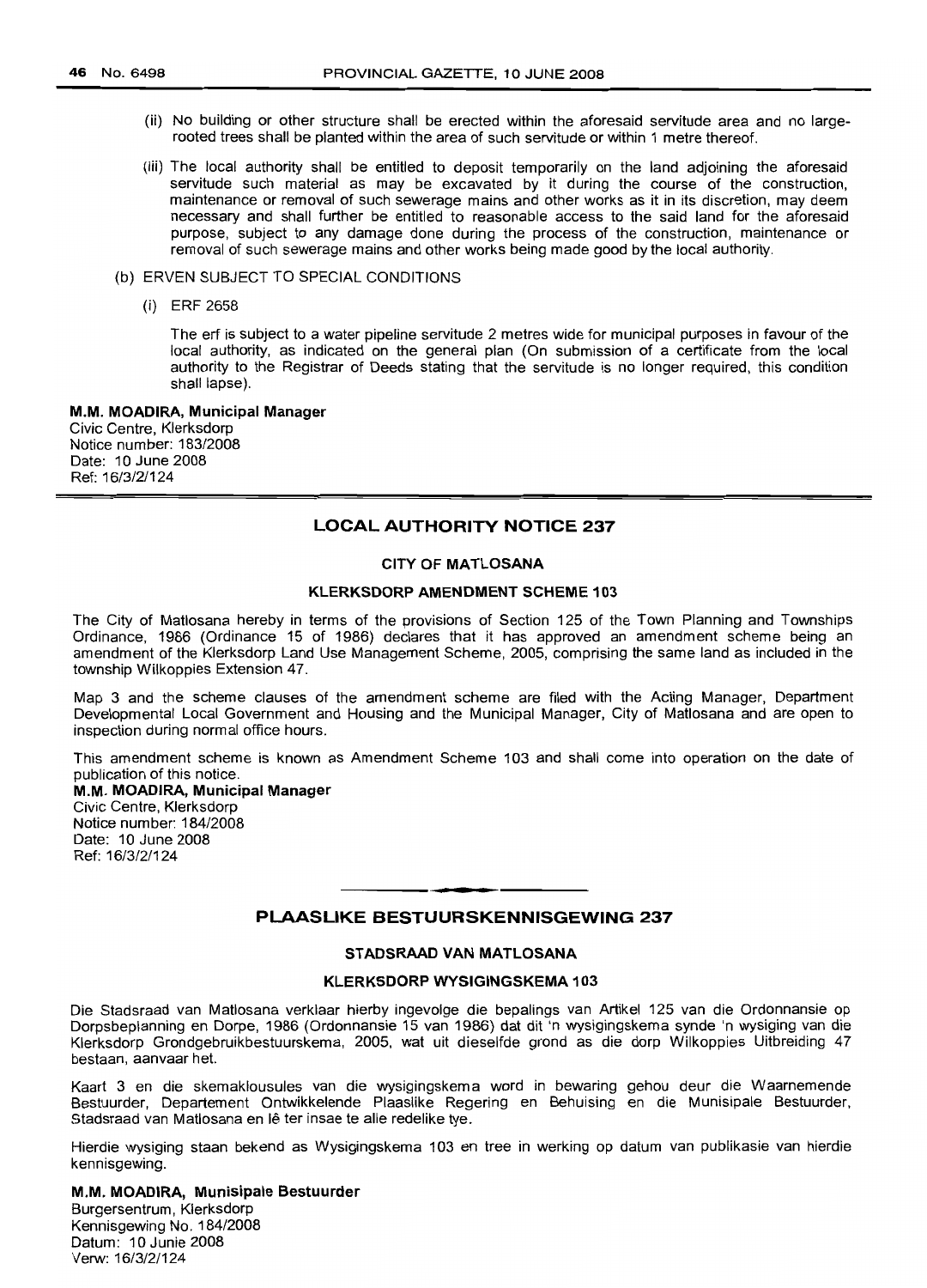(ii) No building or other structure shall be erected within the aforesaid servitude area and no large-rooted trees shall be planted within the area of such servitude or within 1 metre thereof.

(iii) The local authority shall be entitled to deposit temporarily on the land adjoining the aforesaid servitude such material as may be excavated by it during the course of the construction, maintenance or removal of such sewerage mains and other works as it in its discretion, may deem necessary and shall further be entitled to reasonable access to the said land for the aforesaid purpose, subject to any damage done during the process of the construction, maintenance or removal of such sewerage mains and other works being made good by the local authority.

(b) ERVEN SUBJECT TO SPECIAL CONDITIONS

(i) ERF 2658

The erf is subject to a water pipeline servitude 2 metres wide for municipal purposes in favour of the local authority, as indicated on the general plan (On submission of a certificate from the local authority to the Registrar of Deeds stating that the servitude is no longer required, this condition shall lapse).

**M.M. MOADIRA, Municipal Manager**
Civic Centre, Klerksdorp
Notice number: 183/2008
Date: 10 June 2008
Ref: 16/3/2/124

---

## LOCAL AUTHORITY NOTICE 237

### CITY OF MATLOSANA

### KLERKSDORP AMENDMENT SCHEME 103

The City of Matlosana hereby in terms of the provisions of Section 125 of the Town Planning and Townships Ordinance, 1986 (Ordinance 15 of 1986) declares that it has approved an amendment scheme being an amendment of the Klerksdorp Land Use Management Scheme, 2005, comprising the same land as included in the township Wilkoppies Extension 47.

Map 3 and the scheme clauses of the amendment scheme are filed with the Acting Manager, Department Developmental Local Government and Housing and the Municipal Manager, City of Matlosana and are open to inspection during normal office hours.

This amendment scheme is known as Amendment Scheme 103 and shall come into operation on the date of publication of this notice.

**M.M. MOADIRA, Municipal Manager**
Civic Centre, Klerksdorp
Notice number: 184/2008
Date: 10 June 2008
Ref: 16/3/2/124

---

## PLAASLIKE BESTUURSKENNISGEWING 237

### STADSRAAD VAN MATLOSANA

### KLERKSDORP WYSIGINGSKEMA 103

Die Stadsraad van Matlosana verklaar hierby ingevolge die bepalings van Artikel 125 van die Ordonnansie op Dorpsbeplanning en Dorpe, 1986 (Ordonnansie 15 van 1986) dat dit 'n wysigingskema synde 'n wysiging van die Klerksdorp Grondgebruikbestuurskema, 2005, wat uit dieselfde grond as die dorp Wilkoppies Uitbreiding 47 bestaan, aanvaar het.

Kaart 3 en die skemaklousules van die wysigingskema word in bewaring gehou deur die Waarnemende Bestuurder, Departement Ontwikkelende Plaaslike Regering en Behuising en die Munisipale Bestuurder, Stadsraad van Matlosana en lê ter insae te alle redelike tye.

Hierdie wysiging staan bekend as Wysigingskema 103 en tree in werking op datum van publikasie van hierdie kennisgewing.

**M.M. MOADIRA, Munisipale Bestuurder**
Burgersentrum, Klerksdorp
Kennisgewing No. 184/2008
Datum: 10 Junie 2008
Verw: 16/3/2/124